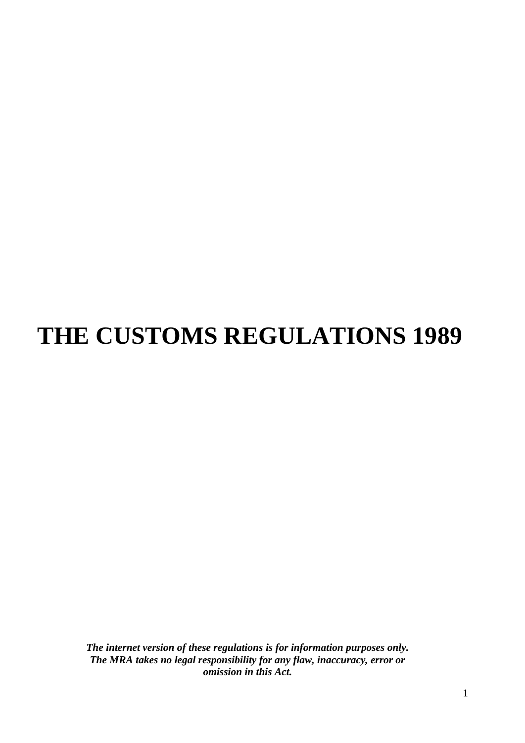# THE CUSTOMS REGULATIONS 1989

***The internet version of these regulations is for information purposes only. The MRA takes no legal responsibility for any flaw, inaccuracy, error or omission in this Act.***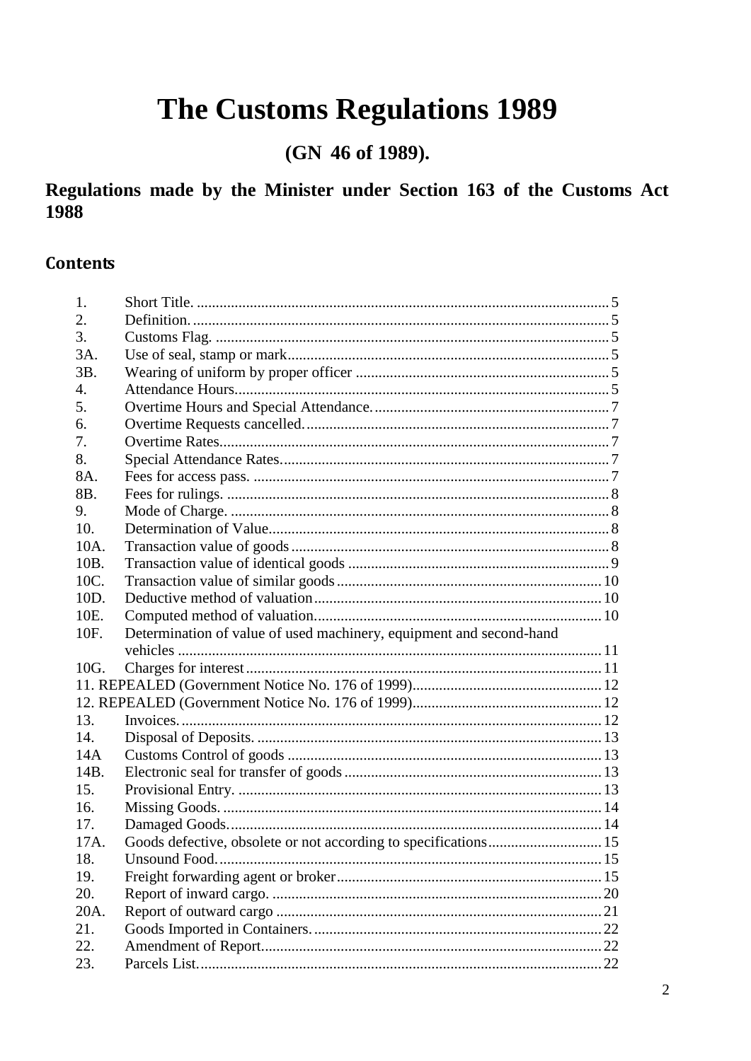# The Customs Regulations 1989

## (GN 46 of 1989).

### Regulations made by the Minister under Section 163 of the Customs Act 1988

## Contents

| | | |
|---|---|---|
| 1. | Short Title. | 5 |
| 2. | Definition. | 5 |
| 3. | Customs Flag. | 5 |
| 3A. | Use of seal, stamp or mark | 5 |
| 3B. | Wearing of uniform by proper officer | 5 |
| 4. | Attendance Hours. | 5 |
| 5. | Overtime Hours and Special Attendance. | 7 |
| 6. | Overtime Requests cancelled. | 7 |
| 7. | Overtime Rates. | 7 |
| 8. | Special Attendance Rates. | 7 |
| 8A. | Fees for access pass. | 7 |
| 8B. | Fees for rulings. | 8 |
| 9. | Mode of Charge. | 8 |
| 10. | Determination of Value. | 8 |
| 10A. | Transaction value of goods | 8 |
| 10B. | Transaction value of identical goods | 9 |
| 10C. | Transaction value of similar goods | 10 |
| 10D. | Deductive method of valuation | 10 |
| 10E. | Computed method of valuation. | 10 |
| 10F. | Determination of value of used machinery, equipment and second-hand vehicles | 11 |
| 10G. | Charges for interest | 11 |
| 11. | REPEALED (Government Notice No. 176 of 1999) | 12 |
| 12. | REPEALED (Government Notice No. 176 of 1999) | 12 |
| 13. | Invoices. | 12 |
| 14. | Disposal of Deposits. | 13 |
| 14A | Customs Control of goods | 13 |
| 14B. | Electronic seal for transfer of goods | 13 |
| 15. | Provisional Entry. | 13 |
| 16. | Missing Goods. | 14 |
| 17. | Damaged Goods. | 14 |
| 17A. | Goods defective, obsolete or not according to specifications | 15 |
| 18. | Unsound Food. | 15 |
| 19. | Freight forwarding agent or broker | 15 |
| 20. | Report of inward cargo. | 20 |
| 20A. | Report of outward cargo | 21 |
| 21. | Goods Imported in Containers. | 22 |
| 22. | Amendment of Report. | 22 |
| 23. | Parcels List. | 22 |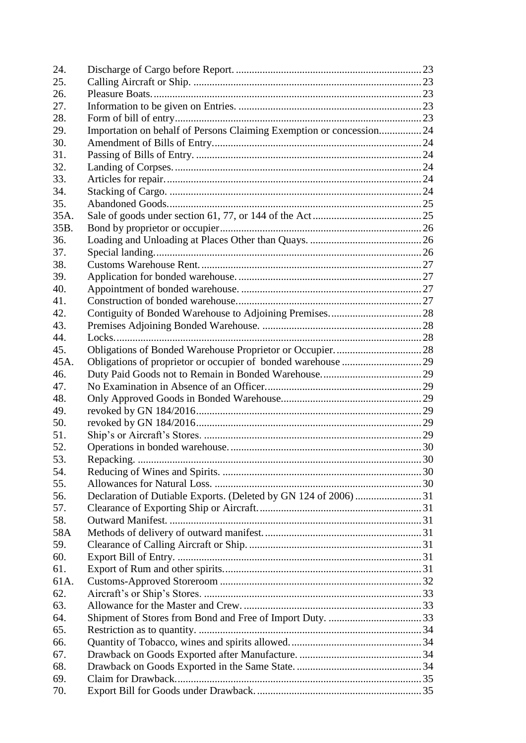| | | |
|---|---|---|
| 24. | Discharge of Cargo before Report. | 23 |
| 25. | Calling Aircraft or Ship. | 23 |
| 26. | Pleasure Boats. | 23 |
| 27. | Information to be given on Entries. | 23 |
| 28. | Form of bill of entry | 23 |
| 29. | Importation on behalf of Persons Claiming Exemption or concession. | 24 |
| 30. | Amendment of Bills of Entry. | 24 |
| 31. | Passing of Bills of Entry. | 24 |
| 32. | Landing of Corpses. | 24 |
| 33. | Articles for repair. | 24 |
| 34. | Stacking of Cargo. | 24 |
| 35. | Abandoned Goods. | 25 |
| 35A. | Sale of goods under section 61, 77, or 144 of the Act | 25 |
| 35B. | Bond by proprietor or occupier | 26 |
| 36. | Loading and Unloading at Places Other than Quays. | 26 |
| 37. | Special landing. | 26 |
| 38. | Customs Warehouse Rent. | 27 |
| 39. | Application for bonded warehouse. | 27 |
| 40. | Appointment of bonded warehouse. | 27 |
| 41. | Construction of bonded warehouse. | 27 |
| 42. | Contiguity of Bonded Warehouse to Adjoining Premises. | 28 |
| 43. | Premises Adjoining Bonded Warehouse. | 28 |
| 44. | Locks. | 28 |
| 45. | Obligations of Bonded Warehouse Proprietor or Occupier. | 28 |
| 45A. | Obligations of proprietor or occupier of bonded warehouse | 29 |
| 46. | Duty Paid Goods not to Remain in Bonded Warehouse. | 29 |
| 47. | No Examination in Absence of an Officer. | 29 |
| 48. | Only Approved Goods in Bonded Warehouse. | 29 |
| 49. | revoked by GN 184/2016 | 29 |
| 50. | revoked by GN 184/2016 | 29 |
| 51. | Ship's or Aircraft's Stores. | 29 |
| 52. | Operations in bonded warehouse. | 30 |
| 53. | Repacking. | 30 |
| 54. | Reducing of Wines and Spirits. | 30 |
| 55. | Allowances for Natural Loss. | 30 |
| 56. | Declaration of Dutiable Exports. (Deleted by GN 124 of 2006) | 31 |
| 57. | Clearance of Exporting Ship or Aircraft. | 31 |
| 58. | Outward Manifest. | 31 |
| 58A | Methods of delivery of outward manifest. | 31 |
| 59. | Clearance of Calling Aircraft or Ship. | 31 |
| 60. | Export Bill of Entry. | 31 |
| 61. | Export of Rum and other spirits. | 31 |
| 61A. | Customs-Approved Storeroom | 32 |
| 62. | Aircraft's or Ship's Stores. | 33 |
| 63. | Allowance for the Master and Crew. | 33 |
| 64. | Shipment of Stores from Bond and Free of Import Duty. | 33 |
| 65. | Restriction as to quantity. | 34 |
| 66. | Quantity of Tobacco, wines and spirits allowed. | 34 |
| 67. | Drawback on Goods Exported after Manufacture. | 34 |
| 68. | Drawback on Goods Exported in the Same State. | 34 |
| 69. | Claim for Drawback. | 35 |
| 70. | Export Bill for Goods under Drawback. | 35 |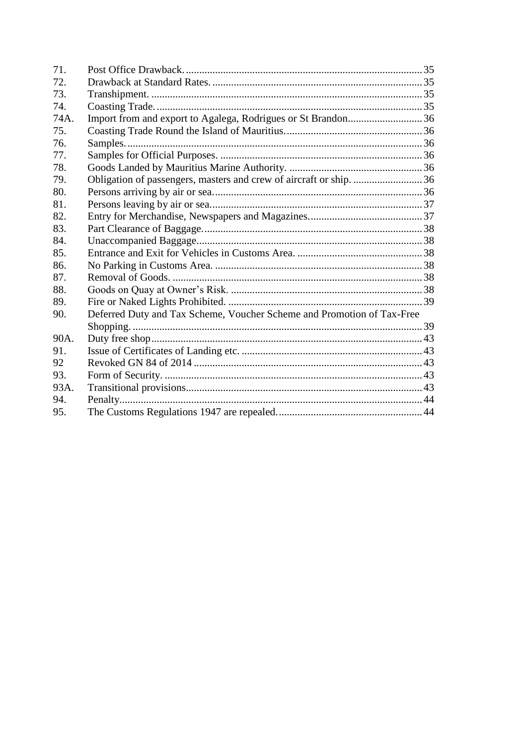| | | |
|---|---|---|
| 71. | Post Office Drawback. | 35 |
| 72. | Drawback at Standard Rates. | 35 |
| 73. | Transhipment. | 35 |
| 74. | Coasting Trade. | 35 |
| 74A. | Import from and export to Agalega, Rodrigues or St Brandon | 36 |
| 75. | Coasting Trade Round the Island of Mauritius. | 36 |
| 76. | Samples. | 36 |
| 77. | Samples for Official Purposes. | 36 |
| 78. | Goods Landed by Mauritius Marine Authority. | 36 |
| 79. | Obligation of passengers, masters and crew of aircraft or ship. | 36 |
| 80. | Persons arriving by air or sea. | 36 |
| 81. | Persons leaving by air or sea. | 37 |
| 82. | Entry for Merchandise, Newspapers and Magazines. | 37 |
| 83. | Part Clearance of Baggage. | 38 |
| 84. | Unaccompanied Baggage. | 38 |
| 85. | Entrance and Exit for Vehicles in Customs Area. | 38 |
| 86. | No Parking in Customs Area. | 38 |
| 87. | Removal of Goods. | 38 |
| 88. | Goods on Quay at Owner's Risk. | 38 |
| 89. | Fire or Naked Lights Prohibited. | 39 |
| 90. | Deferred Duty and Tax Scheme, Voucher Scheme and Promotion of Tax-Free Shopping. | 39 |
| 90A. | Duty free shop | 43 |
| 91. | Issue of Certificates of Landing etc. | 43 |
| 92 | Revoked GN 84 of 2014 | 43 |
| 93. | Form of Security. | 43 |
| 93A. | Transitional provisions | 43 |
| 94. | Penalty | 44 |
| 95. | The Customs Regulations 1947 are repealed. | 44 |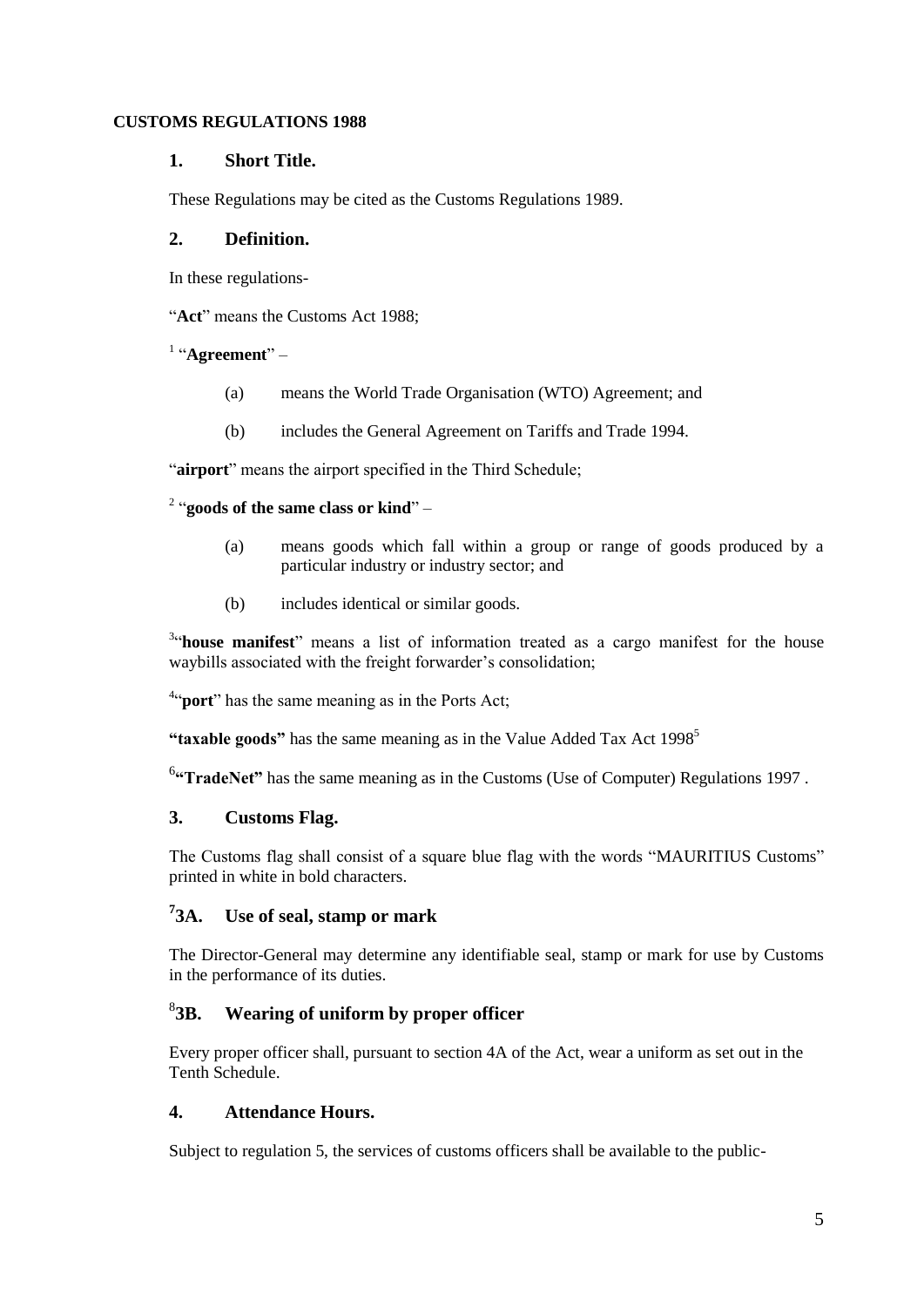**CUSTOMS REGULATIONS 1988**

## 1. Short Title.

These Regulations may be cited as the Customs Regulations 1989.

## 2. Definition.

In these regulations-

"**Act**" means the Customs Act 1988;

[1] "**Agreement**" –

(a) means the World Trade Organisation (WTO) Agreement; and

(b) includes the General Agreement on Tariffs and Trade 1994.

"**airport**" means the airport specified in the Third Schedule;

[2] "**goods of the same class or kind**" –

(a) means goods which fall within a group or range of goods produced by a particular industry or industry sector; and

(b) includes identical or similar goods.

[3]"**house manifest**" means a list of information treated as a cargo manifest for the house waybills associated with the freight forwarder's consolidation;

[4]"**port**" has the same meaning as in the Ports Act;

**"taxable goods"** has the same meaning as in the Value Added Tax Act 1998[5]

[6]**"TradeNet"** has the same meaning as in the Customs (Use of Computer) Regulations 1997 .

## 3. Customs Flag.

The Customs flag shall consist of a square blue flag with the words "MAURITIUS Customs" printed in white in bold characters.

## [7]3A. Use of seal, stamp or mark

The Director-General may determine any identifiable seal, stamp or mark for use by Customs in the performance of its duties.

## [8]3B. Wearing of uniform by proper officer

Every proper officer shall, pursuant to section 4A of the Act, wear a uniform as set out in the Tenth Schedule.

## 4. Attendance Hours.

Subject to regulation 5, the services of customs officers shall be available to the public-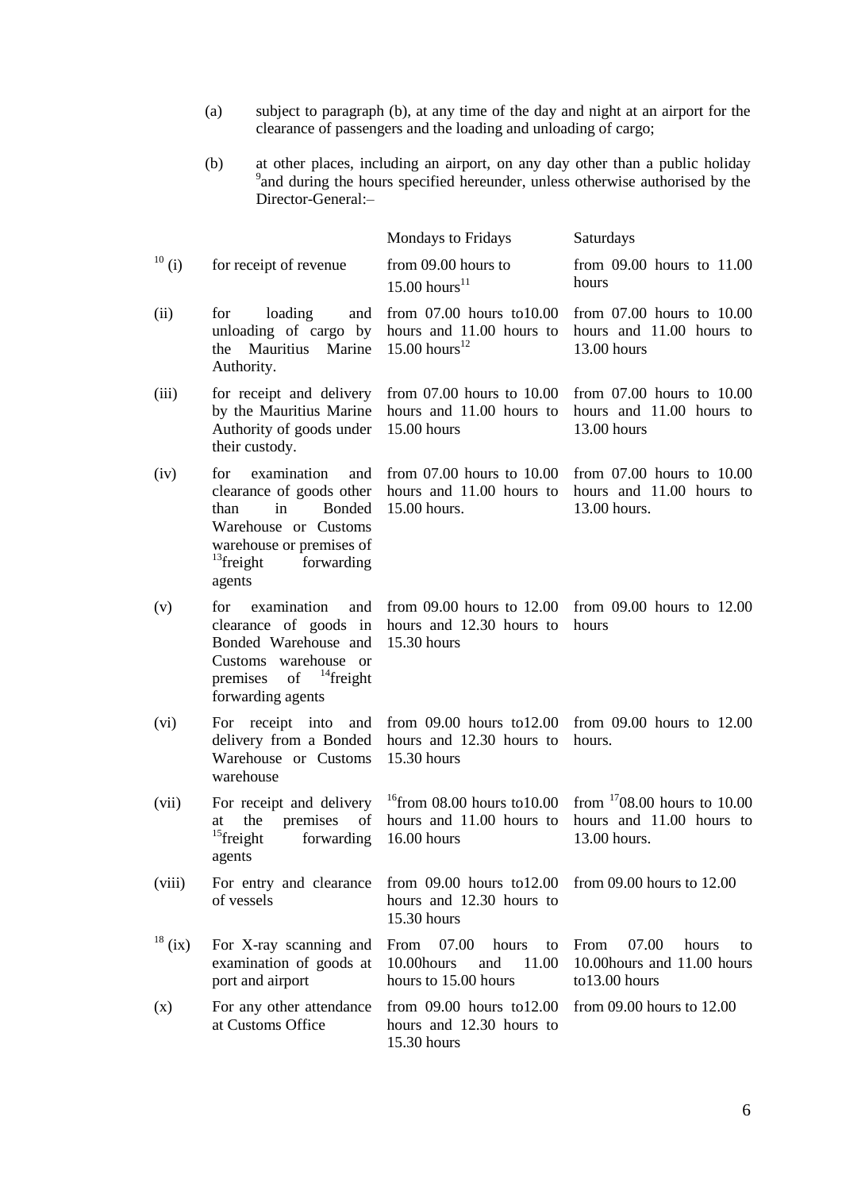(a) subject to paragraph (b), at any time of the day and night at an airport for the clearance of passengers and the loading and unloading of cargo;

(b) at other places, including an airport, on any day other than a public holiday [9]and during the hours specified hereunder, unless otherwise authorised by the Director-General:–

| | | Mondays to Fridays | Saturdays |
|---|---|---|---|
| [10] (i) | for receipt of revenue | from 09.00 hours to 15.00 hours[11] | from 09.00 hours to 11.00 hours |
| (ii) | for loading and unloading of cargo by the Mauritius Marine Authority. | from 07.00 hours to10.00 hours and 11.00 hours to 15.00 hours[12] | from 07.00 hours to 10.00 hours and 11.00 hours to 13.00 hours |
| (iii) | for receipt and delivery by the Mauritius Marine Authority of goods under their custody. | from 07.00 hours to 10.00 hours and 11.00 hours to 15.00 hours | from 07.00 hours to 10.00 hours and 11.00 hours to 13.00 hours |
| (iv) | for examination and clearance of goods other than in Bonded Warehouse or Customs warehouse or premises of [13]freight forwarding agents | from 07.00 hours to 10.00 hours and 11.00 hours to 15.00 hours. | from 07.00 hours to 10.00 hours and 11.00 hours to 13.00 hours. |
| (v) | for examination and clearance of goods in Bonded Warehouse and Customs warehouse or premises of [14]freight forwarding agents | from 09.00 hours to 12.00 hours and 12.30 hours to 15.30 hours | from 09.00 hours to 12.00 hours |
| (vi) | For receipt into and delivery from a Bonded Warehouse or Customs warehouse | from 09.00 hours to12.00 hours and 12.30 hours to 15.30 hours | from 09.00 hours to 12.00 hours. |
| (vii) | For receipt and delivery at the premises of [15]freight forwarding agents | [16]from 08.00 hours to10.00 hours and 11.00 hours to 16.00 hours | from [17]08.00 hours to 10.00 hours and 11.00 hours to 13.00 hours. |
| (viii) | For entry and clearance of vessels | from 09.00 hours to12.00 hours and 12.30 hours to 15.30 hours | from 09.00 hours to 12.00 |
| [18] (ix) | For X-ray scanning and examination of goods at port and airport | From 07.00 hours to 10.00hours and 11.00 hours to 15.00 hours | From 07.00 hours to 10.00hours and 11.00 hours to13.00 hours |
| (x) | For any other attendance at Customs Office | from 09.00 hours to12.00 hours and 12.30 hours to 15.30 hours | from 09.00 hours to 12.00 |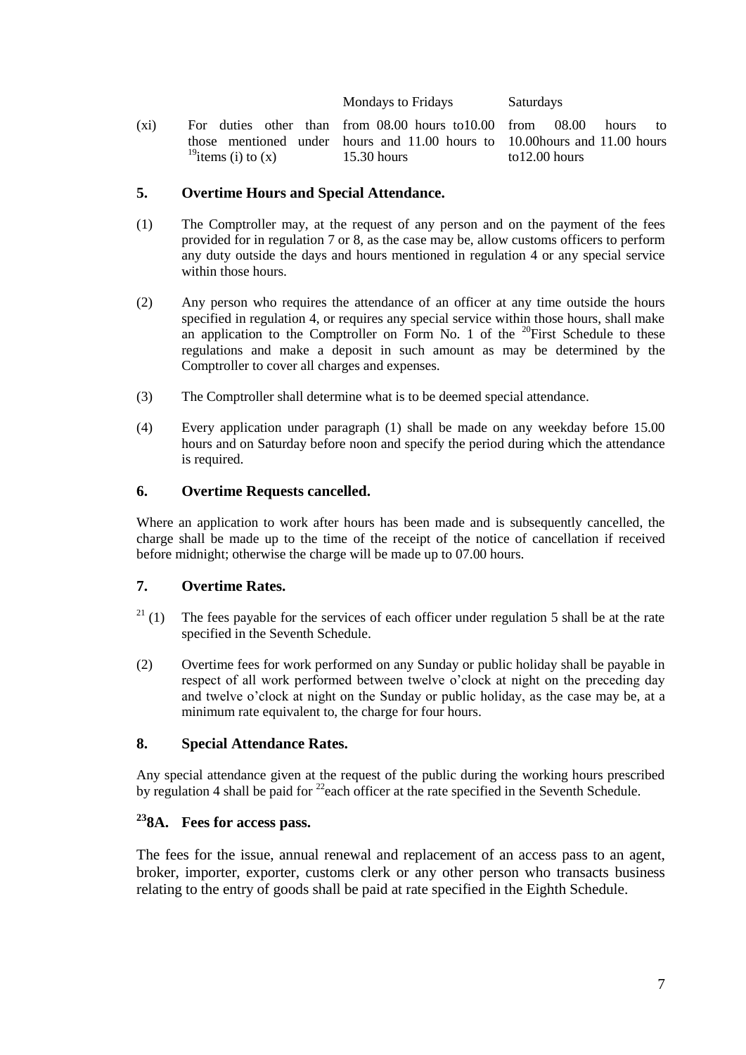| | | Mondays to Fridays | Saturdays |
|---|---|---|---|
| (xi) | For duties other than those mentioned under [19]items (i) to (x) | from 08.00 hours to10.00 hours and 11.00 hours to 15.30 hours | from 08.00 hours to 10.00hours and 11.00 hours to12.00 hours |

## 5. Overtime Hours and Special Attendance.

(1) The Comptroller may, at the request of any person and on the payment of the fees provided for in regulation 7 or 8, as the case may be, allow customs officers to perform any duty outside the days and hours mentioned in regulation 4 or any special service within those hours.

(2) Any person who requires the attendance of an officer at any time outside the hours specified in regulation 4, or requires any special service within those hours, shall make an application to the Comptroller on Form No. 1 of the [20]First Schedule to these regulations and make a deposit in such amount as may be determined by the Comptroller to cover all charges and expenses.

(3) The Comptroller shall determine what is to be deemed special attendance.

(4) Every application under paragraph (1) shall be made on any weekday before 15.00 hours and on Saturday before noon and specify the period during which the attendance is required.

## 6. Overtime Requests cancelled.

Where an application to work after hours has been made and is subsequently cancelled, the charge shall be made up to the time of the receipt of the notice of cancellation if received before midnight; otherwise the charge will be made up to 07.00 hours.

## 7. Overtime Rates.

[21] (1) The fees payable for the services of each officer under regulation 5 shall be at the rate specified in the Seventh Schedule.

(2) Overtime fees for work performed on any Sunday or public holiday shall be payable in respect of all work performed between twelve o'clock at night on the preceding day and twelve o'clock at night on the Sunday or public holiday, as the case may be, at a minimum rate equivalent to, the charge for four hours.

## 8. Special Attendance Rates.

Any special attendance given at the request of the public during the working hours prescribed by regulation 4 shall be paid for [22]each officer at the rate specified in the Seventh Schedule.

## [23]8A. Fees for access pass.

The fees for the issue, annual renewal and replacement of an access pass to an agent, broker, importer, exporter, customs clerk or any other person who transacts business relating to the entry of goods shall be paid at rate specified in the Eighth Schedule.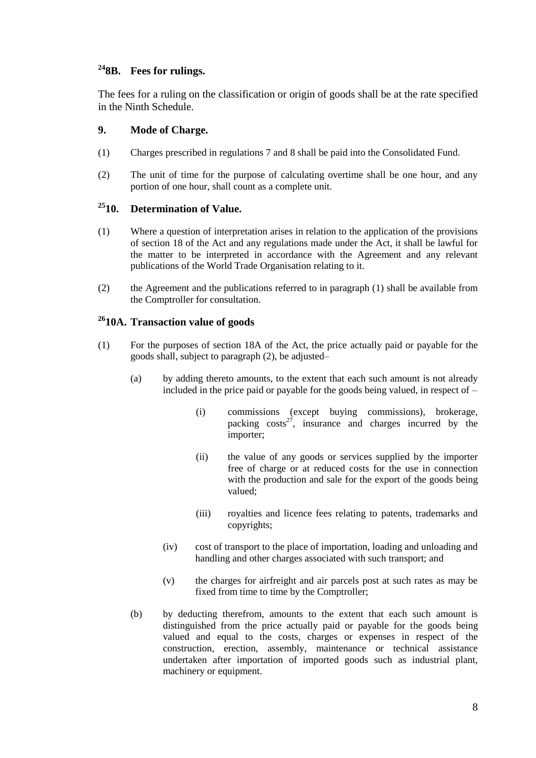### [24]8B. Fees for rulings.

The fees for a ruling on the classification or origin of goods shall be at the rate specified in the Ninth Schedule.

### 9. Mode of Charge.

(1) Charges prescribed in regulations 7 and 8 shall be paid into the Consolidated Fund.

(2) The unit of time for the purpose of calculating overtime shall be one hour, and any portion of one hour, shall count as a complete unit.

### [25]10. Determination of Value.

(1) Where a question of interpretation arises in relation to the application of the provisions of section 18 of the Act and any regulations made under the Act, it shall be lawful for the matter to be interpreted in accordance with the Agreement and any relevant publications of the World Trade Organisation relating to it.

(2) the Agreement and the publications referred to in paragraph (1) shall be available from the Comptroller for consultation.

### [26]10A. Transaction value of goods

(1) For the purposes of section 18A of the Act, the price actually paid or payable for the goods shall, subject to paragraph (2), be adjusted–

(a) by adding thereto amounts, to the extent that each such amount is not already included in the price paid or payable for the goods being valued, in respect of –

(i) commissions (except buying commissions), brokerage, packing costs[27], insurance and charges incurred by the importer;

(ii) the value of any goods or services supplied by the importer free of charge or at reduced costs for the use in connection with the production and sale for the export of the goods being valued;

(iii) royalties and licence fees relating to patents, trademarks and copyrights;

(iv) cost of transport to the place of importation, loading and unloading and handling and other charges associated with such transport; and

(v) the charges for airfreight and air parcels post at such rates as may be fixed from time to time by the Comptroller;

(b) by deducting therefrom, amounts to the extent that each such amount is distinguished from the price actually paid or payable for the goods being valued and equal to the costs, charges or expenses in respect of the construction, erection, assembly, maintenance or technical assistance undertaken after importation of imported goods such as industrial plant, machinery or equipment.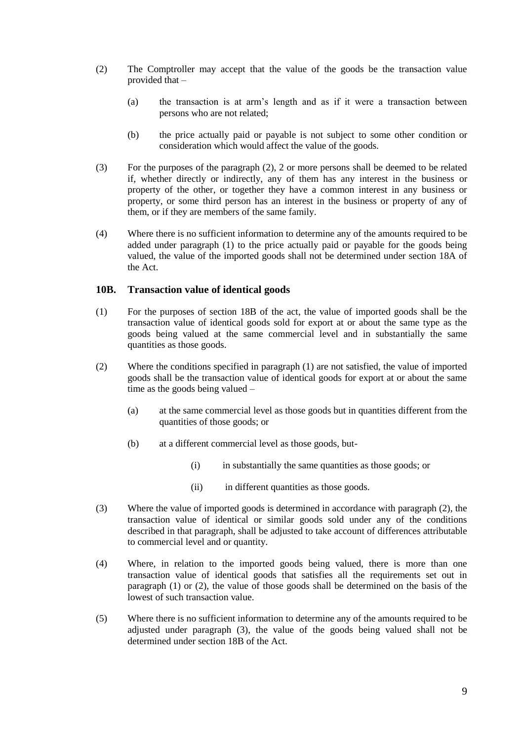(2) The Comptroller may accept that the value of the goods be the transaction value provided that –

(a) the transaction is at arm's length and as if it were a transaction between persons who are not related;

(b) the price actually paid or payable is not subject to some other condition or consideration which would affect the value of the goods.

(3) For the purposes of the paragraph (2), 2 or more persons shall be deemed to be related if, whether directly or indirectly, any of them has any interest in the business or property of the other, or together they have a common interest in any business or property, or some third person has an interest in the business or property of any of them, or if they are members of the same family.

(4) Where there is no sufficient information to determine any of the amounts required to be added under paragraph (1) to the price actually paid or payable for the goods being valued, the value of the imported goods shall not be determined under section 18A of the Act.

### 10B. Transaction value of identical goods

(1) For the purposes of section 18B of the act, the value of imported goods shall be the transaction value of identical goods sold for export at or about the same type as the goods being valued at the same commercial level and in substantially the same quantities as those goods.

(2) Where the conditions specified in paragraph (1) are not satisfied, the value of imported goods shall be the transaction value of identical goods for export at or about the same time as the goods being valued –

(a) at the same commercial level as those goods but in quantities different from the quantities of those goods; or

(b) at a different commercial level as those goods, but-

(i) in substantially the same quantities as those goods; or

(ii) in different quantities as those goods.

(3) Where the value of imported goods is determined in accordance with paragraph (2), the transaction value of identical or similar goods sold under any of the conditions described in that paragraph, shall be adjusted to take account of differences attributable to commercial level and or quantity.

(4) Where, in relation to the imported goods being valued, there is more than one transaction value of identical goods that satisfies all the requirements set out in paragraph (1) or (2), the value of those goods shall be determined on the basis of the lowest of such transaction value.

(5) Where there is no sufficient information to determine any of the amounts required to be adjusted under paragraph (3), the value of the goods being valued shall not be determined under section 18B of the Act.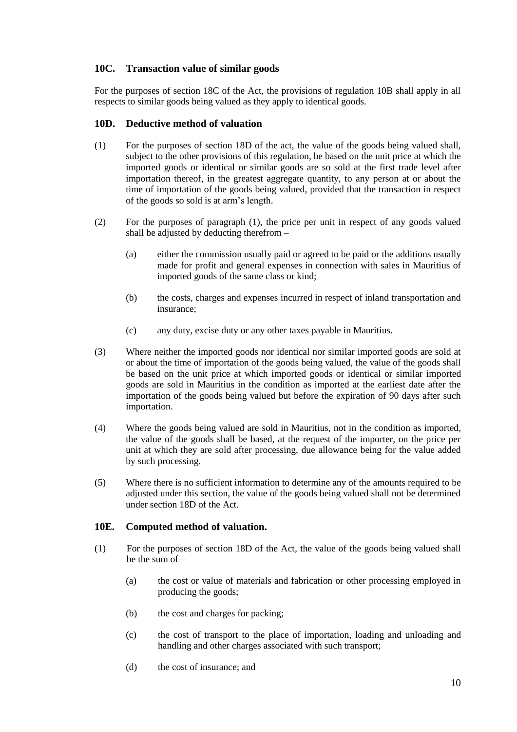## 10C. Transaction value of similar goods

For the purposes of section 18C of the Act, the provisions of regulation 10B shall apply in all respects to similar goods being valued as they apply to identical goods.

## 10D. Deductive method of valuation

(1) For the purposes of section 18D of the act, the value of the goods being valued shall, subject to the other provisions of this regulation, be based on the unit price at which the imported goods or identical or similar goods are so sold at the first trade level after importation thereof, in the greatest aggregate quantity, to any person at or about the time of importation of the goods being valued, provided that the transaction in respect of the goods so sold is at arm's length.

(2) For the purposes of paragraph (1), the price per unit in respect of any goods valued shall be adjusted by deducting therefrom –

(a) either the commission usually paid or agreed to be paid or the additions usually made for profit and general expenses in connection with sales in Mauritius of imported goods of the same class or kind;

(b) the costs, charges and expenses incurred in respect of inland transportation and insurance;

(c) any duty, excise duty or any other taxes payable in Mauritius.

(3) Where neither the imported goods nor identical nor similar imported goods are sold at or about the time of importation of the goods being valued, the value of the goods shall be based on the unit price at which imported goods or identical or similar imported goods are sold in Mauritius in the condition as imported at the earliest date after the importation of the goods being valued but before the expiration of 90 days after such importation.

(4) Where the goods being valued are sold in Mauritius, not in the condition as imported, the value of the goods shall be based, at the request of the importer, on the price per unit at which they are sold after processing, due allowance being for the value added by such processing.

(5) Where there is no sufficient information to determine any of the amounts required to be adjusted under this section, the value of the goods being valued shall not be determined under section 18D of the Act.

## 10E. Computed method of valuation.

(1) For the purposes of section 18D of the Act, the value of the goods being valued shall be the sum of –

(a) the cost or value of materials and fabrication or other processing employed in producing the goods;

(b) the cost and charges for packing;

(c) the cost of transport to the place of importation, loading and unloading and handling and other charges associated with such transport;

(d) the cost of insurance; and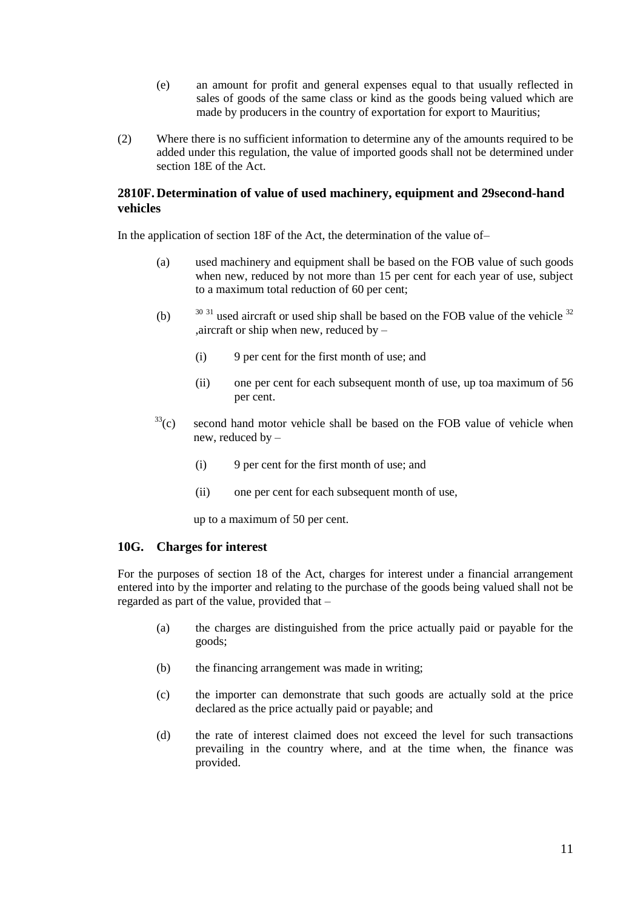(e) an amount for profit and general expenses equal to that usually reflected in sales of goods of the same class or kind as the goods being valued which are made by producers in the country of exportation for export to Mauritius;

(2) Where there is no sufficient information to determine any of the amounts required to be added under this regulation, the value of imported goods shall not be determined under section 18E of the Act.

### [28]10F. Determination of value of used machinery, equipment and [29]second-hand vehicles

In the application of section 18F of the Act, the determination of the value of–

(a) used machinery and equipment shall be based on the FOB value of such goods when new, reduced by not more than 15 per cent for each year of use, subject to a maximum total reduction of 60 per cent;

(b) [30] [31] used aircraft or used ship shall be based on the FOB value of the vehicle [32] ,aircraft or ship when new, reduced by –

(i) 9 per cent for the first month of use; and

(ii) one per cent for each subsequent month of use, up toa maximum of 56 per cent.

[33](c) second hand motor vehicle shall be based on the FOB value of vehicle when new, reduced by –

(i) 9 per cent for the first month of use; and

(ii) one per cent for each subsequent month of use,

up to a maximum of 50 per cent.

### 10G. Charges for interest

For the purposes of section 18 of the Act, charges for interest under a financial arrangement entered into by the importer and relating to the purchase of the goods being valued shall not be regarded as part of the value, provided that –

(a) the charges are distinguished from the price actually paid or payable for the goods;

(b) the financing arrangement was made in writing;

(c) the importer can demonstrate that such goods are actually sold at the price declared as the price actually paid or payable; and

(d) the rate of interest claimed does not exceed the level for such transactions prevailing in the country where, and at the time when, the finance was provided.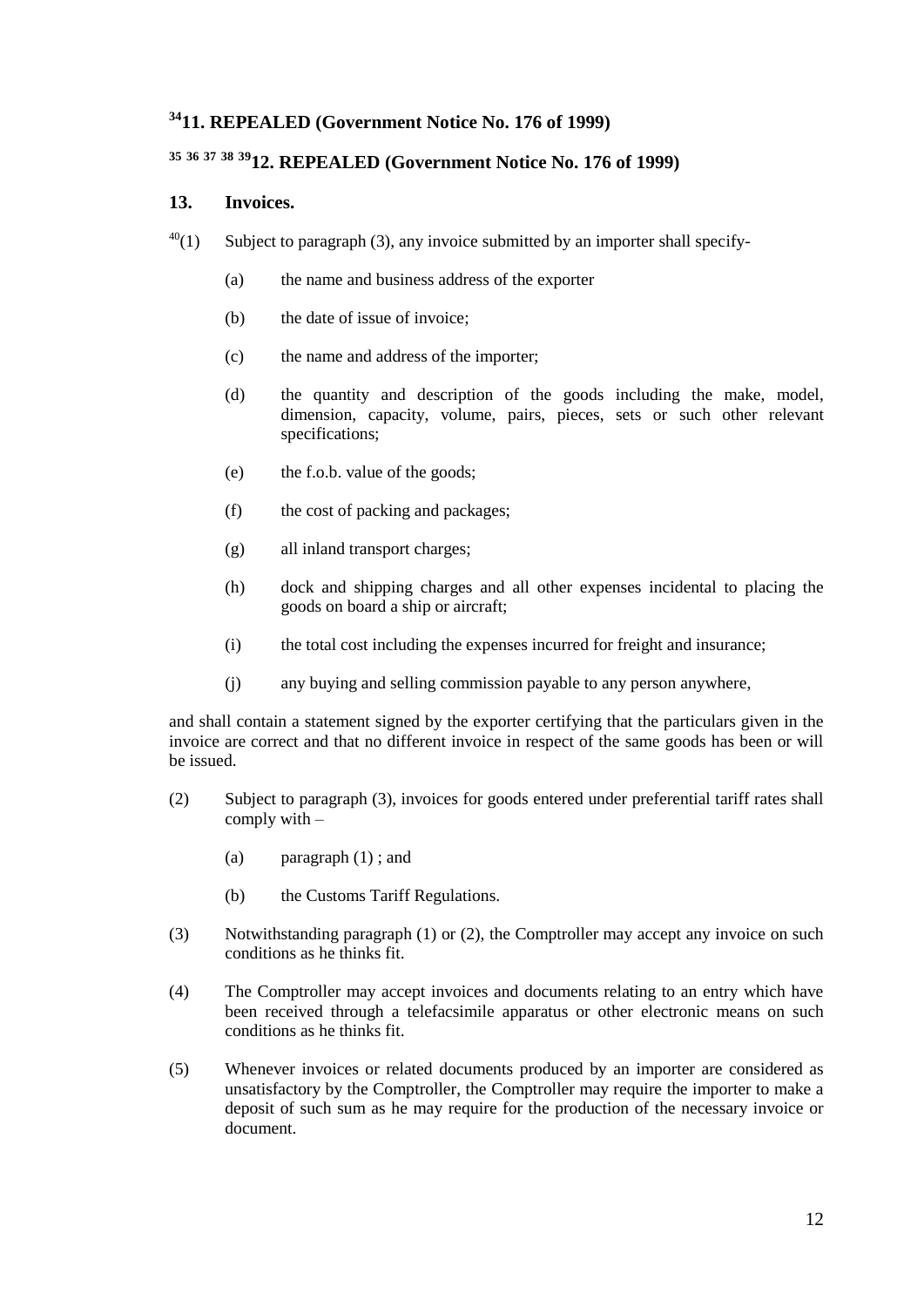## [34]11. REPEALED (Government Notice No. 176 of 1999)

## [35] [36] [37] [38] [39]12. REPEALED (Government Notice No. 176 of 1999)

### 13. Invoices.

[40](1) Subject to paragraph (3), any invoice submitted by an importer shall specify-

(a) the name and business address of the exporter

(b) the date of issue of invoice;

(c) the name and address of the importer;

(d) the quantity and description of the goods including the make, model, dimension, capacity, volume, pairs, pieces, sets or such other relevant specifications;

(e) the f.o.b. value of the goods;

(f) the cost of packing and packages;

(g) all inland transport charges;

(h) dock and shipping charges and all other expenses incidental to placing the goods on board a ship or aircraft;

(i) the total cost including the expenses incurred for freight and insurance;

(j) any buying and selling commission payable to any person anywhere,

and shall contain a statement signed by the exporter certifying that the particulars given in the invoice are correct and that no different invoice in respect of the same goods has been or will be issued.

(2) Subject to paragraph (3), invoices for goods entered under preferential tariff rates shall comply with –

(a) paragraph (1) ; and

(b) the Customs Tariff Regulations.

(3) Notwithstanding paragraph (1) or (2), the Comptroller may accept any invoice on such conditions as he thinks fit.

(4) The Comptroller may accept invoices and documents relating to an entry which have been received through a telefacsimile apparatus or other electronic means on such conditions as he thinks fit.

(5) Whenever invoices or related documents produced by an importer are considered as unsatisfactory by the Comptroller, the Comptroller may require the importer to make a deposit of such sum as he may require for the production of the necessary invoice or document.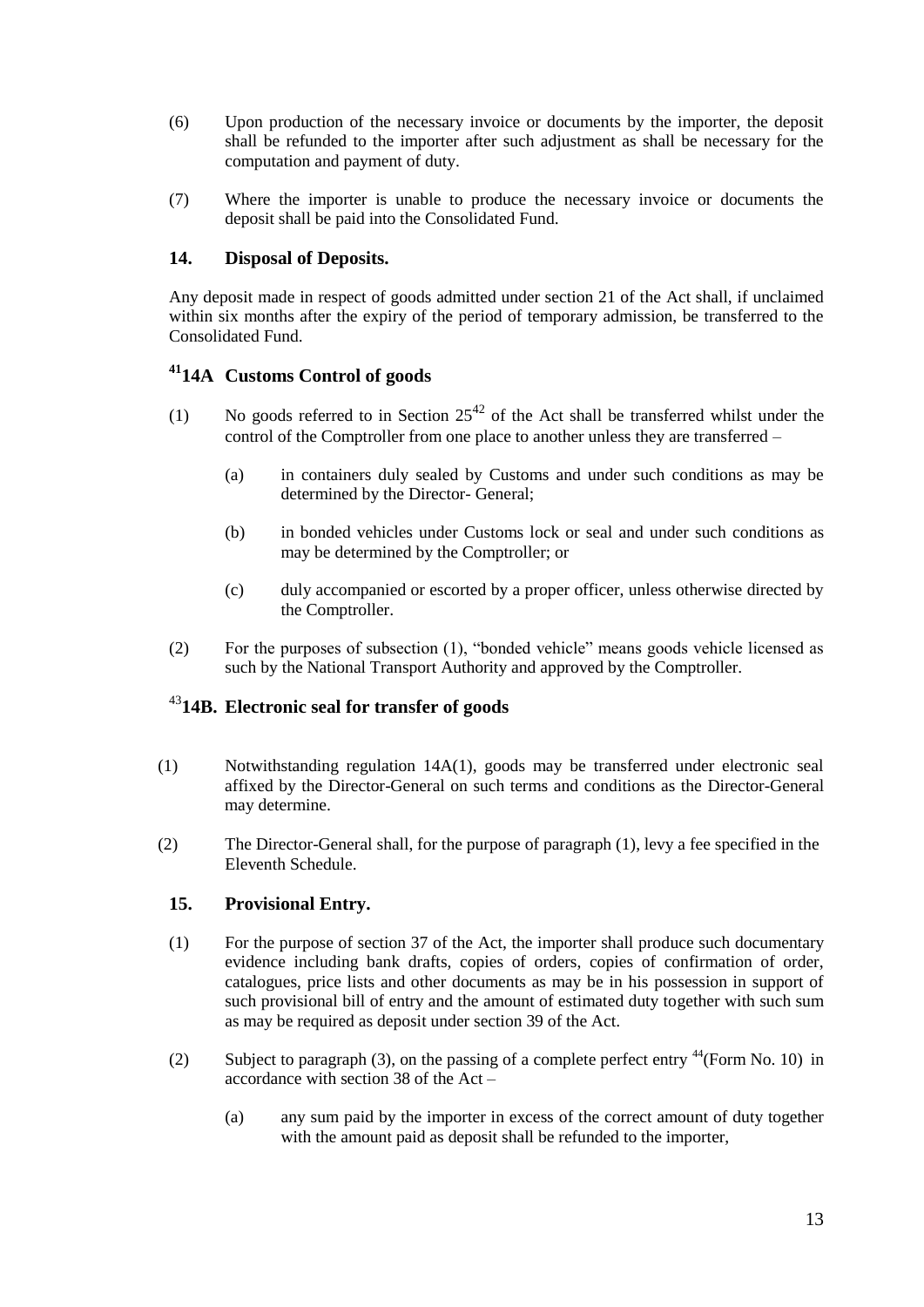(6) Upon production of the necessary invoice or documents by the importer, the deposit shall be refunded to the importer after such adjustment as shall be necessary for the computation and payment of duty.

(7) Where the importer is unable to produce the necessary invoice or documents the deposit shall be paid into the Consolidated Fund.

### 14. Disposal of Deposits.

Any deposit made in respect of goods admitted under section 21 of the Act shall, if unclaimed within six months after the expiry of the period of temporary admission, be transferred to the Consolidated Fund.

### [41]14A Customs Control of goods

(1) No goods referred to in Section 25[42] of the Act shall be transferred whilst under the control of the Comptroller from one place to another unless they are transferred –

- (a) in containers duly sealed by Customs and under such conditions as may be determined by the Director- General;
- (b) in bonded vehicles under Customs lock or seal and under such conditions as may be determined by the Comptroller; or
- (c) duly accompanied or escorted by a proper officer, unless otherwise directed by the Comptroller.

(2) For the purposes of subsection (1), "bonded vehicle" means goods vehicle licensed as such by the National Transport Authority and approved by the Comptroller.

### [43]14B. Electronic seal for transfer of goods

(1) Notwithstanding regulation 14A(1), goods may be transferred under electronic seal affixed by the Director-General on such terms and conditions as the Director-General may determine.

(2) The Director-General shall, for the purpose of paragraph (1), levy a fee specified in the Eleventh Schedule.

### 15. Provisional Entry.

(1) For the purpose of section 37 of the Act, the importer shall produce such documentary evidence including bank drafts, copies of orders, copies of confirmation of order, catalogues, price lists and other documents as may be in his possession in support of such provisional bill of entry and the amount of estimated duty together with such sum as may be required as deposit under section 39 of the Act.

(2) Subject to paragraph (3), on the passing of a complete perfect entry [44](Form No. 10) in accordance with section 38 of the Act –

- (a) any sum paid by the importer in excess of the correct amount of duty together with the amount paid as deposit shall be refunded to the importer,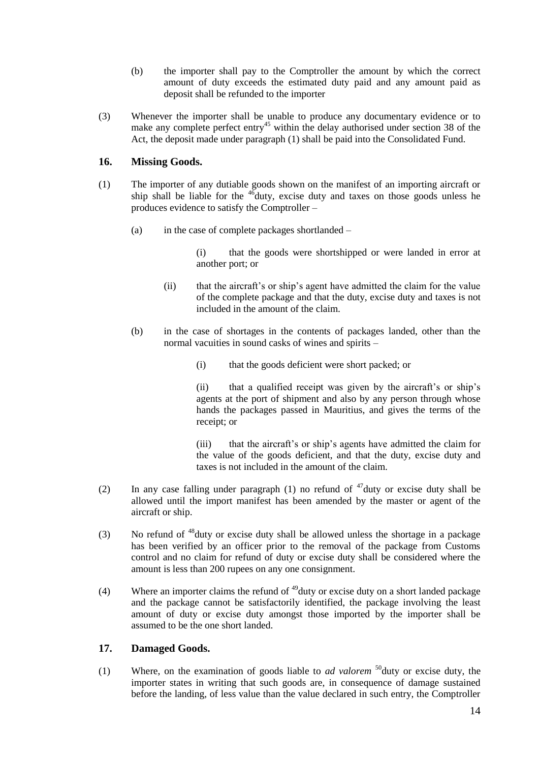(b) the importer shall pay to the Comptroller the amount by which the correct amount of duty exceeds the estimated duty paid and any amount paid as deposit shall be refunded to the importer

(3) Whenever the importer shall be unable to produce any documentary evidence or to make any complete perfect entry[45] within the delay authorised under section 38 of the Act, the deposit made under paragraph (1) shall be paid into the Consolidated Fund.

## 16. Missing Goods.

(1) The importer of any dutiable goods shown on the manifest of an importing aircraft or ship shall be liable for the [46]duty, excise duty and taxes on those goods unless he produces evidence to satisfy the Comptroller –

(a) in the case of complete packages shortlanded –

(i) that the goods were shortshipped or were landed in error at another port; or

(ii) that the aircraft's or ship's agent have admitted the claim for the value of the complete package and that the duty, excise duty and taxes is not included in the amount of the claim.

(b) in the case of shortages in the contents of packages landed, other than the normal vacuities in sound casks of wines and spirits –

(i) that the goods deficient were short packed; or

(ii) that a qualified receipt was given by the aircraft's or ship's agents at the port of shipment and also by any person through whose hands the packages passed in Mauritius, and gives the terms of the receipt; or

(iii) that the aircraft's or ship's agents have admitted the claim for the value of the goods deficient, and that the duty, excise duty and taxes is not included in the amount of the claim.

(2) In any case falling under paragraph (1) no refund of [47]duty or excise duty shall be allowed until the import manifest has been amended by the master or agent of the aircraft or ship.

(3) No refund of [48]duty or excise duty shall be allowed unless the shortage in a package has been verified by an officer prior to the removal of the package from Customs control and no claim for refund of duty or excise duty shall be considered where the amount is less than 200 rupees on any one consignment.

(4) Where an importer claims the refund of [49]duty or excise duty on a short landed package and the package cannot be satisfactorily identified, the package involving the least amount of duty or excise duty amongst those imported by the importer shall be assumed to be the one short landed.

## 17. Damaged Goods.

(1) Where, on the examination of goods liable to *ad valorem* [50]duty or excise duty, the importer states in writing that such goods are, in consequence of damage sustained before the landing, of less value than the value declared in such entry, the Comptroller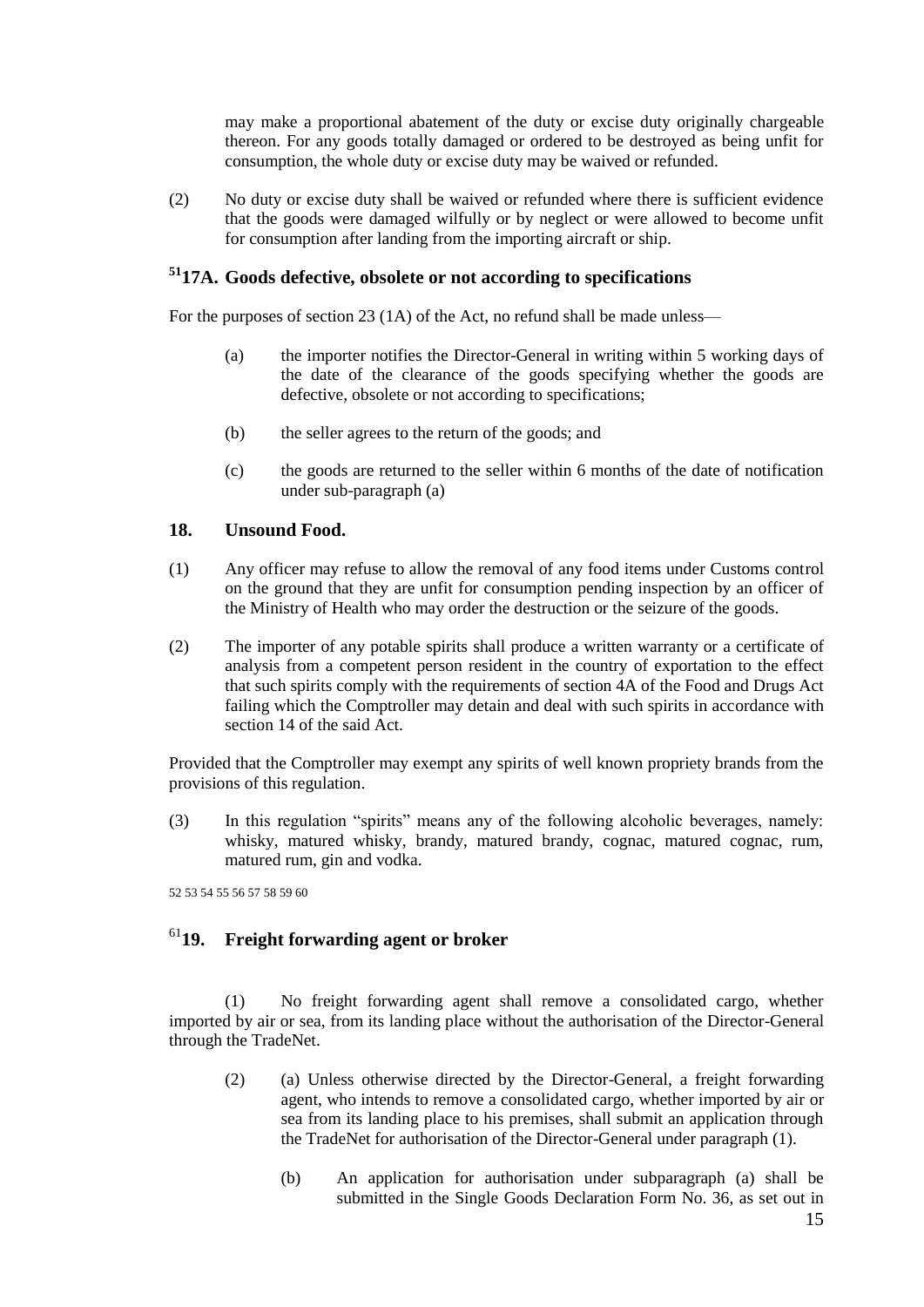may make a proportional abatement of the duty or excise duty originally chargeable thereon. For any goods totally damaged or ordered to be destroyed as being unfit for consumption, the whole duty or excise duty may be waived or refunded.

(2) No duty or excise duty shall be waived or refunded where there is sufficient evidence that the goods were damaged wilfully or by neglect or were allowed to become unfit for consumption after landing from the importing aircraft or ship.

## [51]17A. Goods defective, obsolete or not according to specifications

For the purposes of section 23 (1A) of the Act, no refund shall be made unless—

(a) the importer notifies the Director-General in writing within 5 working days of the date of the clearance of the goods specifying whether the goods are defective, obsolete or not according to specifications;

(b) the seller agrees to the return of the goods; and

(c) the goods are returned to the seller within 6 months of the date of notification under sub-paragraph (a)

## 18. Unsound Food.

(1) Any officer may refuse to allow the removal of any food items under Customs control on the ground that they are unfit for consumption pending inspection by an officer of the Ministry of Health who may order the destruction or the seizure of the goods.

(2) The importer of any potable spirits shall produce a written warranty or a certificate of analysis from a competent person resident in the country of exportation to the effect that such spirits comply with the requirements of section 4A of the Food and Drugs Act failing which the Comptroller may detain and deal with such spirits in accordance with section 14 of the said Act.

Provided that the Comptroller may exempt any spirits of well known propriety brands from the provisions of this regulation.

(3) In this regulation "spirits" means any of the following alcoholic beverages, namely: whisky, matured whisky, brandy, matured brandy, cognac, matured cognac, rum, matured rum, gin and vodka.

[52] [53] [54] [55] [56] [57] [58] [59] [60]

## [61]19. Freight forwarding agent or broker

(1) No freight forwarding agent shall remove a consolidated cargo, whether imported by air or sea, from its landing place without the authorisation of the Director-General through the TradeNet.

(2) (a) Unless otherwise directed by the Director-General, a freight forwarding agent, who intends to remove a consolidated cargo, whether imported by air or sea from its landing place to his premises, shall submit an application through the TradeNet for authorisation of the Director-General under paragraph (1).

(b) An application for authorisation under subparagraph (a) shall be submitted in the Single Goods Declaration Form No. 36, as set out in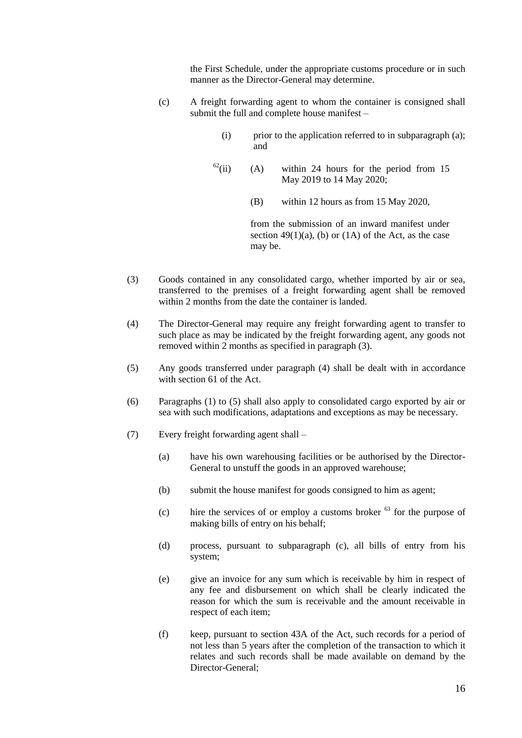the First Schedule, under the appropriate customs procedure or in such manner as the Director-General may determine.

(c) A freight forwarding agent to whom the container is consigned shall submit the full and complete house manifest –

(i) prior to the application referred to in subparagraph (a); and

[62](ii) (A) within 24 hours for the period from 15 May 2019 to 14 May 2020;

(B) within 12 hours as from 15 May 2020,

from the submission of an inward manifest under section 49(1)(a), (b) or (1A) of the Act, as the case may be.

(3) Goods contained in any consolidated cargo, whether imported by air or sea, transferred to the premises of a freight forwarding agent shall be removed within 2 months from the date the container is landed.

(4) The Director-General may require any freight forwarding agent to transfer to such place as may be indicated by the freight forwarding agent, any goods not removed within 2 months as specified in paragraph (3).

(5) Any goods transferred under paragraph (4) shall be dealt with in accordance with section 61 of the Act.

(6) Paragraphs (1) to (5) shall also apply to consolidated cargo exported by air or sea with such modifications, adaptations and exceptions as may be necessary.

(7) Every freight forwarding agent shall –

(a) have his own warehousing facilities or be authorised by the Director-General to unstuff the goods in an approved warehouse;

(b) submit the house manifest for goods consigned to him as agent;

(c) hire the services of or employ a customs broker [63] for the purpose of making bills of entry on his behalf;

(d) process, pursuant to subparagraph (c), all bills of entry from his system;

(e) give an invoice for any sum which is receivable by him in respect of any fee and disbursement on which shall be clearly indicated the reason for which the sum is receivable and the amount receivable in respect of each item;

(f) keep, pursuant to section 43A of the Act, such records for a period of not less than 5 years after the completion of the transaction to which it relates and such records shall be made available on demand by the Director-General;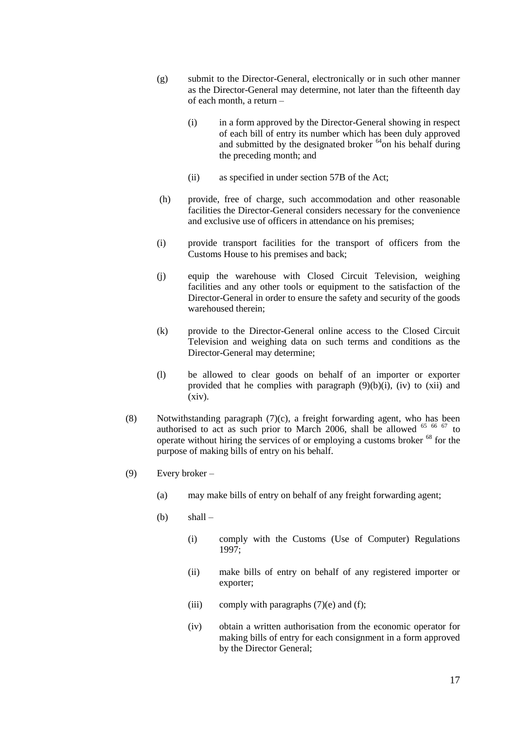(g) submit to the Director-General, electronically or in such other manner as the Director-General may determine, not later than the fifteenth day of each month, a return –

  (i) in a form approved by the Director-General showing in respect of each bill of entry its number which has been duly approved and submitted by the designated broker [64] on his behalf during the preceding month; and

  (ii) as specified in under section 57B of the Act;

(h) provide, free of charge, such accommodation and other reasonable facilities the Director-General considers necessary for the convenience and exclusive use of officers in attendance on his premises;

(i) provide transport facilities for the transport of officers from the Customs House to his premises and back;

(j) equip the warehouse with Closed Circuit Television, weighing facilities and any other tools or equipment to the satisfaction of the Director-General in order to ensure the safety and security of the goods warehoused therein;

(k) provide to the Director-General online access to the Closed Circuit Television and weighing data on such terms and conditions as the Director-General may determine;

(l) be allowed to clear goods on behalf of an importer or exporter provided that he complies with paragraph (9)(b)(i), (iv) to (xii) and (xiv).

(8) Notwithstanding paragraph (7)(c), a freight forwarding agent, who has been authorised to act as such prior to March 2006, shall be allowed [65] [66] [67] to operate without hiring the services of or employing a customs broker [68] for the purpose of making bills of entry on his behalf.

(9) Every broker –

  (a) may make bills of entry on behalf of any freight forwarding agent;

  (b) shall –

    (i) comply with the Customs (Use of Computer) Regulations 1997;

    (ii) make bills of entry on behalf of any registered importer or exporter;

    (iii) comply with paragraphs (7)(e) and (f);

    (iv) obtain a written authorisation from the economic operator for making bills of entry for each consignment in a form approved by the Director General;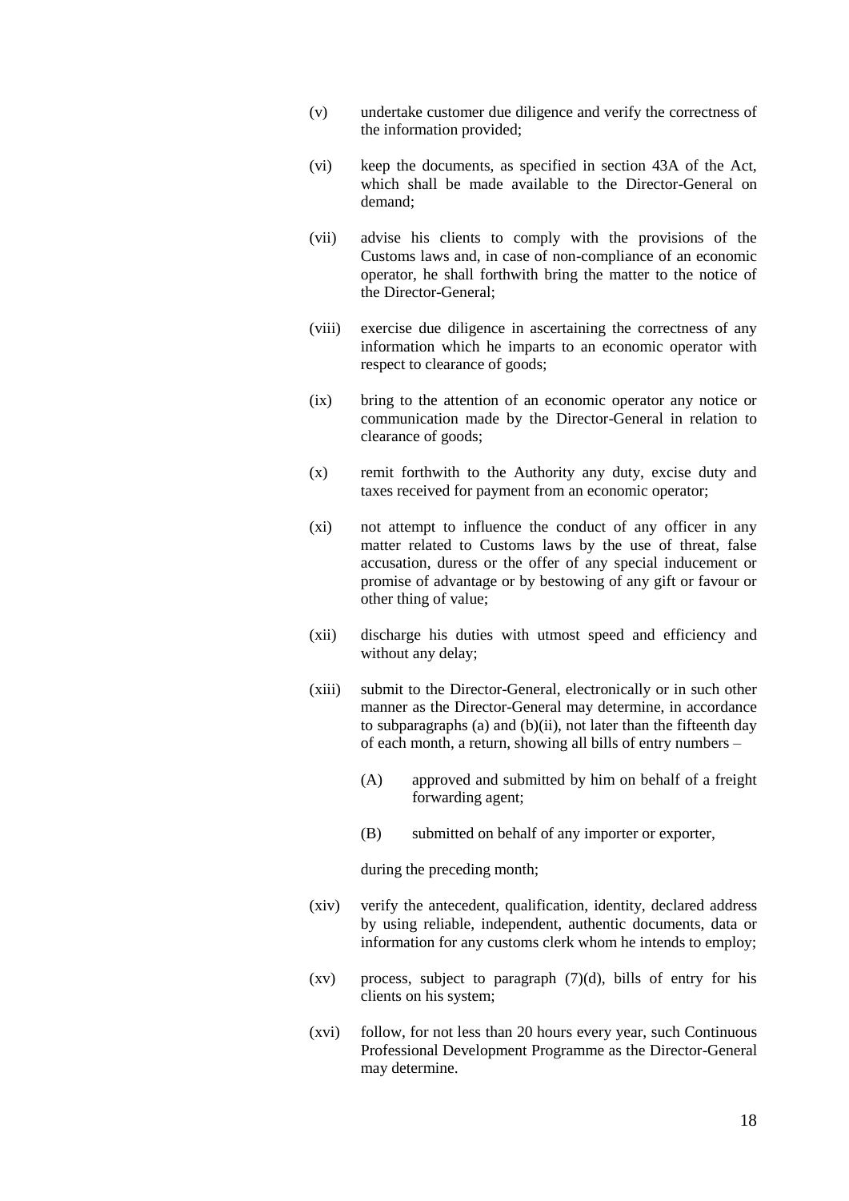(v) undertake customer due diligence and verify the correctness of the information provided;

(vi) keep the documents, as specified in section 43A of the Act, which shall be made available to the Director-General on demand;

(vii) advise his clients to comply with the provisions of the Customs laws and, in case of non-compliance of an economic operator, he shall forthwith bring the matter to the notice of the Director-General;

(viii) exercise due diligence in ascertaining the correctness of any information which he imparts to an economic operator with respect to clearance of goods;

(ix) bring to the attention of an economic operator any notice or communication made by the Director-General in relation to clearance of goods;

(x) remit forthwith to the Authority any duty, excise duty and taxes received for payment from an economic operator;

(xi) not attempt to influence the conduct of any officer in any matter related to Customs laws by the use of threat, false accusation, duress or the offer of any special inducement or promise of advantage or by bestowing of any gift or favour or other thing of value;

(xii) discharge his duties with utmost speed and efficiency and without any delay;

(xiii) submit to the Director-General, electronically or in such other manner as the Director-General may determine, in accordance to subparagraphs (a) and (b)(ii), not later than the fifteenth day of each month, a return, showing all bills of entry numbers –

   (A) approved and submitted by him on behalf of a freight forwarding agent;

   (B) submitted on behalf of any importer or exporter,

   during the preceding month;

(xiv) verify the antecedent, qualification, identity, declared address by using reliable, independent, authentic documents, data or information for any customs clerk whom he intends to employ;

(xv) process, subject to paragraph (7)(d), bills of entry for his clients on his system;

(xvi) follow, for not less than 20 hours every year, such Continuous Professional Development Programme as the Director-General may determine.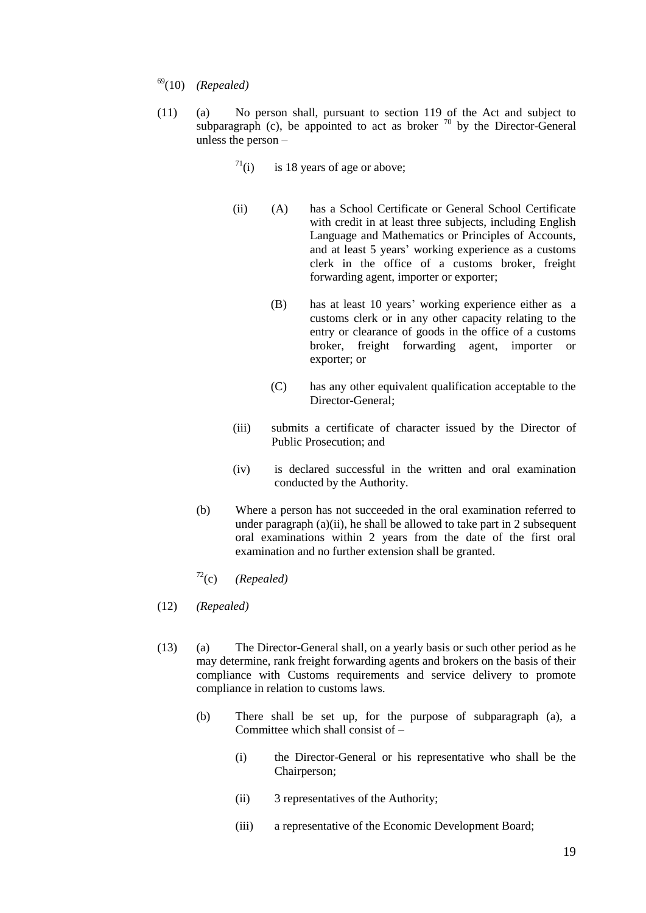[69](10) *(Repealed)*

(11) (a) No person shall, pursuant to section 119 of the Act and subject to subparagraph (c), be appointed to act as broker [70] by the Director-General unless the person –

[71](i) is 18 years of age or above;

(ii) (A) has a School Certificate or General School Certificate with credit in at least three subjects, including English Language and Mathematics or Principles of Accounts, and at least 5 years' working experience as a customs clerk in the office of a customs broker, freight forwarding agent, importer or exporter;

(B) has at least 10 years' working experience either as a customs clerk or in any other capacity relating to the entry or clearance of goods in the office of a customs broker, freight forwarding agent, importer or exporter; or

(C) has any other equivalent qualification acceptable to the Director-General;

(iii) submits a certificate of character issued by the Director of Public Prosecution; and

(iv) is declared successful in the written and oral examination conducted by the Authority.

(b) Where a person has not succeeded in the oral examination referred to under paragraph (a)(ii), he shall be allowed to take part in 2 subsequent oral examinations within 2 years from the date of the first oral examination and no further extension shall be granted.

[72](c) *(Repealed)*

(12) *(Repealed)*

(13) (a) The Director-General shall, on a yearly basis or such other period as he may determine, rank freight forwarding agents and brokers on the basis of their compliance with Customs requirements and service delivery to promote compliance in relation to customs laws.

(b) There shall be set up, for the purpose of subparagraph (a), a Committee which shall consist of –

(i) the Director-General or his representative who shall be the Chairperson;

(ii) 3 representatives of the Authority;

(iii) a representative of the Economic Development Board;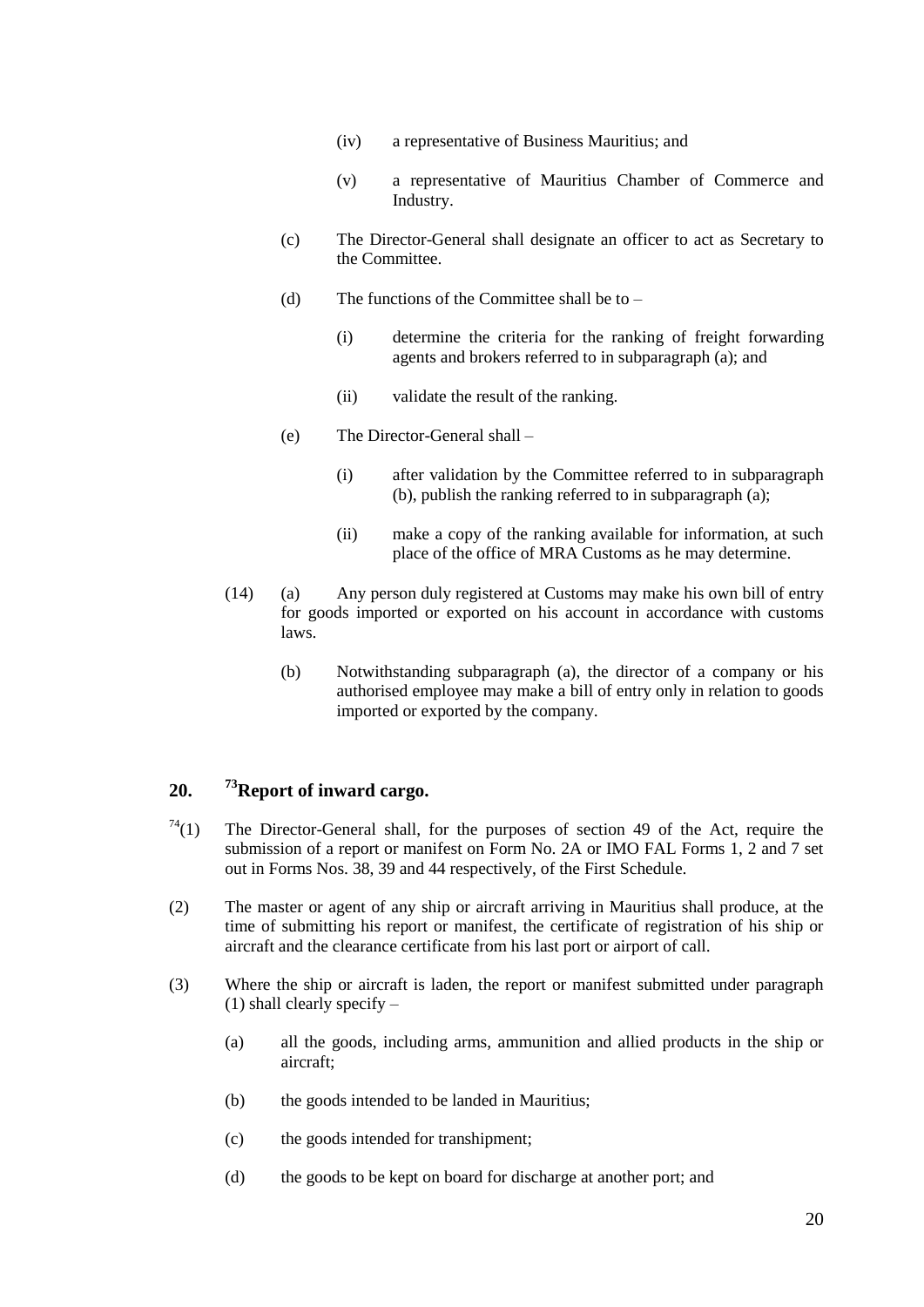(iv) a representative of Business Mauritius; and

(v) a representative of Mauritius Chamber of Commerce and Industry.

(c) The Director-General shall designate an officer to act as Secretary to the Committee.

(d) The functions of the Committee shall be to –

(i) determine the criteria for the ranking of freight forwarding agents and brokers referred to in subparagraph (a); and

(ii) validate the result of the ranking.

(e) The Director-General shall –

(i) after validation by the Committee referred to in subparagraph (b), publish the ranking referred to in subparagraph (a);

(ii) make a copy of the ranking available for information, at such place of the office of MRA Customs as he may determine.

(14) (a) Any person duly registered at Customs may make his own bill of entry for goods imported or exported on his account in accordance with customs laws.

(b) Notwithstanding subparagraph (a), the director of a company or his authorised employee may make a bill of entry only in relation to goods imported or exported by the company.

## 20. [73]Report of inward cargo.

[74](1) The Director-General shall, for the purposes of section 49 of the Act, require the submission of a report or manifest on Form No. 2A or IMO FAL Forms 1, 2 and 7 set out in Forms Nos. 38, 39 and 44 respectively, of the First Schedule.

(2) The master or agent of any ship or aircraft arriving in Mauritius shall produce, at the time of submitting his report or manifest, the certificate of registration of his ship or aircraft and the clearance certificate from his last port or airport of call.

(3) Where the ship or aircraft is laden, the report or manifest submitted under paragraph (1) shall clearly specify –

(a) all the goods, including arms, ammunition and allied products in the ship or aircraft;

(b) the goods intended to be landed in Mauritius;

(c) the goods intended for transhipment;

(d) the goods to be kept on board for discharge at another port; and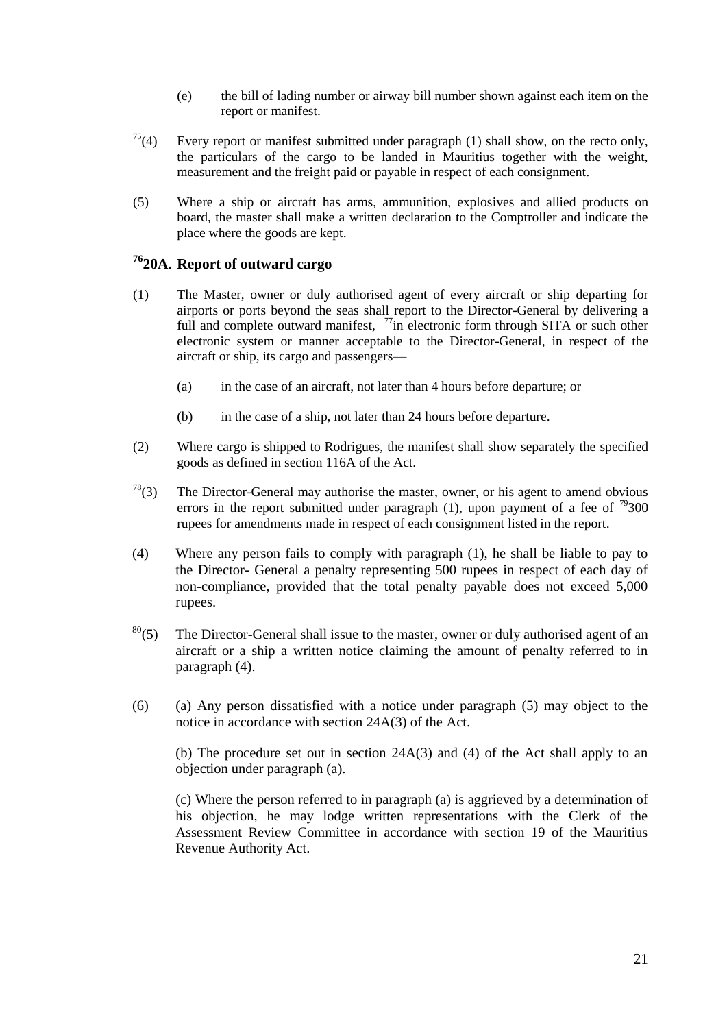(e) the bill of lading number or airway bill number shown against each item on the report or manifest.

[75](4) Every report or manifest submitted under paragraph (1) shall show, on the recto only, the particulars of the cargo to be landed in Mauritius together with the weight, measurement and the freight paid or payable in respect of each consignment.

(5) Where a ship or aircraft has arms, ammunition, explosives and allied products on board, the master shall make a written declaration to the Comptroller and indicate the place where the goods are kept.

### [76]20A. Report of outward cargo

(1) The Master, owner or duly authorised agent of every aircraft or ship departing for airports or ports beyond the seas shall report to the Director-General by delivering a full and complete outward manifest, [77]in electronic form through SITA or such other electronic system or manner acceptable to the Director-General, in respect of the aircraft or ship, its cargo and passengers—

(a) in the case of an aircraft, not later than 4 hours before departure; or

(b) in the case of a ship, not later than 24 hours before departure.

(2) Where cargo is shipped to Rodrigues, the manifest shall show separately the specified goods as defined in section 116A of the Act.

[78](3) The Director-General may authorise the master, owner, or his agent to amend obvious errors in the report submitted under paragraph (1), upon payment of a fee of [79]300 rupees for amendments made in respect of each consignment listed in the report.

(4) Where any person fails to comply with paragraph (1), he shall be liable to pay to the Director- General a penalty representing 500 rupees in respect of each day of non-compliance, provided that the total penalty payable does not exceed 5,000 rupees.

[80](5) The Director-General shall issue to the master, owner or duly authorised agent of an aircraft or a ship a written notice claiming the amount of penalty referred to in paragraph (4).

(6) (a) Any person dissatisfied with a notice under paragraph (5) may object to the notice in accordance with section 24A(3) of the Act.

(b) The procedure set out in section 24A(3) and (4) of the Act shall apply to an objection under paragraph (a).

(c) Where the person referred to in paragraph (a) is aggrieved by a determination of his objection, he may lodge written representations with the Clerk of the Assessment Review Committee in accordance with section 19 of the Mauritius Revenue Authority Act.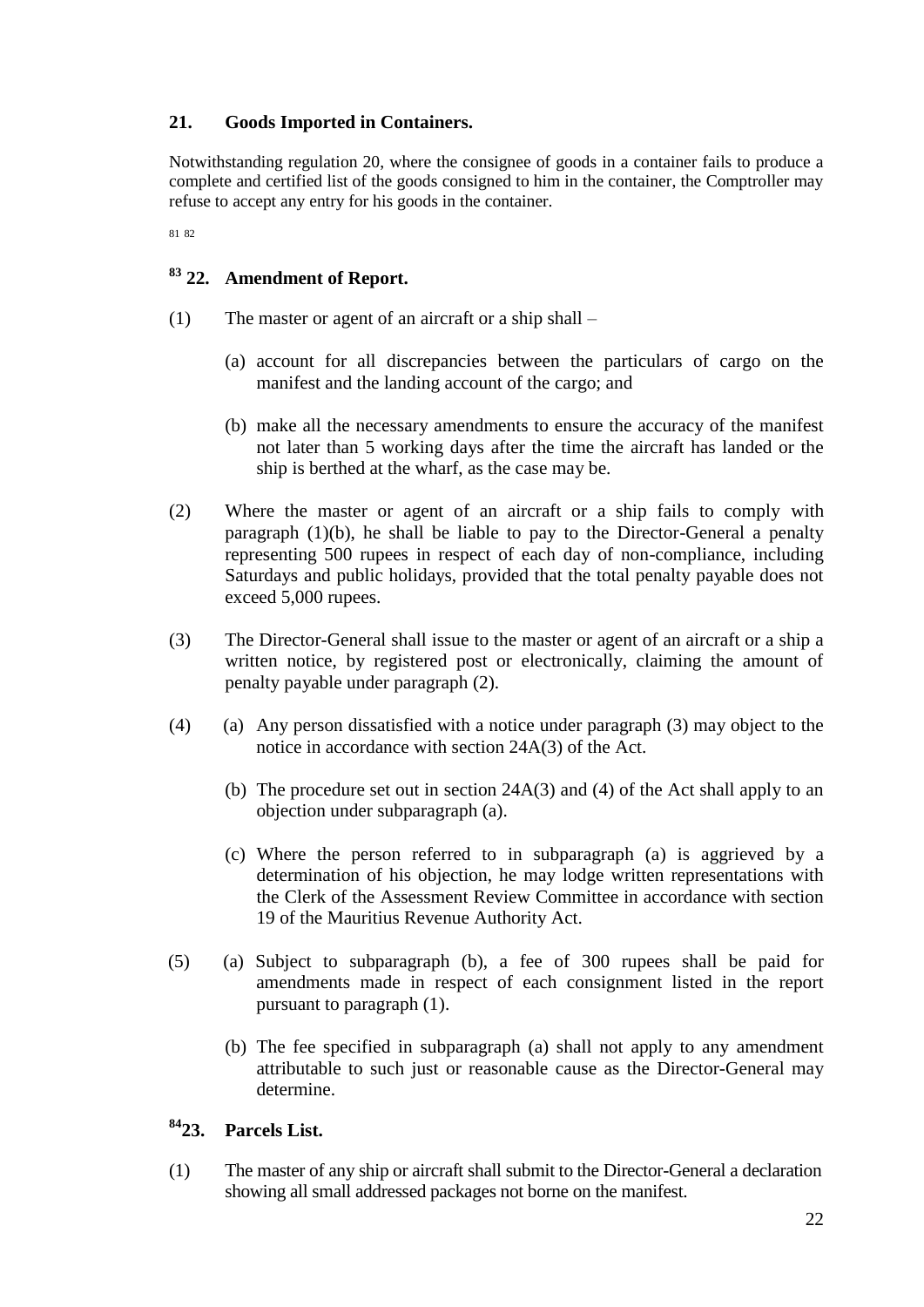### 21. Goods Imported in Containers.

Notwithstanding regulation 20, where the consignee of goods in a container fails to produce a complete and certified list of the goods consigned to him in the container, the Comptroller may refuse to accept any entry for his goods in the container.

[81] [82]

### [83] 22. Amendment of Report.

(1) The master or agent of an aircraft or a ship shall –

(a) account for all discrepancies between the particulars of cargo on the manifest and the landing account of the cargo; and

(b) make all the necessary amendments to ensure the accuracy of the manifest not later than 5 working days after the time the aircraft has landed or the ship is berthed at the wharf, as the case may be.

(2) Where the master or agent of an aircraft or a ship fails to comply with paragraph (1)(b), he shall be liable to pay to the Director-General a penalty representing 500 rupees in respect of each day of non-compliance, including Saturdays and public holidays, provided that the total penalty payable does not exceed 5,000 rupees.

(3) The Director-General shall issue to the master or agent of an aircraft or a ship a written notice, by registered post or electronically, claiming the amount of penalty payable under paragraph (2).

(4) (a) Any person dissatisfied with a notice under paragraph (3) may object to the notice in accordance with section 24A(3) of the Act.

(b) The procedure set out in section 24A(3) and (4) of the Act shall apply to an objection under subparagraph (a).

(c) Where the person referred to in subparagraph (a) is aggrieved by a determination of his objection, he may lodge written representations with the Clerk of the Assessment Review Committee in accordance with section 19 of the Mauritius Revenue Authority Act.

(5) (a) Subject to subparagraph (b), a fee of 300 rupees shall be paid for amendments made in respect of each consignment listed in the report pursuant to paragraph (1).

(b) The fee specified in subparagraph (a) shall not apply to any amendment attributable to such just or reasonable cause as the Director-General may determine.

### [84] 23. Parcels List.

(1) The master of any ship or aircraft shall submit to the Director-General a declaration showing all small addressed packages not borne on the manifest.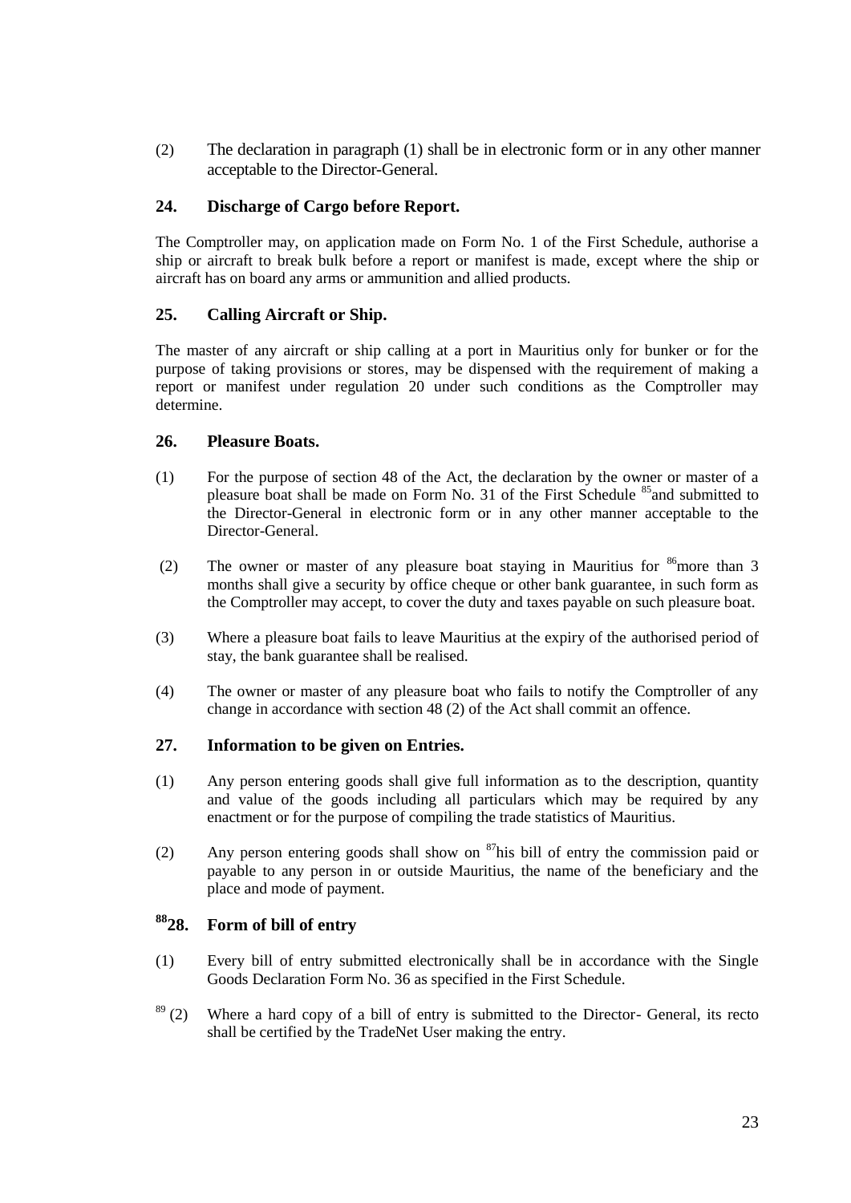(2) The declaration in paragraph (1) shall be in electronic form or in any other manner acceptable to the Director-General.

### 24. Discharge of Cargo before Report.

The Comptroller may, on application made on Form No. 1 of the First Schedule, authorise a ship or aircraft to break bulk before a report or manifest is made, except where the ship or aircraft has on board any arms or ammunition and allied products.

### 25. Calling Aircraft or Ship.

The master of any aircraft or ship calling at a port in Mauritius only for bunker or for the purpose of taking provisions or stores, may be dispensed with the requirement of making a report or manifest under regulation 20 under such conditions as the Comptroller may determine.

### 26. Pleasure Boats.

(1) For the purpose of section 48 of the Act, the declaration by the owner or master of a pleasure boat shall be made on Form No. 31 of the First Schedule [85]and submitted to the Director-General in electronic form or in any other manner acceptable to the Director-General.

(2) The owner or master of any pleasure boat staying in Mauritius for [86]more than 3 months shall give a security by office cheque or other bank guarantee, in such form as the Comptroller may accept, to cover the duty and taxes payable on such pleasure boat.

(3) Where a pleasure boat fails to leave Mauritius at the expiry of the authorised period of stay, the bank guarantee shall be realised.

(4) The owner or master of any pleasure boat who fails to notify the Comptroller of any change in accordance with section 48 (2) of the Act shall commit an offence.

### 27. Information to be given on Entries.

(1) Any person entering goods shall give full information as to the description, quantity and value of the goods including all particulars which may be required by any enactment or for the purpose of compiling the trade statistics of Mauritius.

(2) Any person entering goods shall show on [87]his bill of entry the commission paid or payable to any person in or outside Mauritius, the name of the beneficiary and the place and mode of payment.

### [88]28. Form of bill of entry

(1) Every bill of entry submitted electronically shall be in accordance with the Single Goods Declaration Form No. 36 as specified in the First Schedule.

[89] (2) Where a hard copy of a bill of entry is submitted to the Director- General, its recto shall be certified by the TradeNet User making the entry.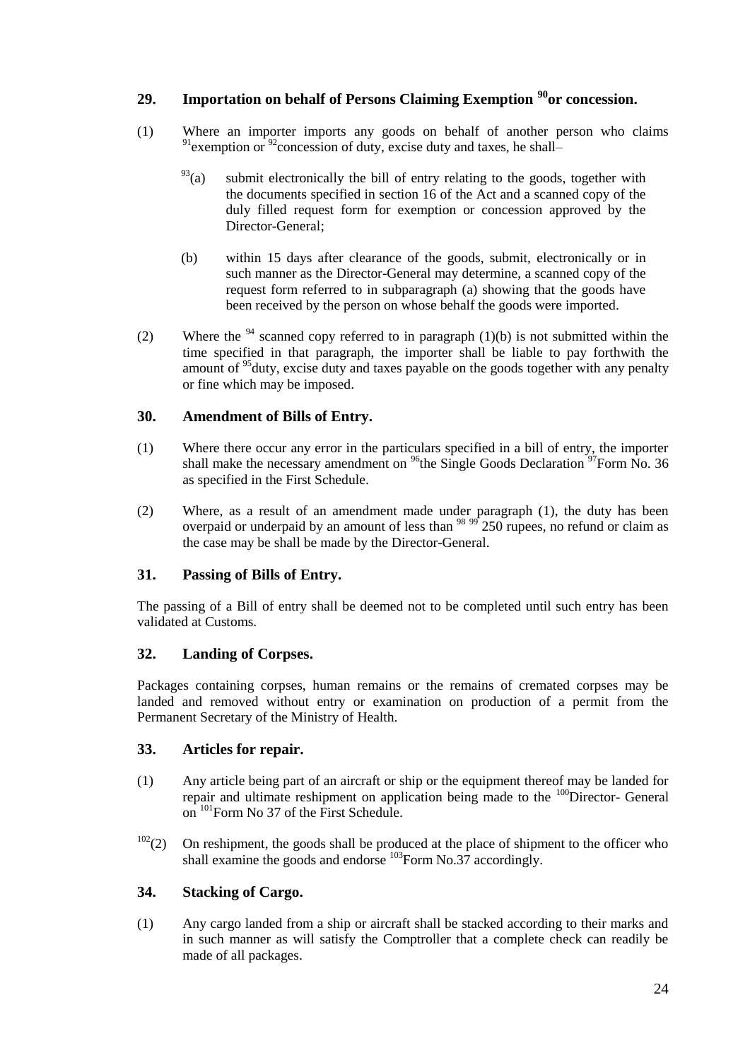## 29. Importation on behalf of Persons Claiming Exemption [90]or concession.

(1) Where an importer imports any goods on behalf of another person who claims [91]exemption or [92]concession of duty, excise duty and taxes, he shall–

[93](a) submit electronically the bill of entry relating to the goods, together with the documents specified in section 16 of the Act and a scanned copy of the duly filled request form for exemption or concession approved by the Director-General;

(b) within 15 days after clearance of the goods, submit, electronically or in such manner as the Director-General may determine, a scanned copy of the request form referred to in subparagraph (a) showing that the goods have been received by the person on whose behalf the goods were imported.

(2) Where the [94] scanned copy referred to in paragraph (1)(b) is not submitted within the time specified in that paragraph, the importer shall be liable to pay forthwith the amount of [95]duty, excise duty and taxes payable on the goods together with any penalty or fine which may be imposed.

## 30. Amendment of Bills of Entry.

(1) Where there occur any error in the particulars specified in a bill of entry, the importer shall make the necessary amendment on [96]the Single Goods Declaration [97]Form No. 36 as specified in the First Schedule.

(2) Where, as a result of an amendment made under paragraph (1), the duty has been overpaid or underpaid by an amount of less than [98] [99] 250 rupees, no refund or claim as the case may be shall be made by the Director-General.

## 31. Passing of Bills of Entry.

The passing of a Bill of entry shall be deemed not to be completed until such entry has been validated at Customs.

## 32. Landing of Corpses.

Packages containing corpses, human remains or the remains of cremated corpses may be landed and removed without entry or examination on production of a permit from the Permanent Secretary of the Ministry of Health.

## 33. Articles for repair.

(1) Any article being part of an aircraft or ship or the equipment thereof may be landed for repair and ultimate reshipment on application being made to the [100]Director- General on [101]Form No 37 of the First Schedule.

[102](2) On reshipment, the goods shall be produced at the place of shipment to the officer who shall examine the goods and endorse [103]Form No.37 accordingly.

## 34. Stacking of Cargo.

(1) Any cargo landed from a ship or aircraft shall be stacked according to their marks and in such manner as will satisfy the Comptroller that a complete check can readily be made of all packages.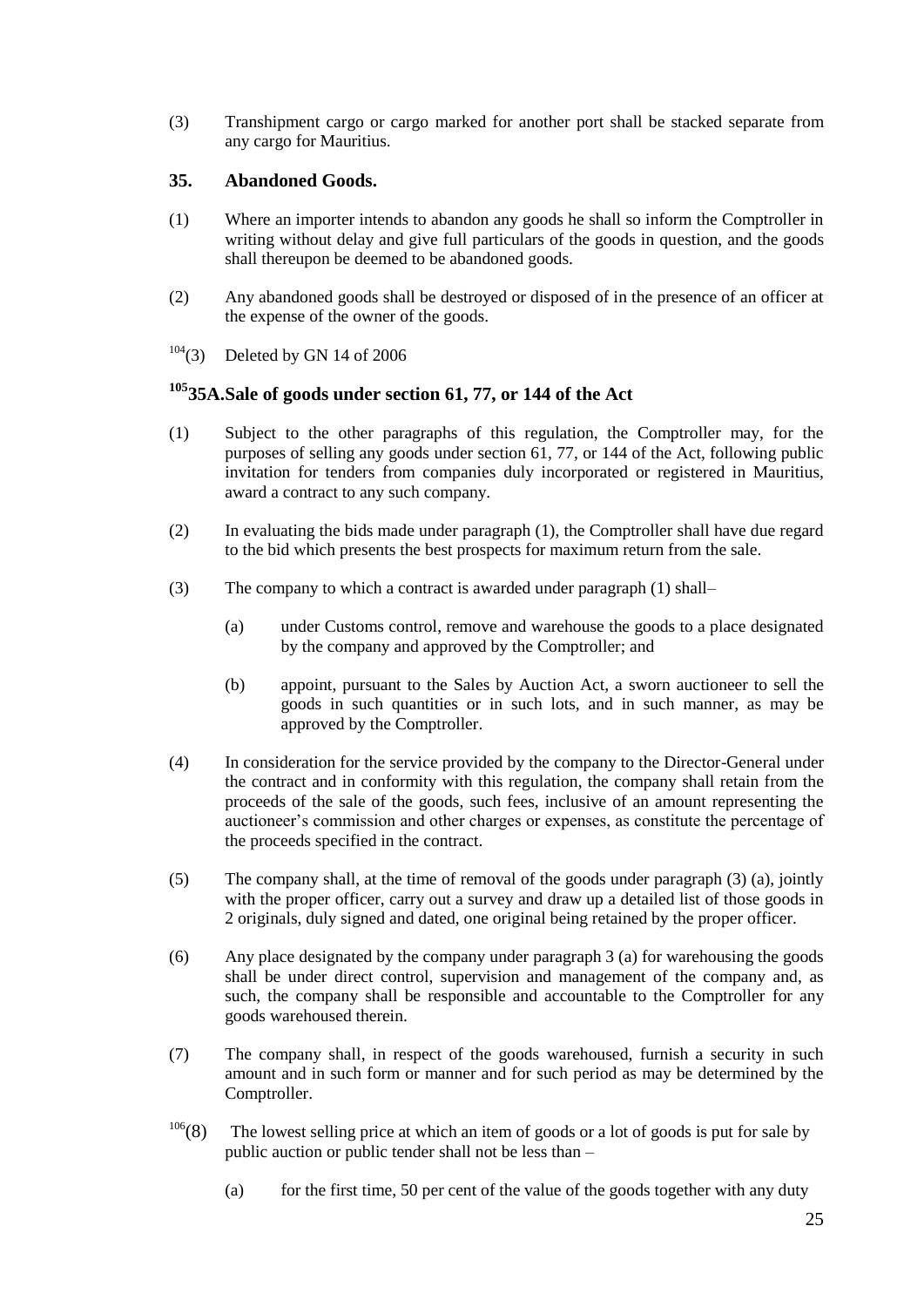(3) Transhipment cargo or cargo marked for another port shall be stacked separate from any cargo for Mauritius.

### 35. Abandoned Goods.

(1) Where an importer intends to abandon any goods he shall so inform the Comptroller in writing without delay and give full particulars of the goods in question, and the goods shall thereupon be deemed to be abandoned goods.

(2) Any abandoned goods shall be destroyed or disposed of in the presence of an officer at the expense of the owner of the goods.

[104](3) Deleted by GN 14 of 2006

### [105]35A. Sale of goods under section 61, 77, or 144 of the Act

(1) Subject to the other paragraphs of this regulation, the Comptroller may, for the purposes of selling any goods under section 61, 77, or 144 of the Act, following public invitation for tenders from companies duly incorporated or registered in Mauritius, award a contract to any such company.

(2) In evaluating the bids made under paragraph (1), the Comptroller shall have due regard to the bid which presents the best prospects for maximum return from the sale.

(3) The company to which a contract is awarded under paragraph (1) shall–

(a) under Customs control, remove and warehouse the goods to a place designated by the company and approved by the Comptroller; and

(b) appoint, pursuant to the Sales by Auction Act, a sworn auctioneer to sell the goods in such quantities or in such lots, and in such manner, as may be approved by the Comptroller.

(4) In consideration for the service provided by the company to the Director-General under the contract and in conformity with this regulation, the company shall retain from the proceeds of the sale of the goods, such fees, inclusive of an amount representing the auctioneer's commission and other charges or expenses, as constitute the percentage of the proceeds specified in the contract.

(5) The company shall, at the time of removal of the goods under paragraph (3) (a), jointly with the proper officer, carry out a survey and draw up a detailed list of those goods in 2 originals, duly signed and dated, one original being retained by the proper officer.

(6) Any place designated by the company under paragraph 3 (a) for warehousing the goods shall be under direct control, supervision and management of the company and, as such, the company shall be responsible and accountable to the Comptroller for any goods warehoused therein.

(7) The company shall, in respect of the goods warehoused, furnish a security in such amount and in such form or manner and for such period as may be determined by the Comptroller.

[106](8) The lowest selling price at which an item of goods or a lot of goods is put for sale by public auction or public tender shall not be less than –

(a) for the first time, 50 per cent of the value of the goods together with any duty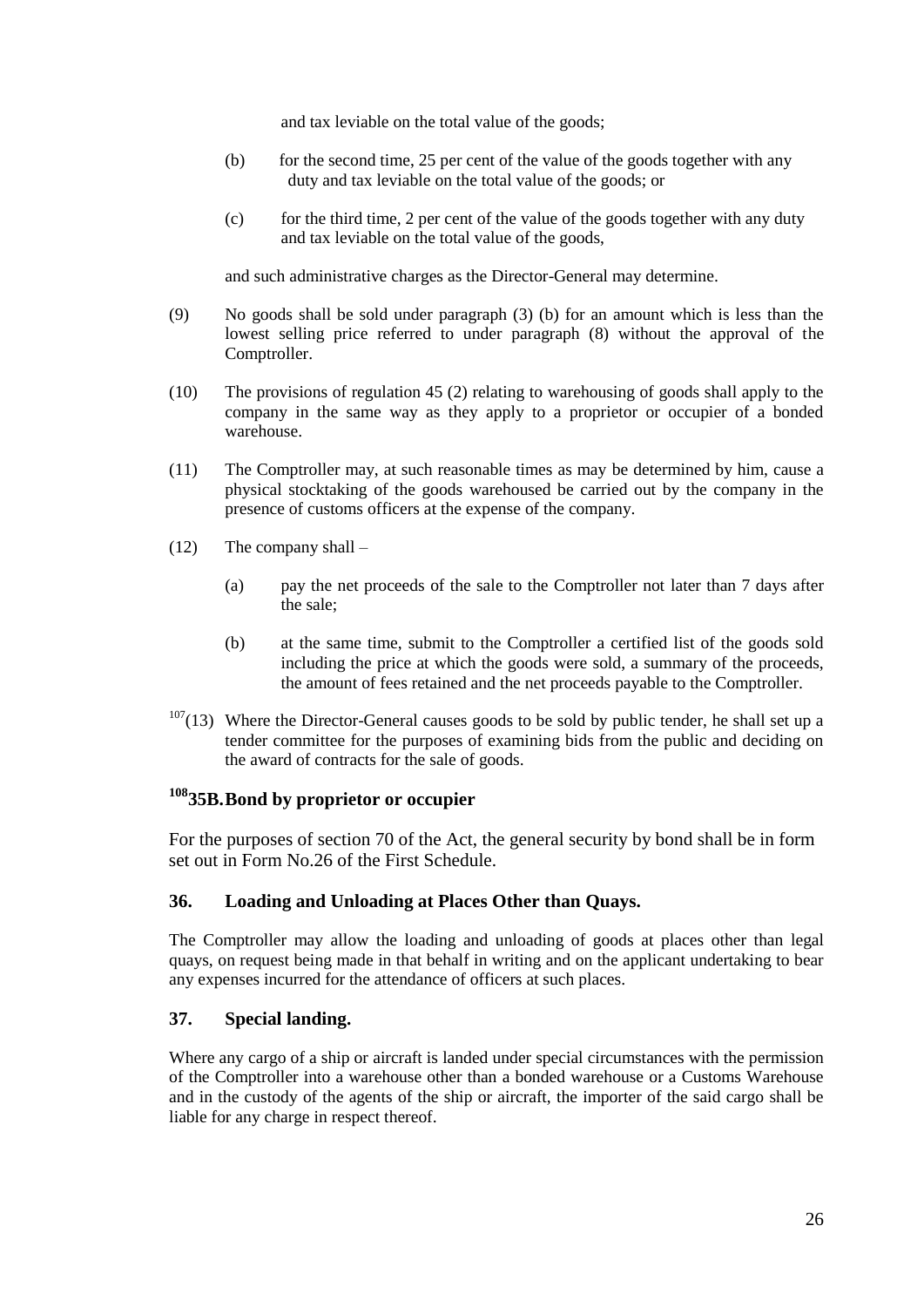and tax leviable on the total value of the goods;

(b) for the second time, 25 per cent of the value of the goods together with any duty and tax leviable on the total value of the goods; or

(c) for the third time, 2 per cent of the value of the goods together with any duty and tax leviable on the total value of the goods,

and such administrative charges as the Director-General may determine.

(9) No goods shall be sold under paragraph (3) (b) for an amount which is less than the lowest selling price referred to under paragraph (8) without the approval of the Comptroller.

(10) The provisions of regulation 45 (2) relating to warehousing of goods shall apply to the company in the same way as they apply to a proprietor or occupier of a bonded warehouse.

(11) The Comptroller may, at such reasonable times as may be determined by him, cause a physical stocktaking of the goods warehoused be carried out by the company in the presence of customs officers at the expense of the company.

(12) The company shall –

(a) pay the net proceeds of the sale to the Comptroller not later than 7 days after the sale;

(b) at the same time, submit to the Comptroller a certified list of the goods sold including the price at which the goods were sold, a summary of the proceeds, the amount of fees retained and the net proceeds payable to the Comptroller.

[107](13) Where the Director-General causes goods to be sold by public tender, he shall set up a tender committee for the purposes of examining bids from the public and deciding on the award of contracts for the sale of goods.

### [108]35B. Bond by proprietor or occupier

For the purposes of section 70 of the Act, the general security by bond shall be in form set out in Form No.26 of the First Schedule.

### 36. Loading and Unloading at Places Other than Quays.

The Comptroller may allow the loading and unloading of goods at places other than legal quays, on request being made in that behalf in writing and on the applicant undertaking to bear any expenses incurred for the attendance of officers at such places.

### 37. Special landing.

Where any cargo of a ship or aircraft is landed under special circumstances with the permission of the Comptroller into a warehouse other than a bonded warehouse or a Customs Warehouse and in the custody of the agents of the ship or aircraft, the importer of the said cargo shall be liable for any charge in respect thereof.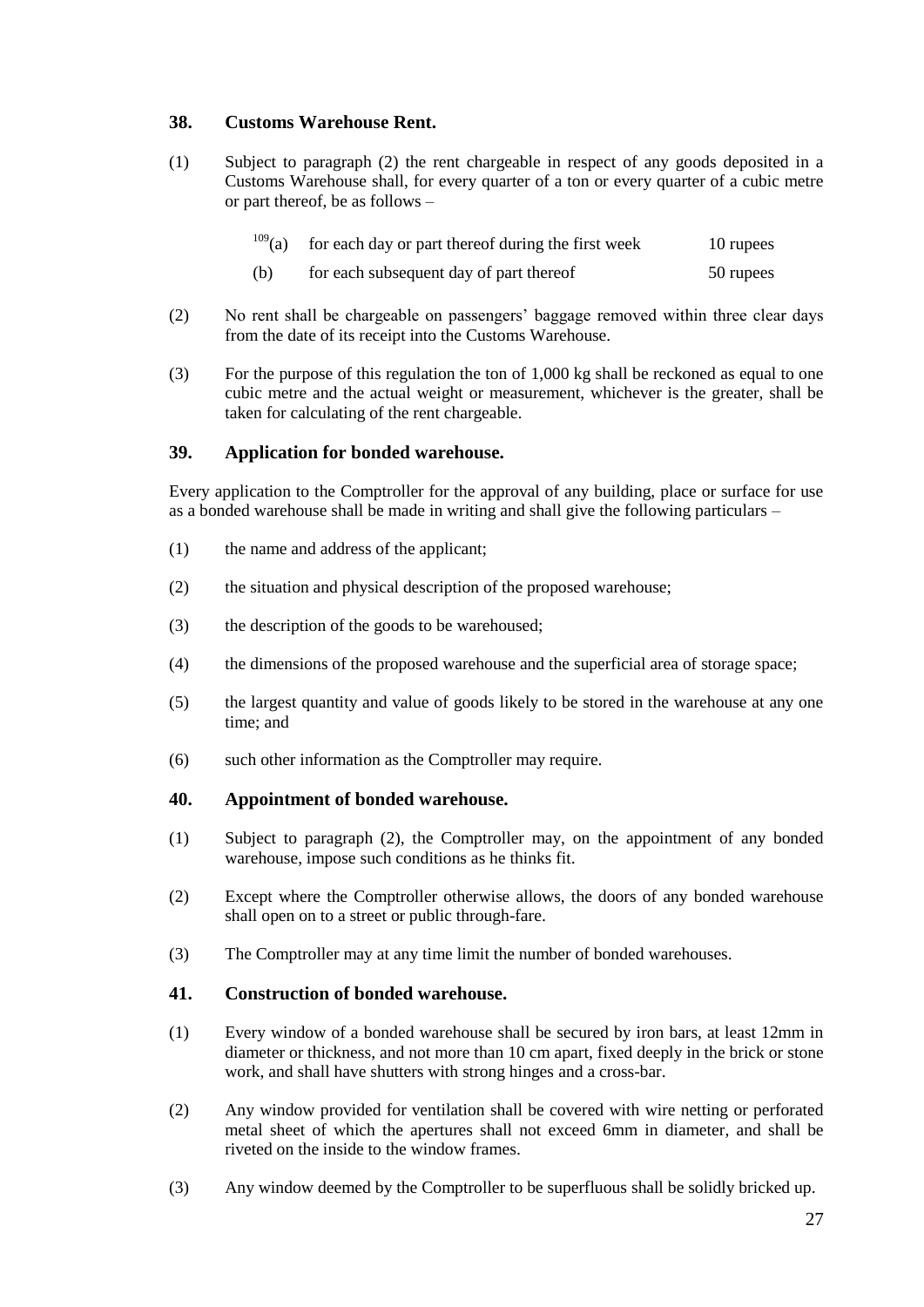### 38. Customs Warehouse Rent.

(1) Subject to paragraph (2) the rent chargeable in respect of any goods deposited in a Customs Warehouse shall, for every quarter of a ton or every quarter of a cubic metre or part thereof, be as follows –

[109](a) for each day or part thereof during the first week 10 rupees

(b) for each subsequent day of part thereof 50 rupees

(2) No rent shall be chargeable on passengers' baggage removed within three clear days from the date of its receipt into the Customs Warehouse.

(3) For the purpose of this regulation the ton of 1,000 kg shall be reckoned as equal to one cubic metre and the actual weight or measurement, whichever is the greater, shall be taken for calculating of the rent chargeable.

### 39. Application for bonded warehouse.

Every application to the Comptroller for the approval of any building, place or surface for use as a bonded warehouse shall be made in writing and shall give the following particulars –

(1) the name and address of the applicant;

(2) the situation and physical description of the proposed warehouse;

(3) the description of the goods to be warehoused;

(4) the dimensions of the proposed warehouse and the superficial area of storage space;

(5) the largest quantity and value of goods likely to be stored in the warehouse at any one time; and

(6) such other information as the Comptroller may require.

### 40. Appointment of bonded warehouse.

(1) Subject to paragraph (2), the Comptroller may, on the appointment of any bonded warehouse, impose such conditions as he thinks fit.

(2) Except where the Comptroller otherwise allows, the doors of any bonded warehouse shall open on to a street or public through-fare.

(3) The Comptroller may at any time limit the number of bonded warehouses.

### 41. Construction of bonded warehouse.

(1) Every window of a bonded warehouse shall be secured by iron bars, at least 12mm in diameter or thickness, and not more than 10 cm apart, fixed deeply in the brick or stone work, and shall have shutters with strong hinges and a cross-bar.

(2) Any window provided for ventilation shall be covered with wire netting or perforated metal sheet of which the apertures shall not exceed 6mm in diameter, and shall be riveted on the inside to the window frames.

(3) Any window deemed by the Comptroller to be superfluous shall be solidly bricked up.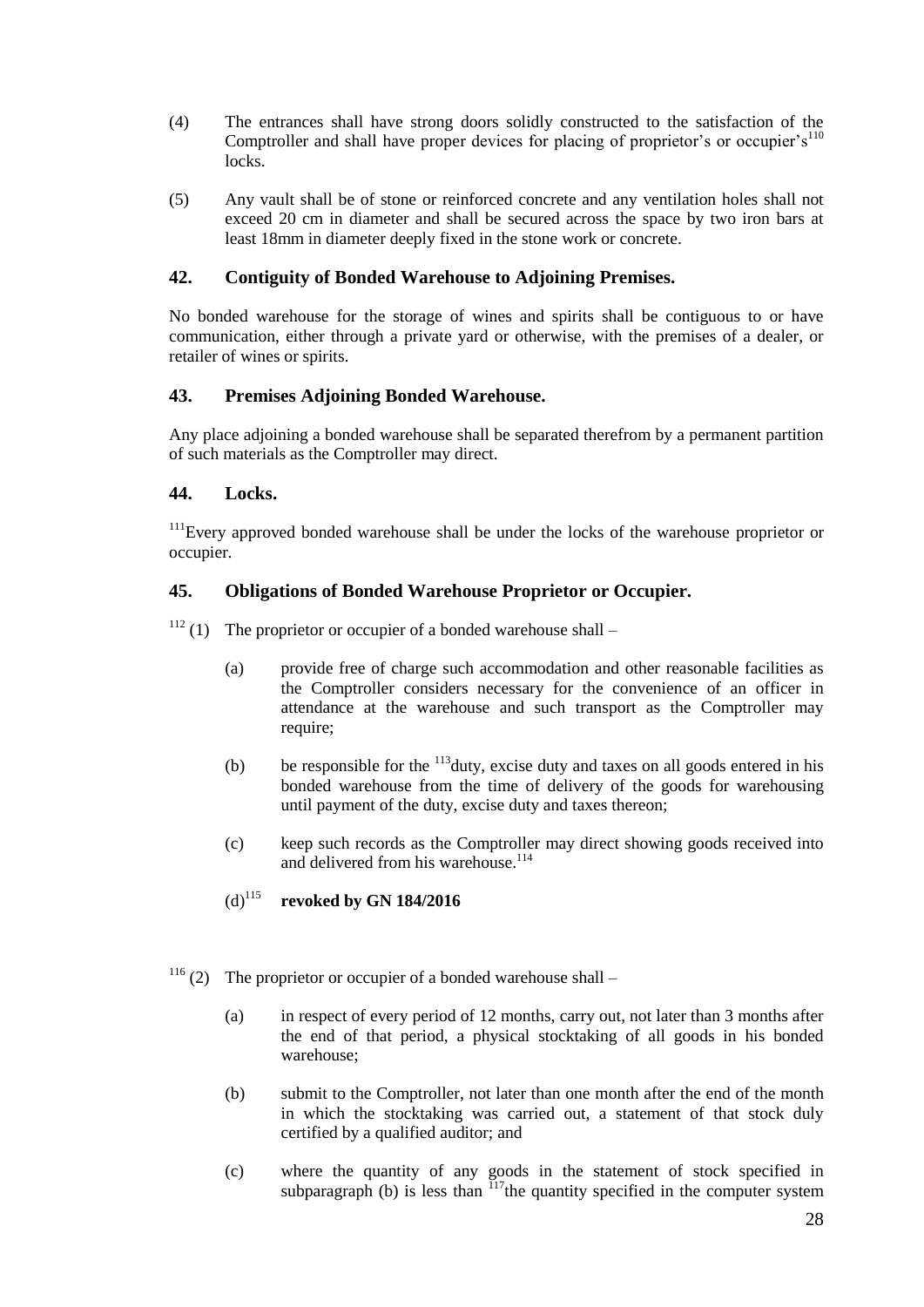(4) The entrances shall have strong doors solidly constructed to the satisfaction of the Comptroller and shall have proper devices for placing of proprietor's or occupier's[110] locks.

(5) Any vault shall be of stone or reinforced concrete and any ventilation holes shall not exceed 20 cm in diameter and shall be secured across the space by two iron bars at least 18mm in diameter deeply fixed in the stone work or concrete.

### 42. Contiguity of Bonded Warehouse to Adjoining Premises.

No bonded warehouse for the storage of wines and spirits shall be contiguous to or have communication, either through a private yard or otherwise, with the premises of a dealer, or retailer of wines or spirits.

### 43. Premises Adjoining Bonded Warehouse.

Any place adjoining a bonded warehouse shall be separated therefrom by a permanent partition of such materials as the Comptroller may direct.

### 44. Locks.

[111]Every approved bonded warehouse shall be under the locks of the warehouse proprietor or occupier.

### 45. Obligations of Bonded Warehouse Proprietor or Occupier.

[112] (1) The proprietor or occupier of a bonded warehouse shall –

(a) provide free of charge such accommodation and other reasonable facilities as the Comptroller considers necessary for the convenience of an officer in attendance at the warehouse and such transport as the Comptroller may require;

(b) be responsible for the [113]duty, excise duty and taxes on all goods entered in his bonded warehouse from the time of delivery of the goods for warehousing until payment of the duty, excise duty and taxes thereon;

(c) keep such records as the Comptroller may direct showing goods received into and delivered from his warehouse.[114]

(d)[115] **revoked by GN 184/2016**

[116] (2) The proprietor or occupier of a bonded warehouse shall –

(a) in respect of every period of 12 months, carry out, not later than 3 months after the end of that period, a physical stocktaking of all goods in his bonded warehouse;

(b) submit to the Comptroller, not later than one month after the end of the month in which the stocktaking was carried out, a statement of that stock duly certified by a qualified auditor; and

(c) where the quantity of any goods in the statement of stock specified in subparagraph (b) is less than [117]the quantity specified in the computer system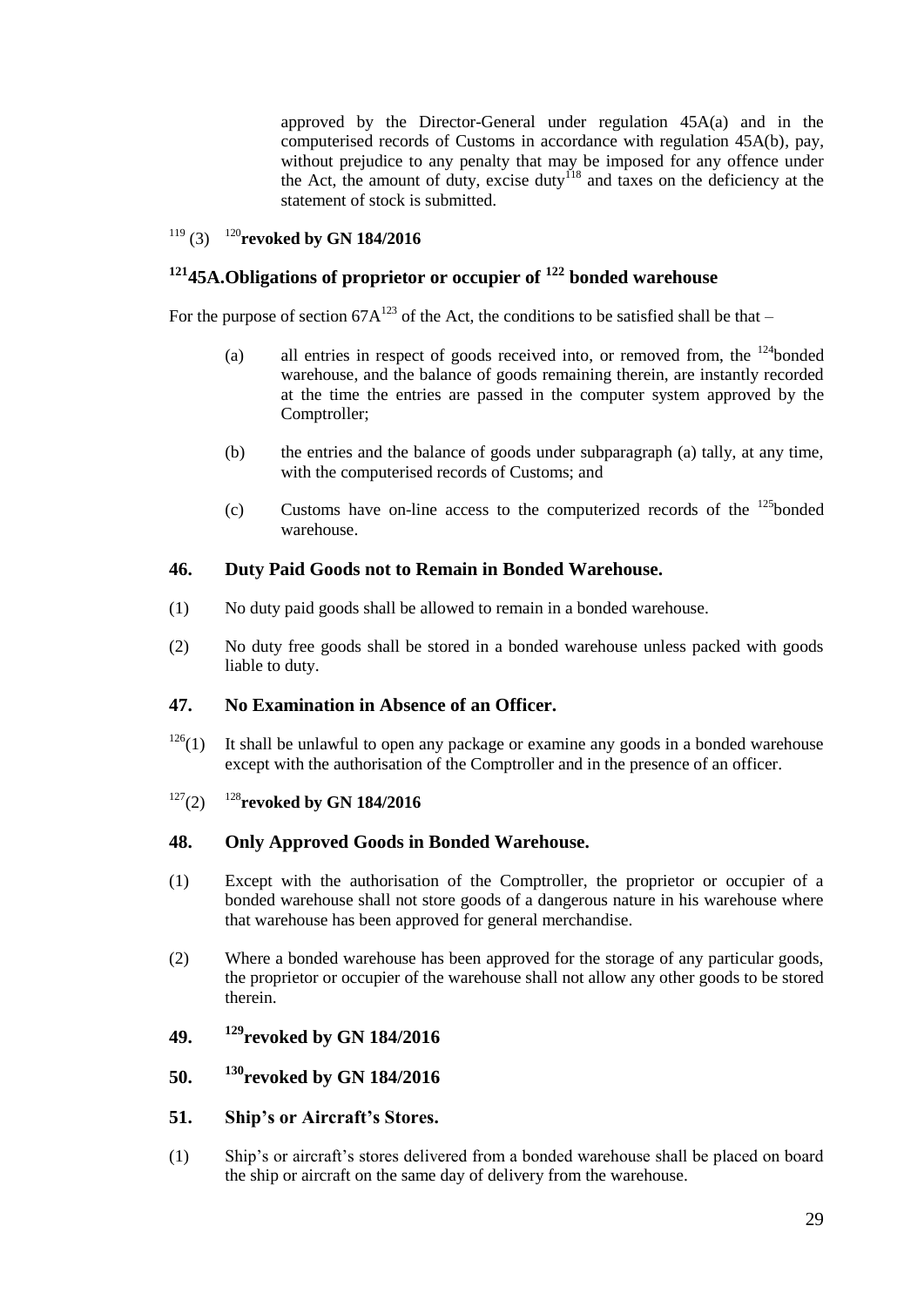approved by the Director-General under regulation 45A(a) and in the computerised records of Customs in accordance with regulation 45A(b), pay, without prejudice to any penalty that may be imposed for any offence under the Act, the amount of duty, excise duty[118] and taxes on the deficiency at the statement of stock is submitted.

[119] (3) [120]**revoked by GN 184/2016**

## [121]45A.Obligations of proprietor or occupier of [122] bonded warehouse

For the purpose of section 67A[123] of the Act, the conditions to be satisfied shall be that –

(a) all entries in respect of goods received into, or removed from, the [124]bonded warehouse, and the balance of goods remaining therein, are instantly recorded at the time the entries are passed in the computer system approved by the Comptroller;

(b) the entries and the balance of goods under subparagraph (a) tally, at any time, with the computerised records of Customs; and

(c) Customs have on-line access to the computerized records of the [125]bonded warehouse.

## 46. Duty Paid Goods not to Remain in Bonded Warehouse.

(1) No duty paid goods shall be allowed to remain in a bonded warehouse.

(2) No duty free goods shall be stored in a bonded warehouse unless packed with goods liable to duty.

## 47. No Examination in Absence of an Officer.

[126](1) It shall be unlawful to open any package or examine any goods in a bonded warehouse except with the authorisation of the Comptroller and in the presence of an officer.

[127](2) [128]**revoked by GN 184/2016**

## 48. Only Approved Goods in Bonded Warehouse.

(1) Except with the authorisation of the Comptroller, the proprietor or occupier of a bonded warehouse shall not store goods of a dangerous nature in his warehouse where that warehouse has been approved for general merchandise.

(2) Where a bonded warehouse has been approved for the storage of any particular goods, the proprietor or occupier of the warehouse shall not allow any other goods to be stored therein.

## 49. [129]revoked by GN 184/2016

## 50. [130]revoked by GN 184/2016

## 51. Ship's or Aircraft's Stores.

(1) Ship's or aircraft's stores delivered from a bonded warehouse shall be placed on board the ship or aircraft on the same day of delivery from the warehouse.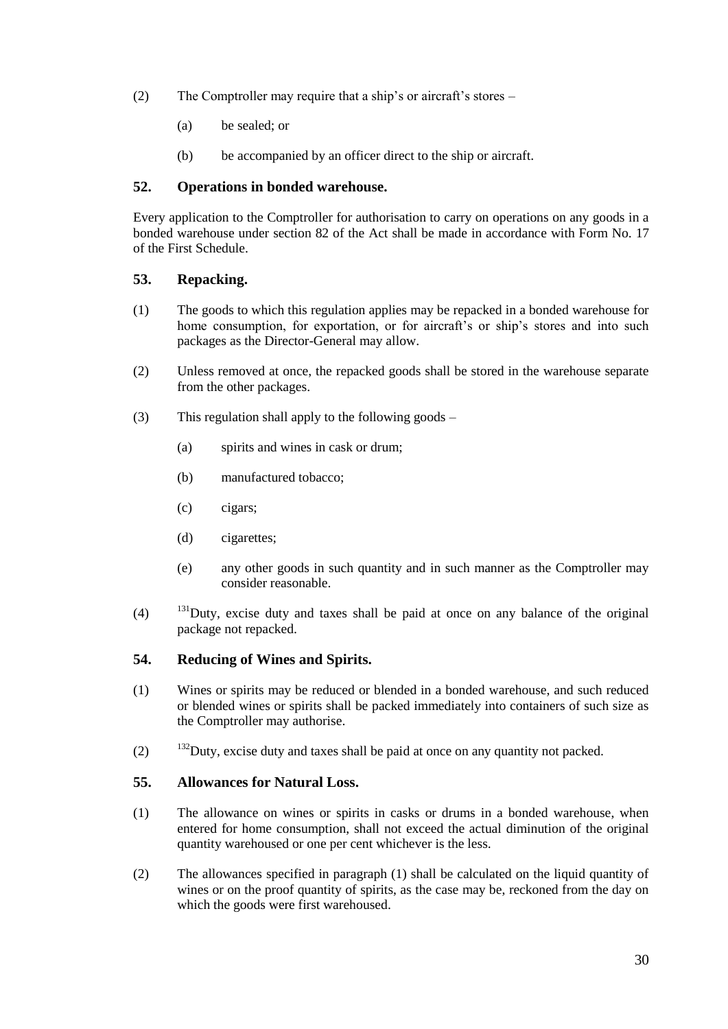(2) The Comptroller may require that a ship's or aircraft's stores –

(a) be sealed; or

(b) be accompanied by an officer direct to the ship or aircraft.

## 52. Operations in bonded warehouse.

Every application to the Comptroller for authorisation to carry on operations on any goods in a bonded warehouse under section 82 of the Act shall be made in accordance with Form No. 17 of the First Schedule.

## 53. Repacking.

(1) The goods to which this regulation applies may be repacked in a bonded warehouse for home consumption, for exportation, or for aircraft's or ship's stores and into such packages as the Director-General may allow.

(2) Unless removed at once, the repacked goods shall be stored in the warehouse separate from the other packages.

(3) This regulation shall apply to the following goods –

(a) spirits and wines in cask or drum;

(b) manufactured tobacco;

(c) cigars;

(d) cigarettes;

(e) any other goods in such quantity and in such manner as the Comptroller may consider reasonable.

(4) [131]Duty, excise duty and taxes shall be paid at once on any balance of the original package not repacked.

## 54. Reducing of Wines and Spirits.

(1) Wines or spirits may be reduced or blended in a bonded warehouse, and such reduced or blended wines or spirits shall be packed immediately into containers of such size as the Comptroller may authorise.

(2) [132]Duty, excise duty and taxes shall be paid at once on any quantity not packed.

## 55. Allowances for Natural Loss.

(1) The allowance on wines or spirits in casks or drums in a bonded warehouse, when entered for home consumption, shall not exceed the actual diminution of the original quantity warehoused or one per cent whichever is the less.

(2) The allowances specified in paragraph (1) shall be calculated on the liquid quantity of wines or on the proof quantity of spirits, as the case may be, reckoned from the day on which the goods were first warehoused.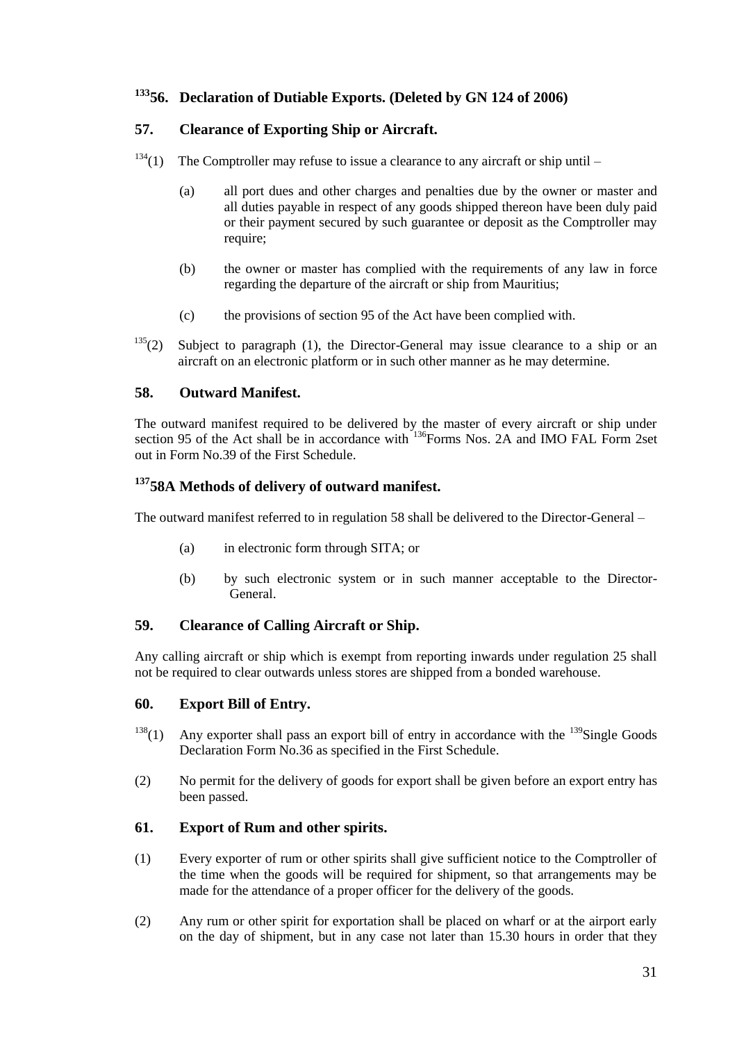## [133]56. Declaration of Dutiable Exports. (Deleted by GN 124 of 2006)

## 57. Clearance of Exporting Ship or Aircraft.

[134](1) The Comptroller may refuse to issue a clearance to any aircraft or ship until –

(a) all port dues and other charges and penalties due by the owner or master and all duties payable in respect of any goods shipped thereon have been duly paid or their payment secured by such guarantee or deposit as the Comptroller may require;

(b) the owner or master has complied with the requirements of any law in force regarding the departure of the aircraft or ship from Mauritius;

(c) the provisions of section 95 of the Act have been complied with.

[135](2) Subject to paragraph (1), the Director-General may issue clearance to a ship or an aircraft on an electronic platform or in such other manner as he may determine.

## 58. Outward Manifest.

The outward manifest required to be delivered by the master of every aircraft or ship under section 95 of the Act shall be in accordance with [136]Forms Nos. 2A and IMO FAL Form 2set out in Form No.39 of the First Schedule.

## [137]58A Methods of delivery of outward manifest.

The outward manifest referred to in regulation 58 shall be delivered to the Director-General –

(a) in electronic form through SITA; or

(b) by such electronic system or in such manner acceptable to the Director-General.

## 59. Clearance of Calling Aircraft or Ship.

Any calling aircraft or ship which is exempt from reporting inwards under regulation 25 shall not be required to clear outwards unless stores are shipped from a bonded warehouse.

## 60. Export Bill of Entry.

[138](1) Any exporter shall pass an export bill of entry in accordance with the [139]Single Goods Declaration Form No.36 as specified in the First Schedule.

(2) No permit for the delivery of goods for export shall be given before an export entry has been passed.

## 61. Export of Rum and other spirits.

(1) Every exporter of rum or other spirits shall give sufficient notice to the Comptroller of the time when the goods will be required for shipment, so that arrangements may be made for the attendance of a proper officer for the delivery of the goods.

(2) Any rum or other spirit for exportation shall be placed on wharf or at the airport early on the day of shipment, but in any case not later than 15.30 hours in order that they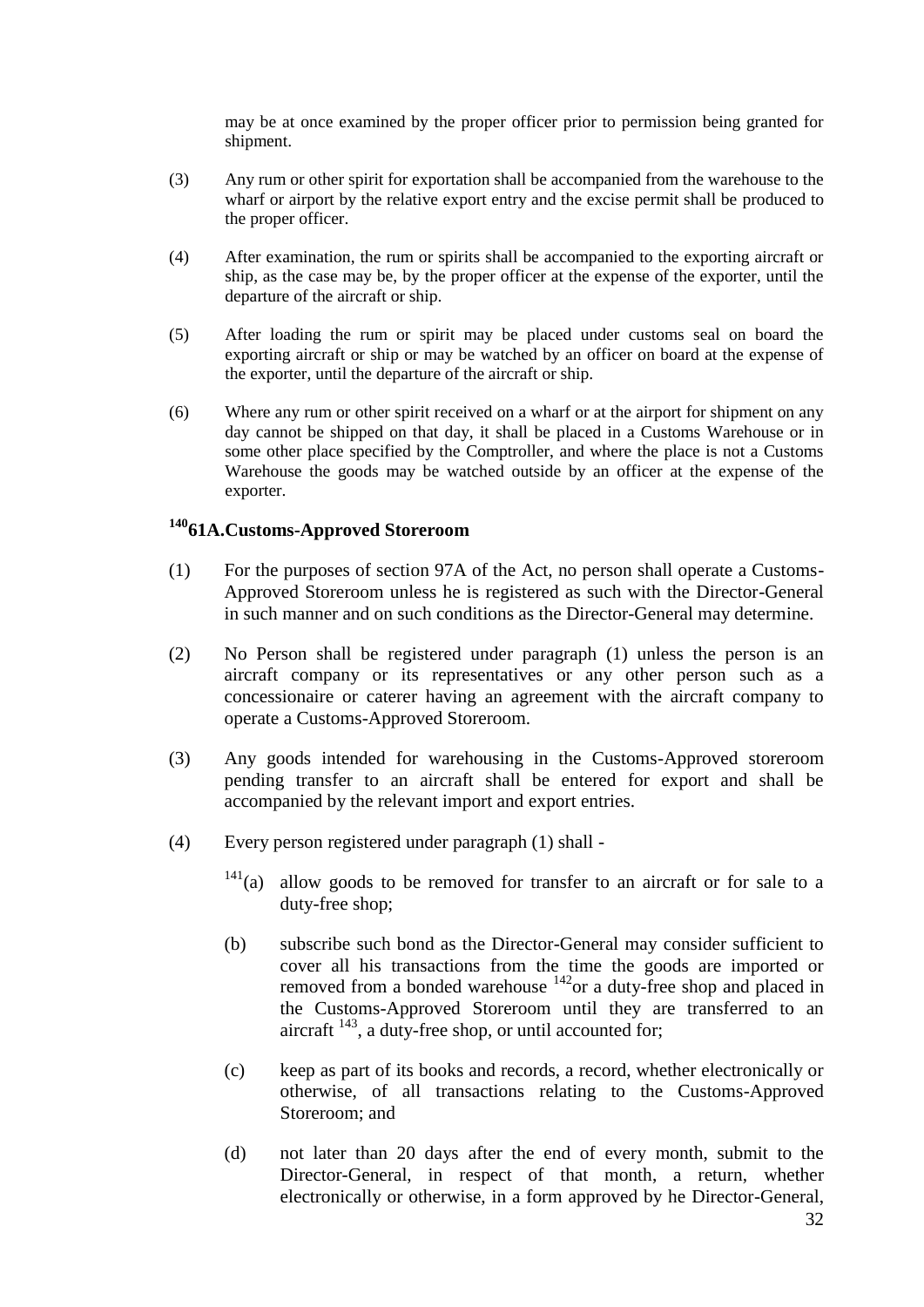may be at once examined by the proper officer prior to permission being granted for shipment.

(3) Any rum or other spirit for exportation shall be accompanied from the warehouse to the wharf or airport by the relative export entry and the excise permit shall be produced to the proper officer.

(4) After examination, the rum or spirits shall be accompanied to the exporting aircraft or ship, as the case may be, by the proper officer at the expense of the exporter, until the departure of the aircraft or ship.

(5) After loading the rum or spirit may be placed under customs seal on board the exporting aircraft or ship or may be watched by an officer on board at the expense of the exporter, until the departure of the aircraft or ship.

(6) Where any rum or other spirit received on a wharf or at the airport for shipment on any day cannot be shipped on that day, it shall be placed in a Customs Warehouse or in some other place specified by the Comptroller, and where the place is not a Customs Warehouse the goods may be watched outside by an officer at the expense of the exporter.

### [140]61A.Customs-Approved Storeroom

(1) For the purposes of section 97A of the Act, no person shall operate a Customs-Approved Storeroom unless he is registered as such with the Director-General in such manner and on such conditions as the Director-General may determine.

(2) No Person shall be registered under paragraph (1) unless the person is an aircraft company or its representatives or any other person such as a concessionaire or caterer having an agreement with the aircraft company to operate a Customs-Approved Storeroom.

(3) Any goods intended for warehousing in the Customs-Approved storeroom pending transfer to an aircraft shall be entered for export and shall be accompanied by the relevant import and export entries.

(4) Every person registered under paragraph (1) shall -

[141](a) allow goods to be removed for transfer to an aircraft or for sale to a duty-free shop;

(b) subscribe such bond as the Director-General may consider sufficient to cover all his transactions from the time the goods are imported or removed from a bonded warehouse [142]or a duty-free shop and placed in the Customs-Approved Storeroom until they are transferred to an aircraft [143], a duty-free shop, or until accounted for;

(c) keep as part of its books and records, a record, whether electronically or otherwise, of all transactions relating to the Customs-Approved Storeroom; and

(d) not later than 20 days after the end of every month, submit to the Director-General, in respect of that month, a return, whether electronically or otherwise, in a form approved by he Director-General,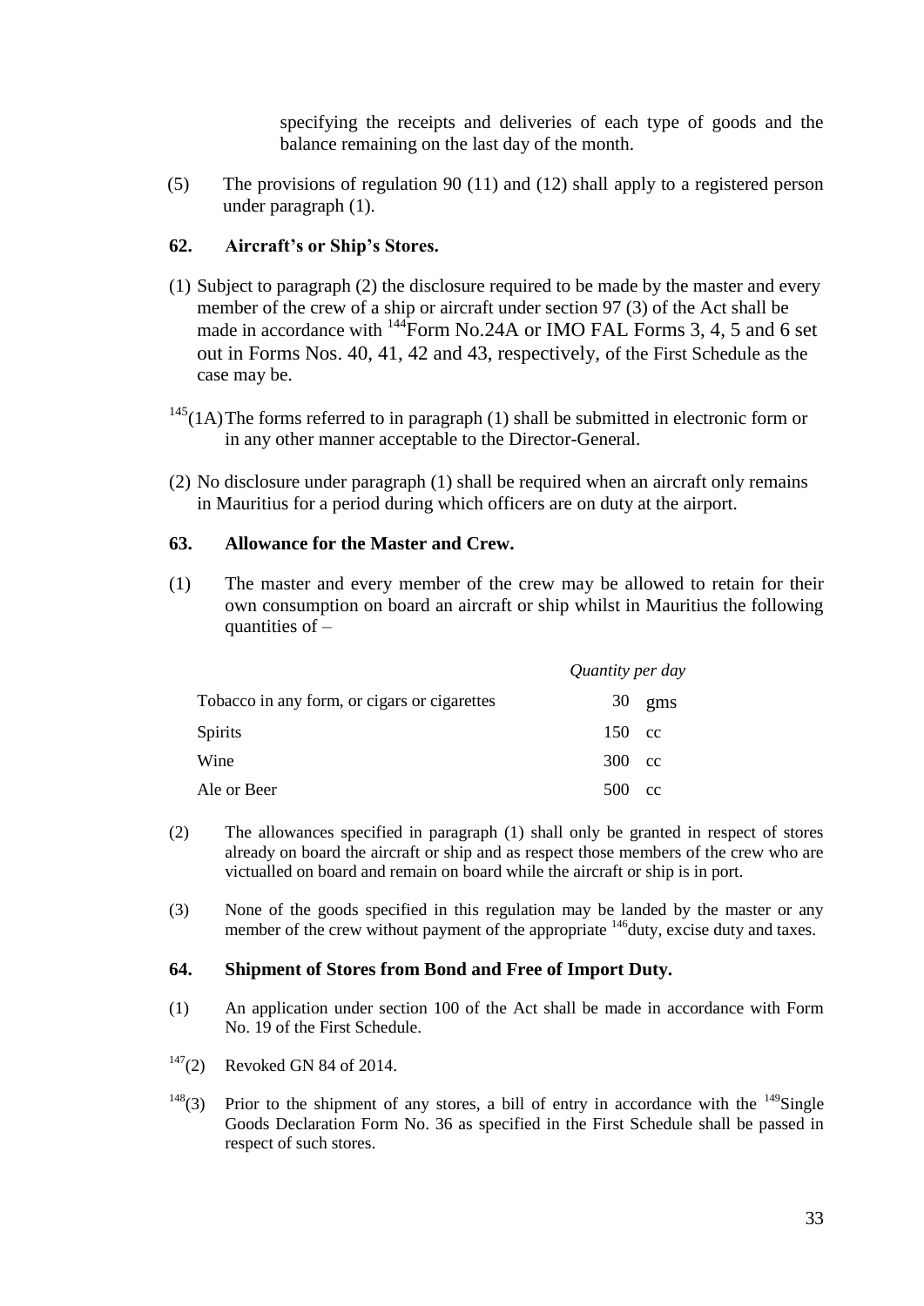specifying the receipts and deliveries of each type of goods and the balance remaining on the last day of the month.

(5) The provisions of regulation 90 (11) and (12) shall apply to a registered person under paragraph (1).

### 62. Aircraft's or Ship's Stores.

(1) Subject to paragraph (2) the disclosure required to be made by the master and every member of the crew of a ship or aircraft under section 97 (3) of the Act shall be made in accordance with [144]Form No.24A or IMO FAL Forms 3, 4, 5 and 6 set out in Forms Nos. 40, 41, 42 and 43, respectively, of the First Schedule as the case may be.

[145](1A) The forms referred to in paragraph (1) shall be submitted in electronic form or in any other manner acceptable to the Director-General.

(2) No disclosure under paragraph (1) shall be required when an aircraft only remains in Mauritius for a period during which officers are on duty at the airport.

### 63. Allowance for the Master and Crew.

(1) The master and every member of the crew may be allowed to retain for their own consumption on board an aircraft or ship whilst in Mauritius the following quantities of –

| | *Quantity per day* |
|---|---|
| Tobacco in any form, or cigars or cigarettes | 30 gms |
| Spirits | 150 cc |
| Wine | 300 cc |
| Ale or Beer | 500 cc |

(2) The allowances specified in paragraph (1) shall only be granted in respect of stores already on board the aircraft or ship and as respect those members of the crew who are victualled on board and remain on board while the aircraft or ship is in port.

(3) None of the goods specified in this regulation may be landed by the master or any member of the crew without payment of the appropriate [146]duty, excise duty and taxes.

### 64. Shipment of Stores from Bond and Free of Import Duty.

(1) An application under section 100 of the Act shall be made in accordance with Form No. 19 of the First Schedule.

[147](2) Revoked GN 84 of 2014.

[148](3) Prior to the shipment of any stores, a bill of entry in accordance with the [149]Single Goods Declaration Form No. 36 as specified in the First Schedule shall be passed in respect of such stores.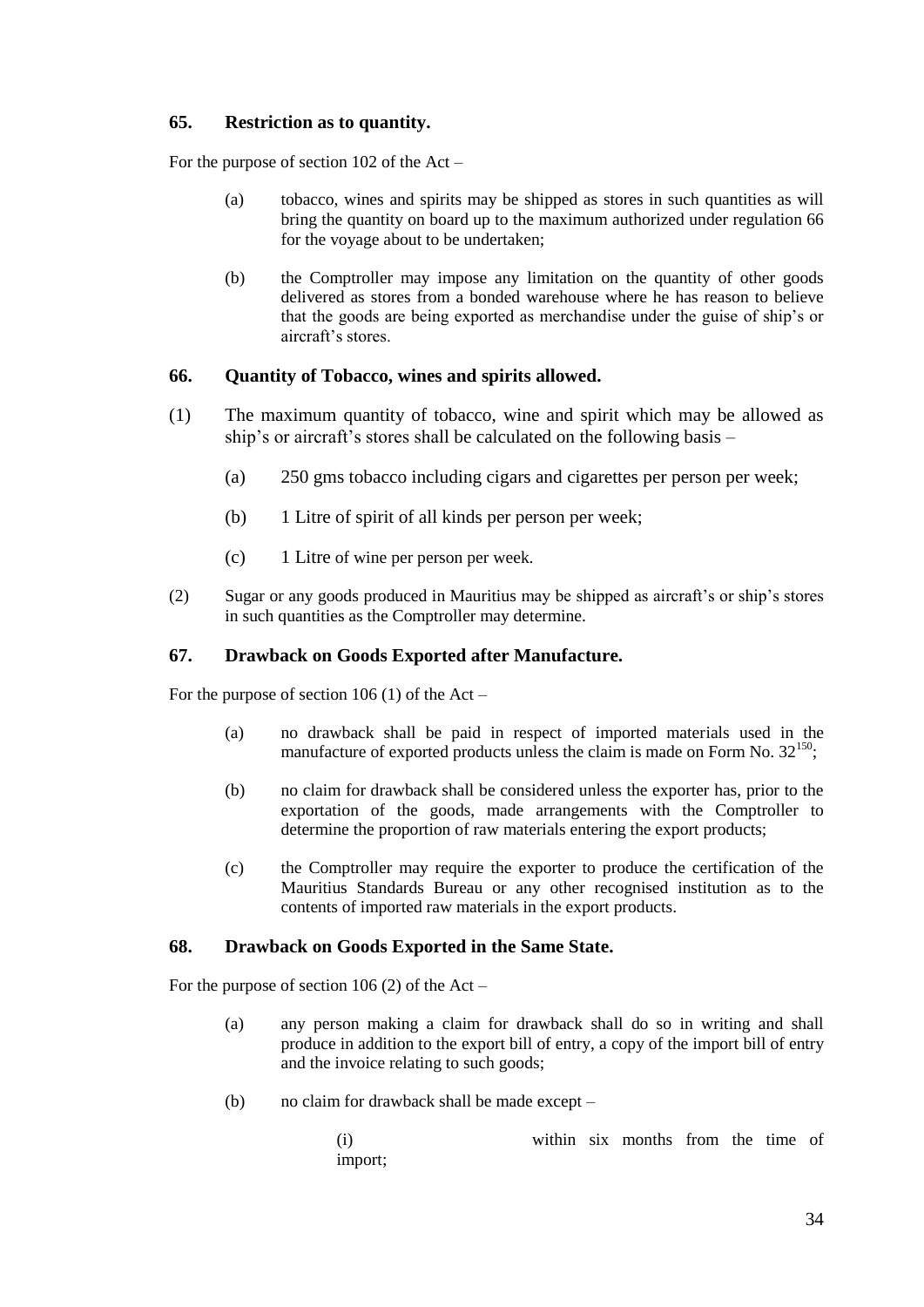### 65. Restriction as to quantity.

For the purpose of section 102 of the Act –

(a) tobacco, wines and spirits may be shipped as stores in such quantities as will bring the quantity on board up to the maximum authorized under regulation 66 for the voyage about to be undertaken;

(b) the Comptroller may impose any limitation on the quantity of other goods delivered as stores from a bonded warehouse where he has reason to believe that the goods are being exported as merchandise under the guise of ship's or aircraft's stores.

### 66. Quantity of Tobacco, wines and spirits allowed.

(1) The maximum quantity of tobacco, wine and spirit which may be allowed as ship's or aircraft's stores shall be calculated on the following basis –

(a) 250 gms tobacco including cigars and cigarettes per person per week;

(b) 1 Litre of spirit of all kinds per person per week;

(c) 1 Litre of wine per person per week.

(2) Sugar or any goods produced in Mauritius may be shipped as aircraft's or ship's stores in such quantities as the Comptroller may determine.

### 67. Drawback on Goods Exported after Manufacture.

For the purpose of section 106 (1) of the Act –

(a) no drawback shall be paid in respect of imported materials used in the manufacture of exported products unless the claim is made on Form No. 32[150];

(b) no claim for drawback shall be considered unless the exporter has, prior to the exportation of the goods, made arrangements with the Comptroller to determine the proportion of raw materials entering the export products;

(c) the Comptroller may require the exporter to produce the certification of the Mauritius Standards Bureau or any other recognised institution as to the contents of imported raw materials in the export products.

### 68. Drawback on Goods Exported in the Same State.

For the purpose of section 106 (2) of the Act –

(a) any person making a claim for drawback shall do so in writing and shall produce in addition to the export bill of entry, a copy of the import bill of entry and the invoice relating to such goods;

(b) no claim for drawback shall be made except –

(i) within six months from the time of import;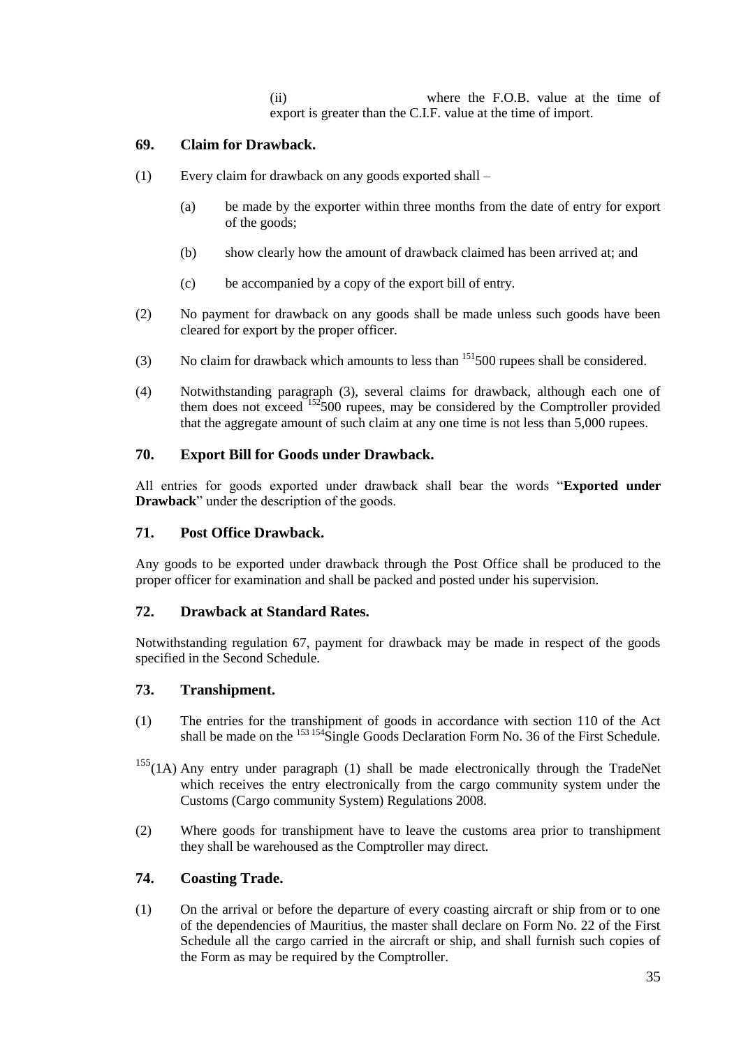(ii) where the F.O.B. value at the time of export is greater than the C.I.F. value at the time of import.

## 69. Claim for Drawback.

(1) Every claim for drawback on any goods exported shall –

(a) be made by the exporter within three months from the date of entry for export of the goods;

(b) show clearly how the amount of drawback claimed has been arrived at; and

(c) be accompanied by a copy of the export bill of entry.

(2) No payment for drawback on any goods shall be made unless such goods have been cleared for export by the proper officer.

(3) No claim for drawback which amounts to less than [151]500 rupees shall be considered.

(4) Notwithstanding paragraph (3), several claims for drawback, although each one of them does not exceed [152]500 rupees, may be considered by the Comptroller provided that the aggregate amount of such claim at any one time is not less than 5,000 rupees.

## 70. Export Bill for Goods under Drawback.

All entries for goods exported under drawback shall bear the words "**Exported under Drawback**" under the description of the goods.

## 71. Post Office Drawback.

Any goods to be exported under drawback through the Post Office shall be produced to the proper officer for examination and shall be packed and posted under his supervision.

## 72. Drawback at Standard Rates.

Notwithstanding regulation 67, payment for drawback may be made in respect of the goods specified in the Second Schedule.

## 73. Transhipment.

(1) The entries for the transhipment of goods in accordance with section 110 of the Act shall be made on the [153] [154]Single Goods Declaration Form No. 36 of the First Schedule.

[155](1A) Any entry under paragraph (1) shall be made electronically through the TradeNet which receives the entry electronically from the cargo community system under the Customs (Cargo community System) Regulations 2008.

(2) Where goods for transhipment have to leave the customs area prior to transhipment they shall be warehoused as the Comptroller may direct.

## 74. Coasting Trade.

(1) On the arrival or before the departure of every coasting aircraft or ship from or to one of the dependencies of Mauritius, the master shall declare on Form No. 22 of the First Schedule all the cargo carried in the aircraft or ship, and shall furnish such copies of the Form as may be required by the Comptroller.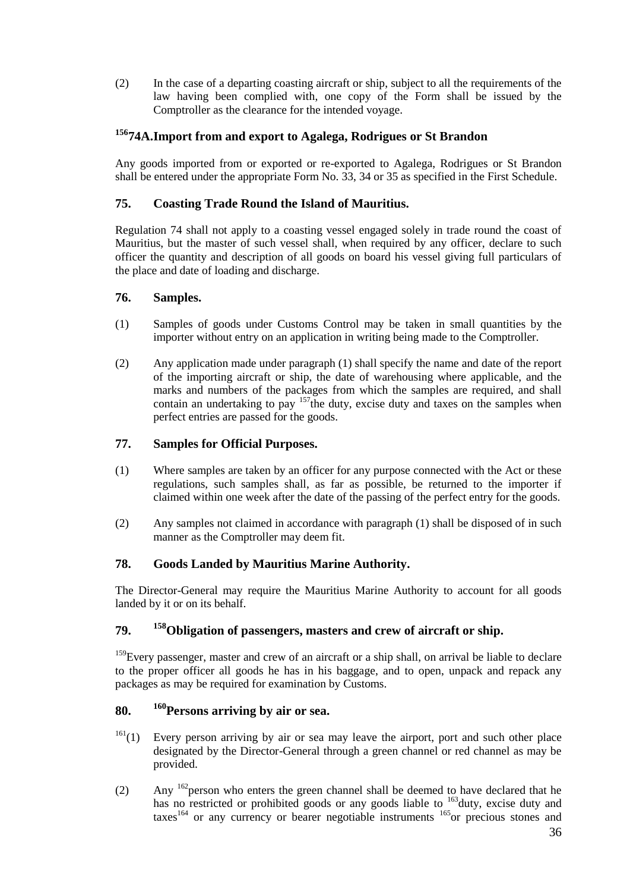(2) In the case of a departing coasting aircraft or ship, subject to all the requirements of the law having been complied with, one copy of the Form shall be issued by the Comptroller as the clearance for the intended voyage.

## [156]74A. Import from and export to Agalega, Rodrigues or St Brandon

Any goods imported from or exported or re-exported to Agalega, Rodrigues or St Brandon shall be entered under the appropriate Form No. 33, 34 or 35 as specified in the First Schedule.

## 75. Coasting Trade Round the Island of Mauritius.

Regulation 74 shall not apply to a coasting vessel engaged solely in trade round the coast of Mauritius, but the master of such vessel shall, when required by any officer, declare to such officer the quantity and description of all goods on board his vessel giving full particulars of the place and date of loading and discharge.

## 76. Samples.

(1) Samples of goods under Customs Control may be taken in small quantities by the importer without entry on an application in writing being made to the Comptroller.

(2) Any application made under paragraph (1) shall specify the name and date of the report of the importing aircraft or ship, the date of warehousing where applicable, and the marks and numbers of the packages from which the samples are required, and shall contain an undertaking to pay [157]the duty, excise duty and taxes on the samples when perfect entries are passed for the goods.

## 77. Samples for Official Purposes.

(1) Where samples are taken by an officer for any purpose connected with the Act or these regulations, such samples shall, as far as possible, be returned to the importer if claimed within one week after the date of the passing of the perfect entry for the goods.

(2) Any samples not claimed in accordance with paragraph (1) shall be disposed of in such manner as the Comptroller may deem fit.

## 78. Goods Landed by Mauritius Marine Authority.

The Director-General may require the Mauritius Marine Authority to account for all goods landed by it or on its behalf.

## 79. [158]Obligation of passengers, masters and crew of aircraft or ship.

[159]Every passenger, master and crew of an aircraft or a ship shall, on arrival be liable to declare to the proper officer all goods he has in his baggage, and to open, unpack and repack any packages as may be required for examination by Customs.

## 80. [160]Persons arriving by air or sea.

[161](1) Every person arriving by air or sea may leave the airport, port and such other place designated by the Director-General through a green channel or red channel as may be provided.

(2) Any [162]person who enters the green channel shall be deemed to have declared that he has no restricted or prohibited goods or any goods liable to [163]duty, excise duty and taxes[164] or any currency or bearer negotiable instruments [165]or precious stones and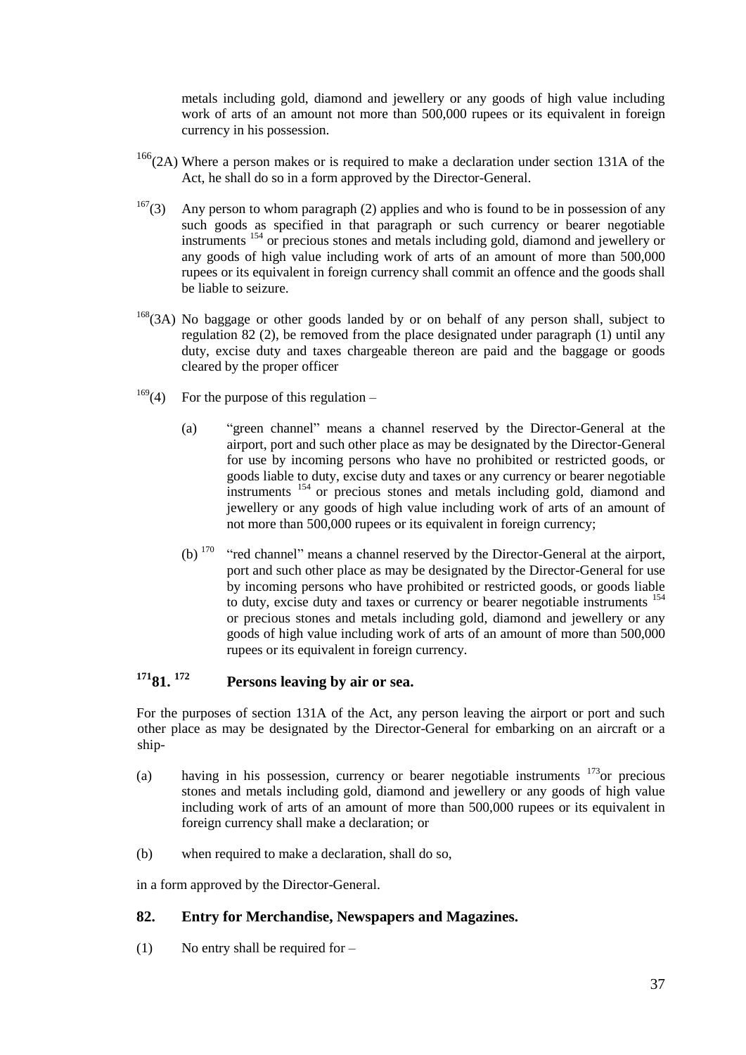metals including gold, diamond and jewellery or any goods of high value including work of arts of an amount not more than 500,000 rupees or its equivalent in foreign currency in his possession.

[166](2A) Where a person makes or is required to make a declaration under section 131A of the Act, he shall do so in a form approved by the Director-General.

[167](3) Any person to whom paragraph (2) applies and who is found to be in possession of any such goods as specified in that paragraph or such currency or bearer negotiable instruments [154] or precious stones and metals including gold, diamond and jewellery or any goods of high value including work of arts of an amount of more than 500,000 rupees or its equivalent in foreign currency shall commit an offence and the goods shall be liable to seizure.

[168](3A) No baggage or other goods landed by or on behalf of any person shall, subject to regulation 82 (2), be removed from the place designated under paragraph (1) until any duty, excise duty and taxes chargeable thereon are paid and the baggage or goods cleared by the proper officer

[169](4) For the purpose of this regulation –

(a) "green channel" means a channel reserved by the Director-General at the airport, port and such other place as may be designated by the Director-General for use by incoming persons who have no prohibited or restricted goods, or goods liable to duty, excise duty and taxes or any currency or bearer negotiable instruments [154] or precious stones and metals including gold, diamond and jewellery or any goods of high value including work of arts of an amount of not more than 500,000 rupees or its equivalent in foreign currency;

(b) [170] "red channel" means a channel reserved by the Director-General at the airport, port and such other place as may be designated by the Director-General for use by incoming persons who have prohibited or restricted goods, or goods liable to duty, excise duty and taxes or currency or bearer negotiable instruments [154] or precious stones and metals including gold, diamond and jewellery or any goods of high value including work of arts of an amount of more than 500,000 rupees or its equivalent in foreign currency.

## [171]81. [172] Persons leaving by air or sea.

For the purposes of section 131A of the Act, any person leaving the airport or port and such other place as may be designated by the Director-General for embarking on an aircraft or a ship-

(a) having in his possession, currency or bearer negotiable instruments [173]or precious stones and metals including gold, diamond and jewellery or any goods of high value including work of arts of an amount of more than 500,000 rupees or its equivalent in foreign currency shall make a declaration; or

(b) when required to make a declaration, shall do so,

in a form approved by the Director-General.

## 82. Entry for Merchandise, Newspapers and Magazines.

(1) No entry shall be required for –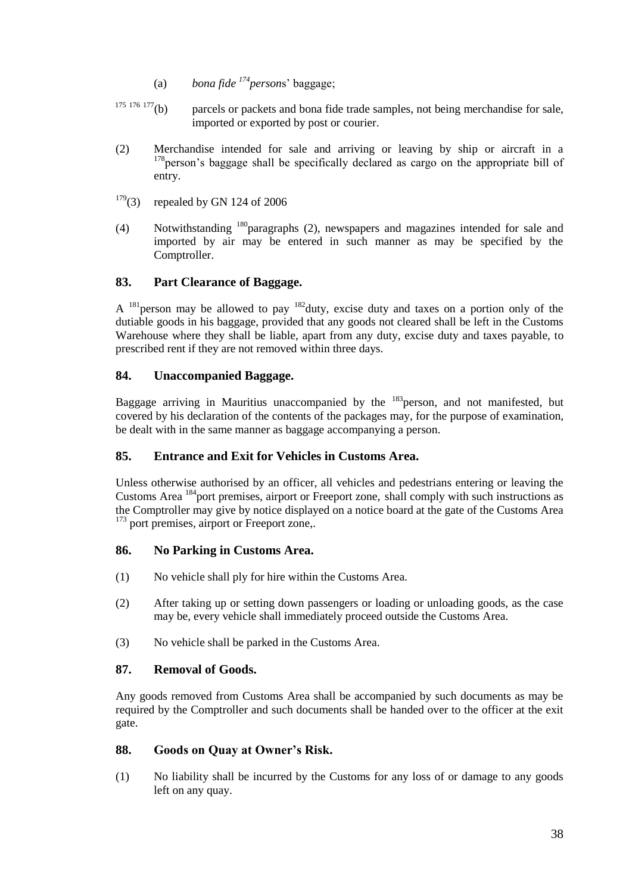(a) *bona fide* [174]*person*s' baggage;

[175 176 177](b) parcels or packets and bona fide trade samples, not being merchandise for sale, imported or exported by post or courier.

(2) Merchandise intended for sale and arriving or leaving by ship or aircraft in a [178]person's baggage shall be specifically declared as cargo on the appropriate bill of entry.

[179](3) repealed by GN 124 of 2006

(4) Notwithstanding [180]paragraphs (2), newspapers and magazines intended for sale and imported by air may be entered in such manner as may be specified by the Comptroller.

## 83. Part Clearance of Baggage.

A [181]person may be allowed to pay [182]duty, excise duty and taxes on a portion only of the dutiable goods in his baggage, provided that any goods not cleared shall be left in the Customs Warehouse where they shall be liable, apart from any duty, excise duty and taxes payable, to prescribed rent if they are not removed within three days.

## 84. Unaccompanied Baggage.

Baggage arriving in Mauritius unaccompanied by the [183]person, and not manifested, but covered by his declaration of the contents of the packages may, for the purpose of examination, be dealt with in the same manner as baggage accompanying a person.

## 85. Entrance and Exit for Vehicles in Customs Area.

Unless otherwise authorised by an officer, all vehicles and pedestrians entering or leaving the Customs Area [184]port premises, airport or Freeport zone, shall comply with such instructions as the Comptroller may give by notice displayed on a notice board at the gate of the Customs Area [173] port premises, airport or Freeport zone,.

## 86. No Parking in Customs Area.

(1) No vehicle shall ply for hire within the Customs Area.

(2) After taking up or setting down passengers or loading or unloading goods, as the case may be, every vehicle shall immediately proceed outside the Customs Area.

(3) No vehicle shall be parked in the Customs Area.

## 87. Removal of Goods.

Any goods removed from Customs Area shall be accompanied by such documents as may be required by the Comptroller and such documents shall be handed over to the officer at the exit gate.

## 88. Goods on Quay at Owner's Risk.

(1) No liability shall be incurred by the Customs for any loss of or damage to any goods left on any quay.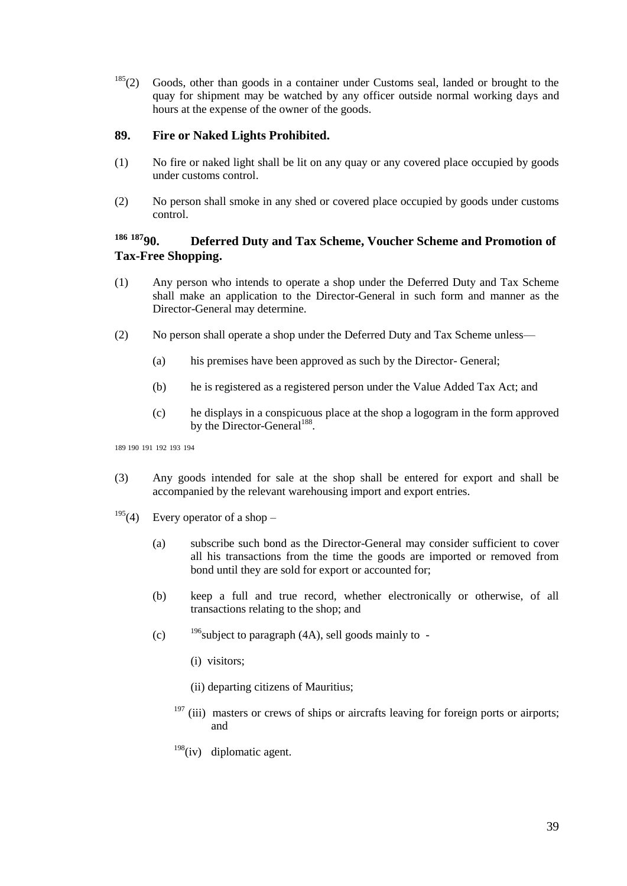[185](2) Goods, other than goods in a container under Customs seal, landed or brought to the quay for shipment may be watched by any officer outside normal working days and hours at the expense of the owner of the goods.

## 89. Fire or Naked Lights Prohibited.

(1) No fire or naked light shall be lit on any quay or any covered place occupied by goods under customs control.

(2) No person shall smoke in any shed or covered place occupied by goods under customs control.

## [186] [187]90. Deferred Duty and Tax Scheme, Voucher Scheme and Promotion of Tax-Free Shopping.

(1) Any person who intends to operate a shop under the Deferred Duty and Tax Scheme shall make an application to the Director-General in such form and manner as the Director-General may determine.

(2) No person shall operate a shop under the Deferred Duty and Tax Scheme unless—

(a) his premises have been approved as such by the Director- General;

(b) he is registered as a registered person under the Value Added Tax Act; and

(c) he displays in a conspicuous place at the shop a logogram in the form approved by the Director-General[188].

[189] [190] [191] [192] [193] [194]

(3) Any goods intended for sale at the shop shall be entered for export and shall be accompanied by the relevant warehousing import and export entries.

[195](4) Every operator of a shop –

(a) subscribe such bond as the Director-General may consider sufficient to cover all his transactions from the time the goods are imported or removed from bond until they are sold for export or accounted for;

(b) keep a full and true record, whether electronically or otherwise, of all transactions relating to the shop; and

(c) [196]subject to paragraph (4A), sell goods mainly to -

(i) visitors;

(ii) departing citizens of Mauritius;

[197] (iii) masters or crews of ships or aircrafts leaving for foreign ports or airports; and

[198](iv) diplomatic agent.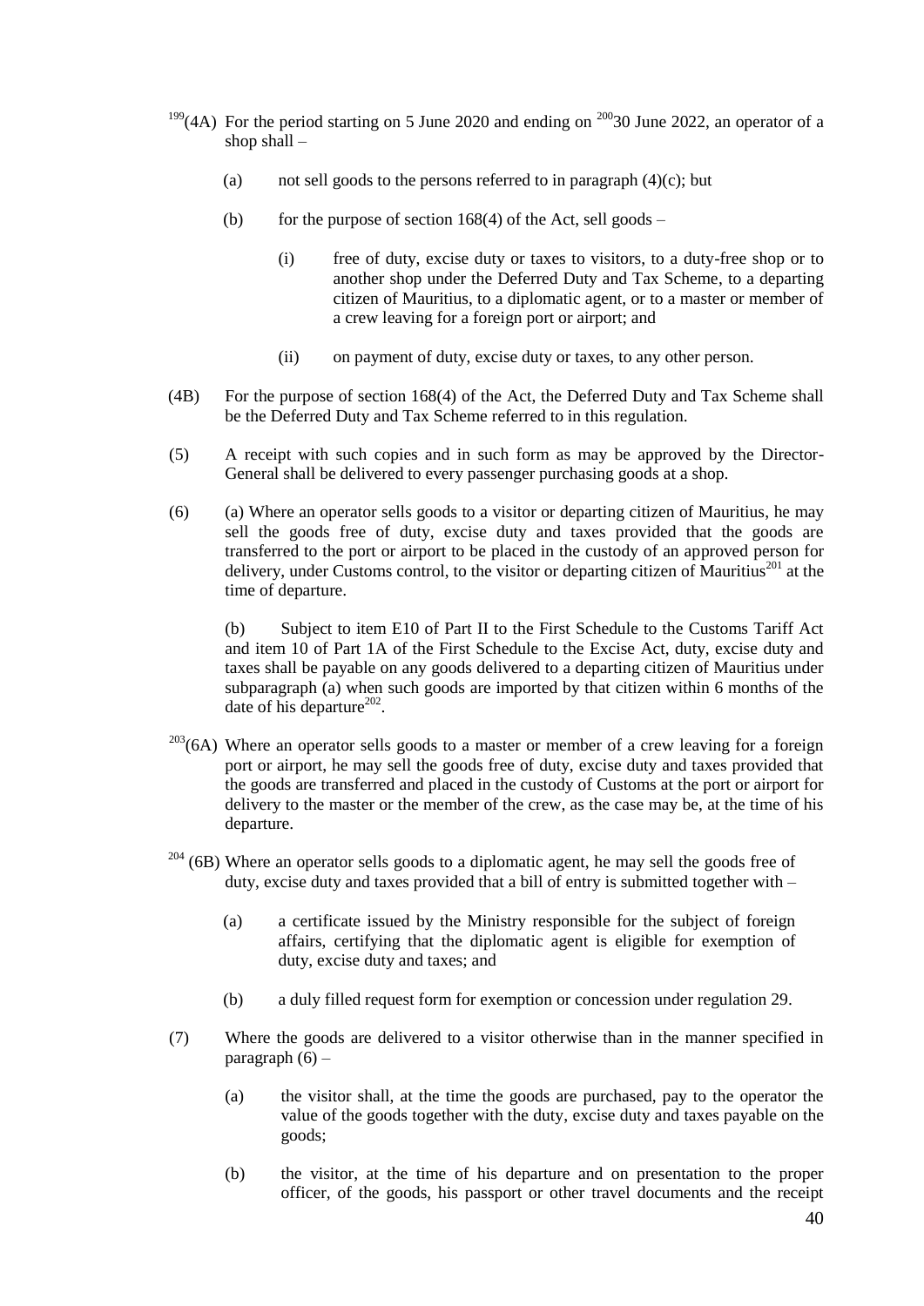[199](4A) For the period starting on 5 June 2020 and ending on [200]30 June 2022, an operator of a shop shall –

(a) not sell goods to the persons referred to in paragraph (4)(c); but

(b) for the purpose of section 168(4) of the Act, sell goods –

(i) free of duty, excise duty or taxes to visitors, to a duty-free shop or to another shop under the Deferred Duty and Tax Scheme, to a departing citizen of Mauritius, to a diplomatic agent, or to a master or member of a crew leaving for a foreign port or airport; and

(ii) on payment of duty, excise duty or taxes, to any other person.

(4B) For the purpose of section 168(4) of the Act, the Deferred Duty and Tax Scheme shall be the Deferred Duty and Tax Scheme referred to in this regulation.

(5) A receipt with such copies and in such form as may be approved by the Director-General shall be delivered to every passenger purchasing goods at a shop.

(6) (a) Where an operator sells goods to a visitor or departing citizen of Mauritius, he may sell the goods free of duty, excise duty and taxes provided that the goods are transferred to the port or airport to be placed in the custody of an approved person for delivery, under Customs control, to the visitor or departing citizen of Mauritius[201] at the time of departure.

(b) Subject to item E10 of Part II to the First Schedule to the Customs Tariff Act and item 10 of Part 1A of the First Schedule to the Excise Act, duty, excise duty and taxes shall be payable on any goods delivered to a departing citizen of Mauritius under subparagraph (a) when such goods are imported by that citizen within 6 months of the date of his departure[202].

[203](6A) Where an operator sells goods to a master or member of a crew leaving for a foreign port or airport, he may sell the goods free of duty, excise duty and taxes provided that the goods are transferred and placed in the custody of Customs at the port or airport for delivery to the master or the member of the crew, as the case may be, at the time of his departure.

[204] (6B) Where an operator sells goods to a diplomatic agent, he may sell the goods free of duty, excise duty and taxes provided that a bill of entry is submitted together with –

(a) a certificate issued by the Ministry responsible for the subject of foreign affairs, certifying that the diplomatic agent is eligible for exemption of duty, excise duty and taxes; and

(b) a duly filled request form for exemption or concession under regulation 29.

(7) Where the goods are delivered to a visitor otherwise than in the manner specified in paragraph (6) –

(a) the visitor shall, at the time the goods are purchased, pay to the operator the value of the goods together with the duty, excise duty and taxes payable on the goods;

(b) the visitor, at the time of his departure and on presentation to the proper officer, of the goods, his passport or other travel documents and the receipt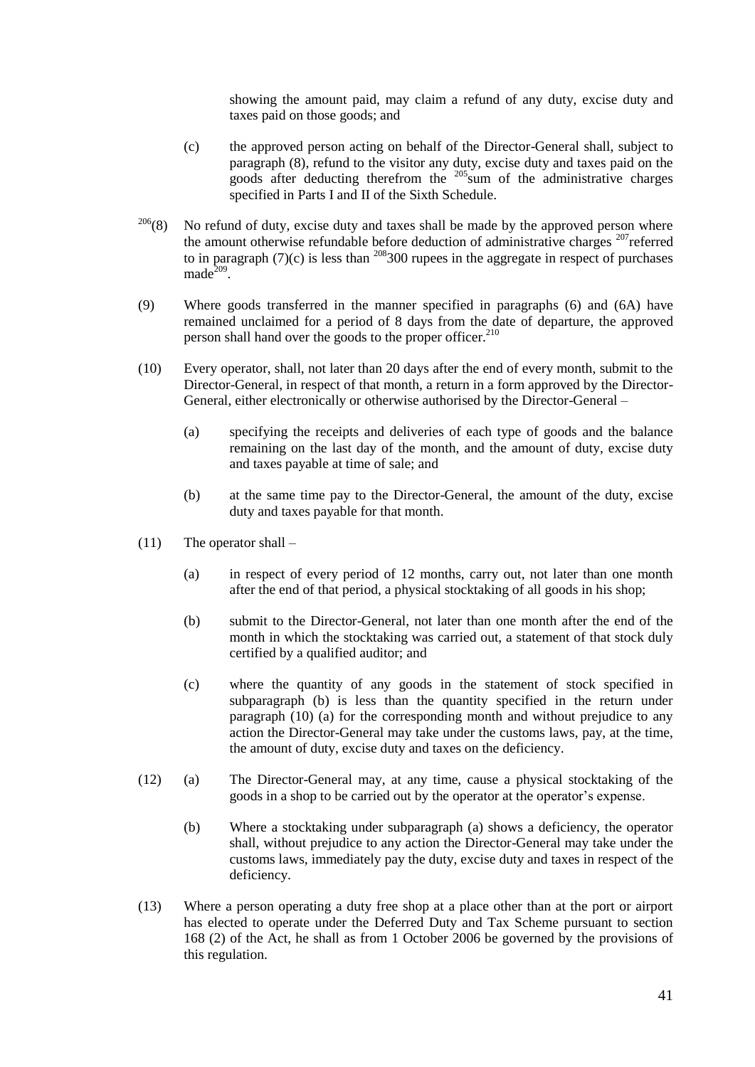showing the amount paid, may claim a refund of any duty, excise duty and taxes paid on those goods; and

(c) the approved person acting on behalf of the Director-General shall, subject to paragraph (8), refund to the visitor any duty, excise duty and taxes paid on the goods after deducting therefrom the [205]sum of the administrative charges specified in Parts I and II of the Sixth Schedule.

[206](8) No refund of duty, excise duty and taxes shall be made by the approved person where the amount otherwise refundable before deduction of administrative charges [207]referred to in paragraph (7)(c) is less than [208]300 rupees in the aggregate in respect of purchases made[209].

(9) Where goods transferred in the manner specified in paragraphs (6) and (6A) have remained unclaimed for a period of 8 days from the date of departure, the approved person shall hand over the goods to the proper officer.[210]

(10) Every operator, shall, not later than 20 days after the end of every month, submit to the Director-General, in respect of that month, a return in a form approved by the Director-General, either electronically or otherwise authorised by the Director-General –

(a) specifying the receipts and deliveries of each type of goods and the balance remaining on the last day of the month, and the amount of duty, excise duty and taxes payable at time of sale; and

(b) at the same time pay to the Director-General, the amount of the duty, excise duty and taxes payable for that month.

(11) The operator shall –

(a) in respect of every period of 12 months, carry out, not later than one month after the end of that period, a physical stocktaking of all goods in his shop;

(b) submit to the Director-General, not later than one month after the end of the month in which the stocktaking was carried out, a statement of that stock duly certified by a qualified auditor; and

(c) where the quantity of any goods in the statement of stock specified in subparagraph (b) is less than the quantity specified in the return under paragraph (10) (a) for the corresponding month and without prejudice to any action the Director-General may take under the customs laws, pay, at the time, the amount of duty, excise duty and taxes on the deficiency.

(12) (a) The Director-General may, at any time, cause a physical stocktaking of the goods in a shop to be carried out by the operator at the operator's expense.

(b) Where a stocktaking under subparagraph (a) shows a deficiency, the operator shall, without prejudice to any action the Director-General may take under the customs laws, immediately pay the duty, excise duty and taxes in respect of the deficiency.

(13) Where a person operating a duty free shop at a place other than at the port or airport has elected to operate under the Deferred Duty and Tax Scheme pursuant to section 168 (2) of the Act, he shall as from 1 October 2006 be governed by the provisions of this regulation.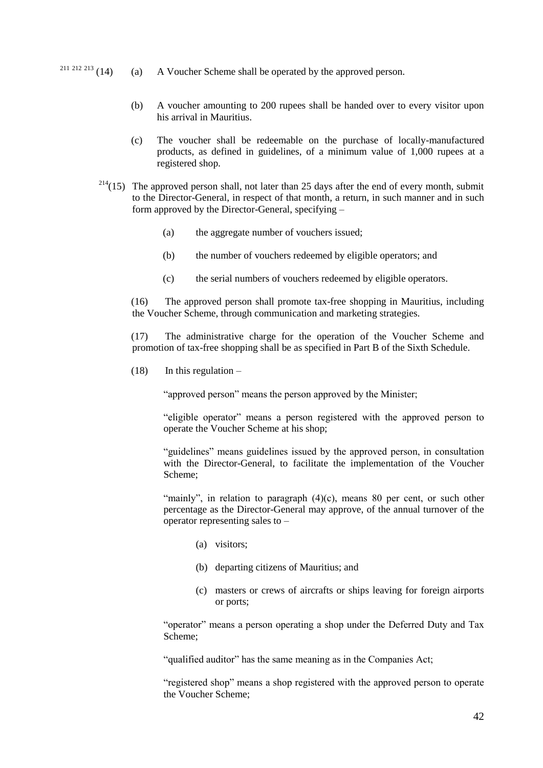[211 212 213] (14) (a) A Voucher Scheme shall be operated by the approved person.

(b) A voucher amounting to 200 rupees shall be handed over to every visitor upon his arrival in Mauritius.

(c) The voucher shall be redeemable on the purchase of locally-manufactured products, as defined in guidelines, of a minimum value of 1,000 rupees at a registered shop.

[214](15) The approved person shall, not later than 25 days after the end of every month, submit to the Director-General, in respect of that month, a return, in such manner and in such form approved by the Director-General, specifying –

(a) the aggregate number of vouchers issued;

(b) the number of vouchers redeemed by eligible operators; and

(c) the serial numbers of vouchers redeemed by eligible operators.

(16) The approved person shall promote tax-free shopping in Mauritius, including the Voucher Scheme, through communication and marketing strategies.

(17) The administrative charge for the operation of the Voucher Scheme and promotion of tax-free shopping shall be as specified in Part B of the Sixth Schedule.

(18) In this regulation –

"approved person" means the person approved by the Minister;

"eligible operator" means a person registered with the approved person to operate the Voucher Scheme at his shop;

"guidelines" means guidelines issued by the approved person, in consultation with the Director-General, to facilitate the implementation of the Voucher Scheme;

"mainly", in relation to paragraph (4)(c), means 80 per cent, or such other percentage as the Director-General may approve, of the annual turnover of the operator representing sales to –

(a) visitors;

(b) departing citizens of Mauritius; and

(c) masters or crews of aircrafts or ships leaving for foreign airports or ports;

"operator" means a person operating a shop under the Deferred Duty and Tax Scheme;

"qualified auditor" has the same meaning as in the Companies Act;

"registered shop" means a shop registered with the approved person to operate the Voucher Scheme;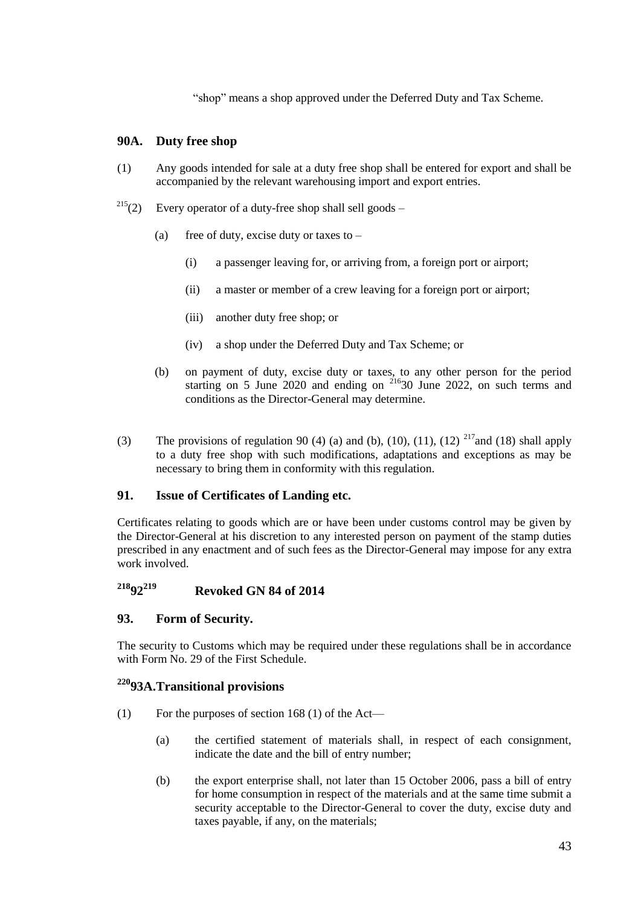"shop" means a shop approved under the Deferred Duty and Tax Scheme.

## 90A. Duty free shop

(1) Any goods intended for sale at a duty free shop shall be entered for export and shall be accompanied by the relevant warehousing import and export entries.

[215](2) Every operator of a duty-free shop shall sell goods –

(a) free of duty, excise duty or taxes to –

(i) a passenger leaving for, or arriving from, a foreign port or airport;

(ii) a master or member of a crew leaving for a foreign port or airport;

(iii) another duty free shop; or

(iv) a shop under the Deferred Duty and Tax Scheme; or

(b) on payment of duty, excise duty or taxes, to any other person for the period starting on 5 June 2020 and ending on [216]30 June 2022, on such terms and conditions as the Director-General may determine.

(3) The provisions of regulation 90 (4) (a) and (b), (10), (11), (12) [217]and (18) shall apply to a duty free shop with such modifications, adaptations and exceptions as may be necessary to bring them in conformity with this regulation.

## 91. Issue of Certificates of Landing etc.

Certificates relating to goods which are or have been under customs control may be given by the Director-General at his discretion to any interested person on payment of the stamp duties prescribed in any enactment and of such fees as the Director-General may impose for any extra work involved.

## [218]92[219] Revoked GN 84 of 2014

## 93. Form of Security.

The security to Customs which may be required under these regulations shall be in accordance with Form No. 29 of the First Schedule.

## [220]93A. Transitional provisions

(1) For the purposes of section 168 (1) of the Act—

(a) the certified statement of materials shall, in respect of each consignment, indicate the date and the bill of entry number;

(b) the export enterprise shall, not later than 15 October 2006, pass a bill of entry for home consumption in respect of the materials and at the same time submit a security acceptable to the Director-General to cover the duty, excise duty and taxes payable, if any, on the materials;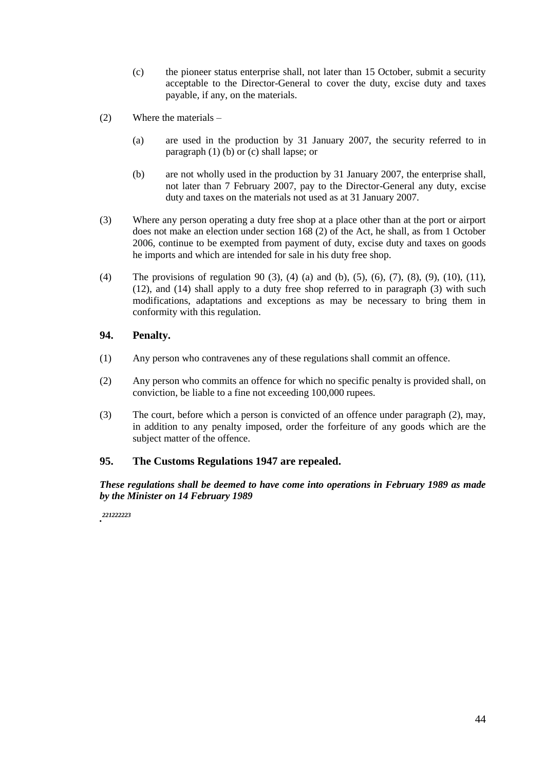(c) the pioneer status enterprise shall, not later than 15 October, submit a security acceptable to the Director-General to cover the duty, excise duty and taxes payable, if any, on the materials.

(2) Where the materials –

(a) are used in the production by 31 January 2007, the security referred to in paragraph (1) (b) or (c) shall lapse; or

(b) are not wholly used in the production by 31 January 2007, the enterprise shall, not later than 7 February 2007, pay to the Director-General any duty, excise duty and taxes on the materials not used as at 31 January 2007.

(3) Where any person operating a duty free shop at a place other than at the port or airport does not make an election under section 168 (2) of the Act, he shall, as from 1 October 2006, continue to be exempted from payment of duty, excise duty and taxes on goods he imports and which are intended for sale in his duty free shop.

(4) The provisions of regulation 90 (3), (4) (a) and (b), (5), (6), (7), (8), (9), (10), (11), (12), and (14) shall apply to a duty free shop referred to in paragraph (3) with such modifications, adaptations and exceptions as may be necessary to bring them in conformity with this regulation.

### 94. Penalty.

(1) Any person who contravenes any of these regulations shall commit an offence.

(2) Any person who commits an offence for which no specific penalty is provided shall, on conviction, be liable to a fine not exceeding 100,000 rupees.

(3) The court, before which a person is convicted of an offence under paragraph (2), may, in addition to any penalty imposed, order the forfeiture of any goods which are the subject matter of the offence.

### 95. The Customs Regulations 1947 are repealed.

***These regulations shall be deemed to have come into operations in February 1989 as made by the Minister on 14 February 1989***

*221222223*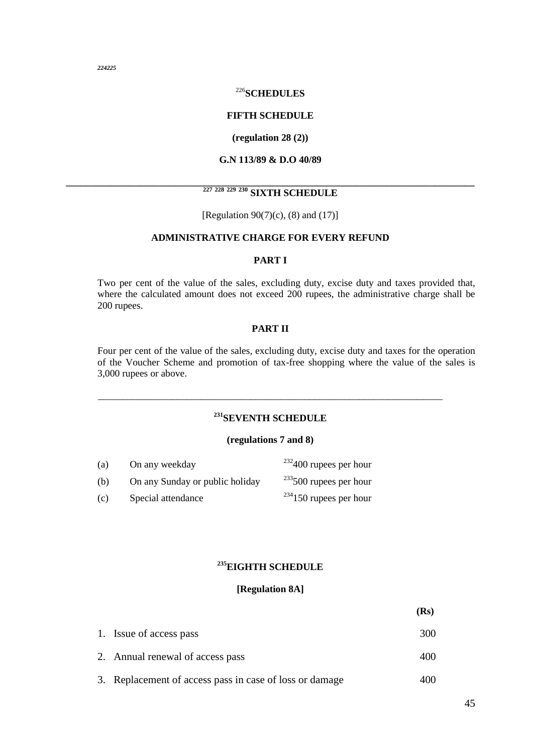*224225*

## [226]SCHEDULES

### FIFTH SCHEDULE

**(regulation 28 (2))**

**G.N 113/89 & D.O 40/89**

---

### [227] [228] [229] [230] SIXTH SCHEDULE

[Regulation 90(7)(c), (8) and (17)]

**ADMINISTRATIVE CHARGE FOR EVERY REFUND**

**PART I**

Two per cent of the value of the sales, excluding duty, excise duty and taxes provided that, where the calculated amount does not exceed 200 rupees, the administrative charge shall be 200 rupees.

**PART II**

Four per cent of the value of the sales, excluding duty, excise duty and taxes for the operation of the Voucher Scheme and promotion of tax-free shopping where the value of the sales is 3,000 rupees or above.

---

### [231]SEVENTH SCHEDULE

**(regulations 7 and 8)**

| | | |
|---|---|---|
| (a) | On any weekday | [232]400 rupees per hour |
| (b) | On any Sunday or public holiday | [233]500 rupees per hour |
| (c) | Special attendance | [234]150 rupees per hour |

### [235]EIGHTH SCHEDULE

**[Regulation 8A]**

| | **(Rs)** |
|---|---|
| 1. Issue of access pass | 300 |
| 2. Annual renewal of access pass | 400 |
| 3. Replacement of access pass in case of loss or damage | 400 |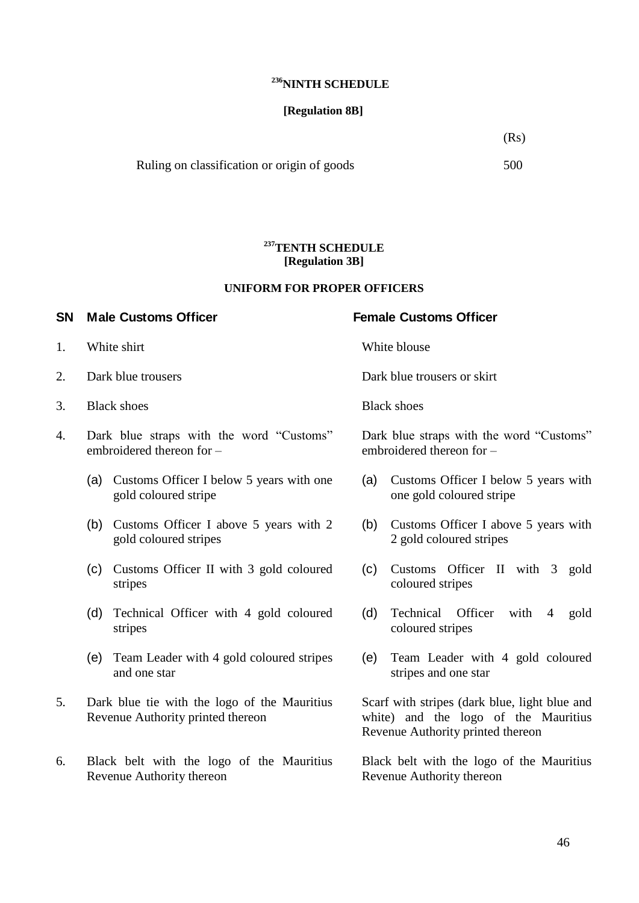## [236]NINTH SCHEDULE

**[Regulation 8B]**

| | (Rs) |
|---|---|
| Ruling on classification or origin of goods | 500 |

## [237]TENTH SCHEDULE

**[Regulation 3B]**

**UNIFORM FOR PROPER OFFICERS**

| SN | Male Customs Officer | Female Customs Officer |
|---|---|---|
| 1. | White shirt | White blouse |
| 2. | Dark blue trousers | Dark blue trousers or skirt |
| 3. | Black shoes | Black shoes |
| 4. | Dark blue straps with the word "Customs" embroidered thereon for – | Dark blue straps with the word "Customs" embroidered thereon for – |
| | (a) Customs Officer I below 5 years with one gold coloured stripe | (a) Customs Officer I below 5 years with one gold coloured stripe |
| | (b) Customs Officer I above 5 years with 2 gold coloured stripes | (b) Customs Officer I above 5 years with 2 gold coloured stripes |
| | (c) Customs Officer II with 3 gold coloured stripes | (c) Customs Officer II with 3 gold coloured stripes |
| | (d) Technical Officer with 4 gold coloured stripes | (d) Technical Officer with 4 gold coloured stripes |
| | (e) Team Leader with 4 gold coloured stripes and one star | (e) Team Leader with 4 gold coloured stripes and one star |
| 5. | Dark blue tie with the logo of the Mauritius Revenue Authority printed thereon | Scarf with stripes (dark blue, light blue and white) and the logo of the Mauritius Revenue Authority printed thereon |
| 6. | Black belt with the logo of the Mauritius Revenue Authority thereon | Black belt with the logo of the Mauritius Revenue Authority thereon |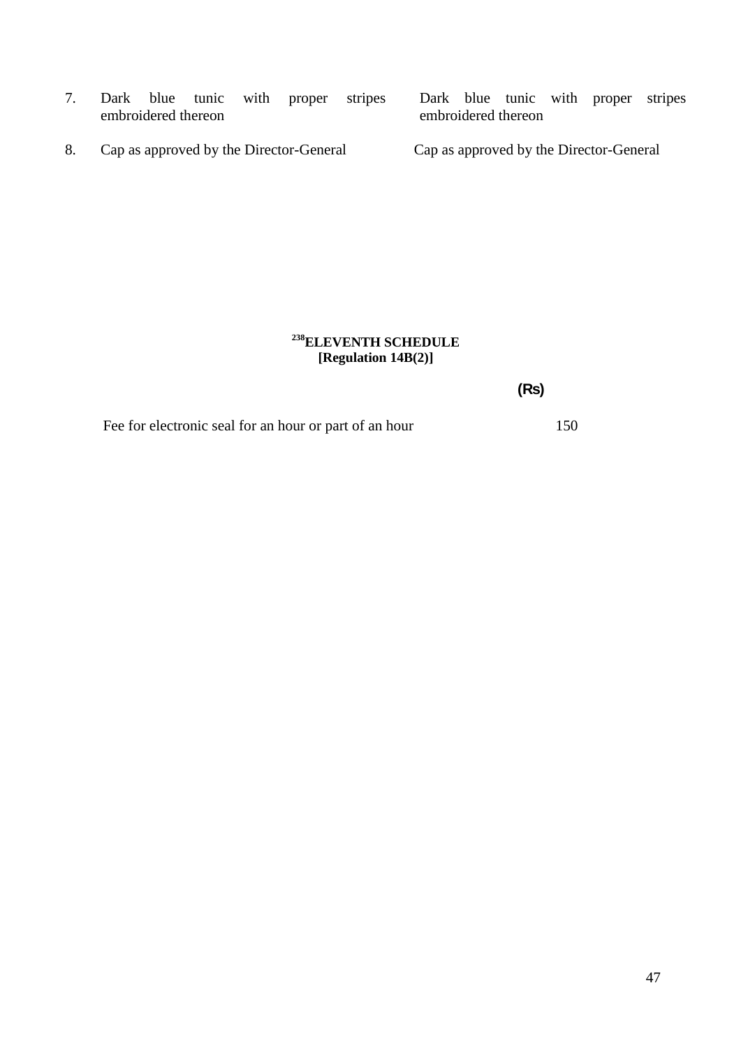| | | |
|---|---|---|
| 7. | Dark blue tunic with proper stripes embroidered thereon | Dark blue tunic with proper stripes embroidered thereon |
| 8. | Cap as approved by the Director-General | Cap as approved by the Director-General |

## [238]ELEVENTH SCHEDULE
**[Regulation 14B(2)]**

| | (Rs) |
|---|---|
| Fee for electronic seal for an hour or part of an hour | 150 |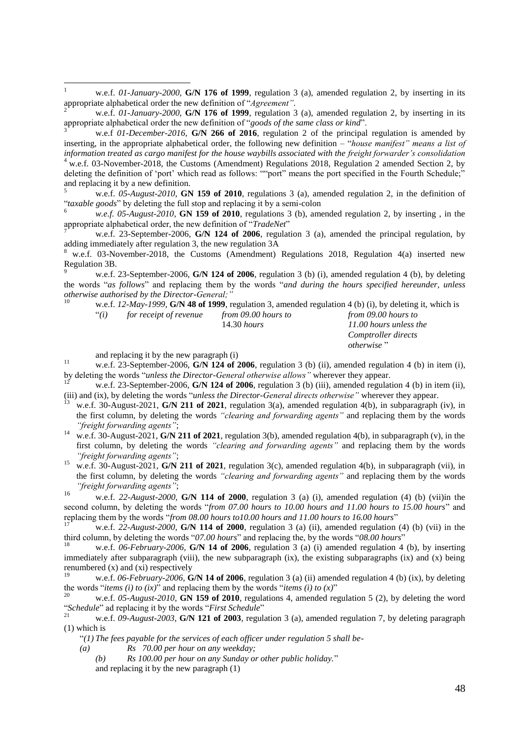[1] w.e.f. *01-January-2000,* **G/N 176 of 1999**, regulation 3 (a), amended regulation 2, by inserting in its appropriate alphabetical order the new definition of "*Agreement"*.

[2] w.e.f. *01-January-2000,* **G/N 176 of 1999**, regulation 3 (a), amended regulation 2, by inserting in its appropriate alphabetical order the new definition of "*goods of the same class or kind*".

[3] w.e.f *01-December-2016*, **G/N 266 of 2016**, regulation 2 of the principal regulation is amended by inserting, in the appropriate alphabetical order, the following new definition – "*house manifest" means a list of information treated as cargo manifest for the house waybills associated with the freight forwarder's consolidation*

[4] w.e.f. 03-November-2018, the Customs (Amendment) Regulations 2018, Regulation 2 amended Section 2, by deleting the definition of 'port' which read as follows: ""port" means the port specified in the Fourth Schedule;" and replacing it by a new definition.

[5] w.e.f. *05-August-2010*, **GN 159 of 2010**, regulations 3 (a), amended regulation 2, in the definition of "*taxable goods*" by deleting the full stop and replacing it by a semi-colon

[6] *w.e.f. 05-August-2010*, **GN 159 of 2010**, regulations 3 (b), amended regulation 2, by inserting , in the appropriate alphabetical order, the new definition of "*TradeNet*"

[7] w.e.f. 23-September-2006, **G/N 124 of 2006**, regulation 3 (a), amended the principal regulation, by adding immediately after regulation 3, the new regulation 3A

[8] w.e.f. 03-November-2018, the Customs (Amendment) Regulations 2018, Regulation 4(a) inserted new Regulation 3B.

[9] w.e.f. 23-September-2006, **G/N 124 of 2006**, regulation 3 (b) (i), amended regulation 4 (b), by deleting the words "*as follows*" and replacing them by the words "*and during the hours specified hereunder, unless otherwise authorised by the Director-General;"*

[10] w.e.f. *12-May-1999*, **G/N 48 of 1999**, regulation 3, amended regulation 4 (b) (i), by deleting it, which is

| | | | |
|---|---|---|---|
| "*(i)* | *for receipt of revenue* | *from 09.00 hours to* 14.30 *hours* | *from 09.00 hours to 11.00 hours unless the Comptroller directs otherwise* " |

and replacing it by the new paragraph (i)

[11] w.e.f. 23-September-2006, **G/N 124 of 2006**, regulation 3 (b) (ii), amended regulation 4 (b) in item (i), by deleting the words "*unless the Director-General otherwise allows"* wherever they appear.

[12] w.e.f. 23-September-2006, **G/N 124 of 2006**, regulation 3 (b) (iii), amended regulation 4 (b) in item (ii), (iii) and (ix), by deleting the words "*unless the Director-General directs otherwise"* wherever they appear.

[13] w.e.f. 30-August-2021, **G/N 211 of 2021**, regulation 3(a), amended regulation 4(b), in subparagraph (iv), in the first column, by deleting the words *"clearing and forwarding agents"* and replacing them by the words *"freight forwarding agents"*;

[14] w.e.f. 30-August-2021, **G/N 211 of 2021**, regulation 3(b), amended regulation 4(b), in subparagraph (v), in the first column, by deleting the words *"clearing and forwarding agents"* and replacing them by the words *"freight forwarding agents"*;

[15] w.e.f. 30-August-2021, **G/N 211 of 2021**, regulation 3(c), amended regulation 4(b), in subparagraph (vii), in the first column, by deleting the words *"clearing and forwarding agents"* and replacing them by the words *"freight forwarding agents"*;

[16] w.e.f. *22-August-2000,* **G/N 114 of 2000**, regulation 3 (a) (i), amended regulation (4) (b) (vii)in the second column, by deleting the words "*from 07.00 hours to 10.00 hours and 11.00 hours to 15.00 hours*" and replacing them by the words "*from 08.00 hours to10.00 hours and 11.00 hours to 16.00 hours*"

[17] w.e.f. *22-August-2000,* **G/N 114 of 2000**, regulation 3 (a) (ii), amended regulation (4) (b) (vii) in the third column, by deleting the words "*07.00 hours*" and replacing the, by the words "*08.00 hours*"

[18] w.e.f. *06-February-2006,* **G/N 14 of 2006**, regulation 3 (a) (i) amended regulation 4 (b), by inserting immediately after subparagraph (viii), the new subparagraph (ix), the existing subparagraphs (ix) and (x) being renumbered (x) and (xi) respectively

[19] w.e.f. *06-February-2006,* **G/N 14 of 2006**, regulation 3 (a) (ii) amended regulation 4 (b) (ix), by deleting the words "*items (i) to (ix)*" and replacing them by the words "*items (i) to (x)*"

[20] w.e.f. *05-August-2010*, **GN 159 of 2010**, regulations 4, amended regulation 5 (2), by deleting the word "*Schedule*" ad replacing it by the words "*First Schedule*"

[21] w.e.f. *09-August-2003*, **G/N 121 of 2003**, regulation 3 (a), amended regulation 7, by deleting paragraph (1) which is

"*(1) The fees payable for the services of each officer under regulation 5 shall be-*

*(a) Rs 70.00 per hour on any weekday;*

*(b) Rs 100.00 per hour on any Sunday or other public holiday.*"

and replacing it by the new paragraph (1)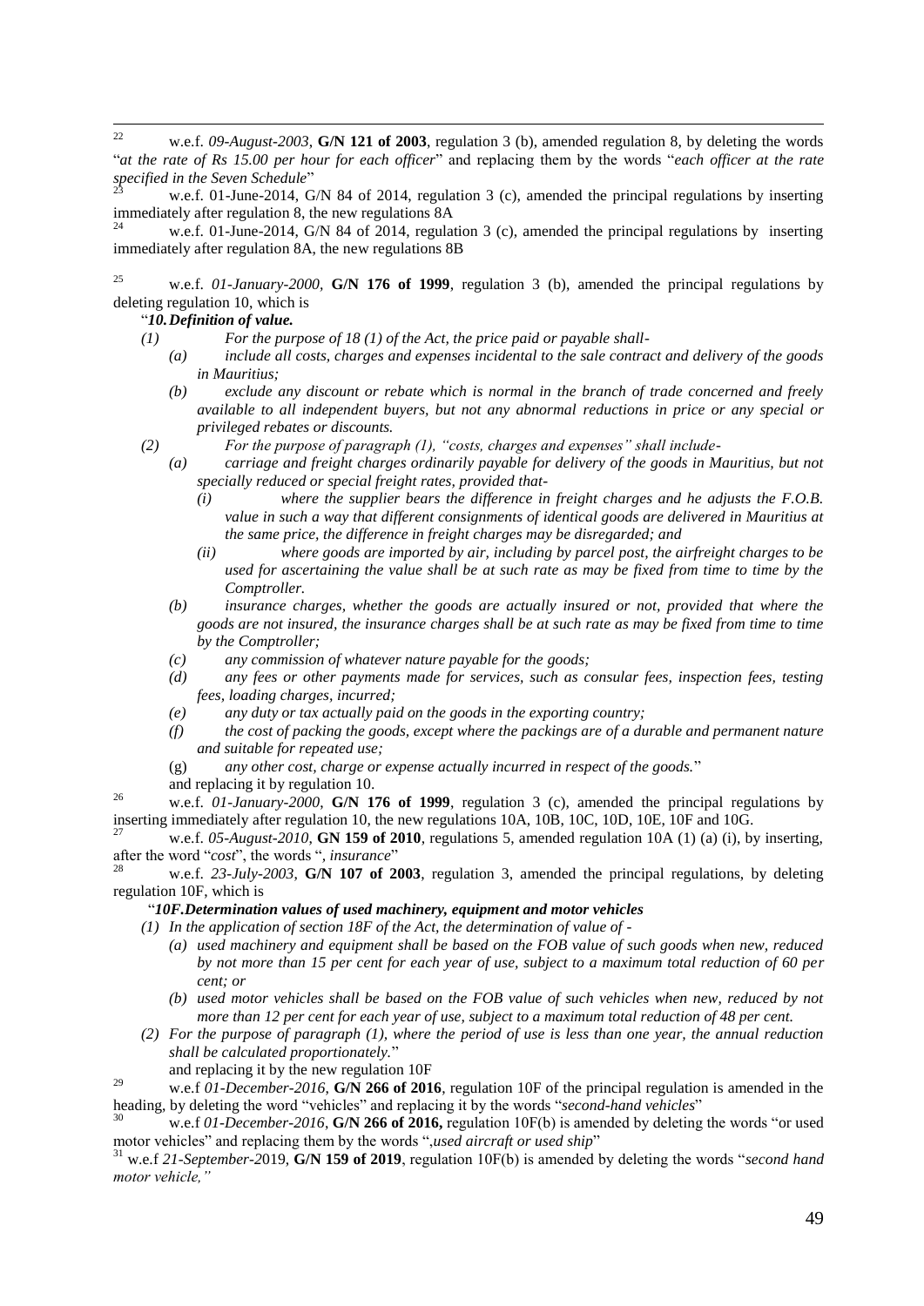[22] w.e.f. *09-August-2003*, **G/N 121 of 2003**, regulation 3 (b), amended regulation 8, by deleting the words "*at the rate of Rs 15.00 per hour for each officer*" and replacing them by the words "*each officer at the rate specified in the Seven Schedule*"

[23] w.e.f. 01-June-2014, G/N 84 of 2014, regulation 3 (c), amended the principal regulations by inserting immediately after regulation 8, the new regulations 8A

[24] w.e.f. 01-June-2014, G/N 84 of 2014, regulation 3 (c), amended the principal regulations by inserting immediately after regulation 8A, the new regulations 8B

[25] w.e.f. *01-January-2000*, **G/N 176 of 1999**, regulation 3 (b), amended the principal regulations by deleting regulation 10, which is

"***10. Definition of value.***

*(1) For the purpose of 18 (1) of the Act, the price paid or payable shall-*

*(a) include all costs, charges and expenses incidental to the sale contract and delivery of the goods in Mauritius;*

*(b) exclude any discount or rebate which is normal in the branch of trade concerned and freely available to all independent buyers, but not any abnormal reductions in price or any special or privileged rebates or discounts.*

*(2) For the purpose of paragraph (1), "costs, charges and expenses" shall include-*

*(a) carriage and freight charges ordinarily payable for delivery of the goods in Mauritius, but not specially reduced or special freight rates, provided that-*

*(i) where the supplier bears the difference in freight charges and he adjusts the F.O.B. value in such a way that different consignments of identical goods are delivered in Mauritius at the same price, the difference in freight charges may be disregarded; and*

*(ii) where goods are imported by air, including by parcel post, the airfreight charges to be used for ascertaining the value shall be at such rate as may be fixed from time to time by the Comptroller.*

*(b) insurance charges, whether the goods are actually insured or not, provided that where the goods are not insured, the insurance charges shall be at such rate as may be fixed from time to time by the Comptroller;*

*(c) any commission of whatever nature payable for the goods;*

*(d) any fees or other payments made for services, such as consular fees, inspection fees, testing fees, loading charges, incurred;*

*(e) any duty or tax actually paid on the goods in the exporting country;*

*(f) the cost of packing the goods, except where the packings are of a durable and permanent nature and suitable for repeated use;*

(g) *any other cost, charge or expense actually incurred in respect of the goods.*"

and replacing it by regulation 10.

[26] w.e.f. *01-January-2000*, **G/N 176 of 1999**, regulation 3 (c), amended the principal regulations by inserting immediately after regulation 10, the new regulations 10A, 10B, 10C, 10D, 10E, 10F and 10G.

[27] w.e.f. *05-August-2010*, **GN 159 of 2010**, regulations 5, amended regulation 10A (1) (a) (i), by inserting, after the word "*cost*", the words "*, insurance*"

[28] w.e.f. *23-July-2003*, **G/N 107 of 2003**, regulation 3, amended the principal regulations, by deleting regulation 10F, which is

"***10F. Determination values of used machinery, equipment and motor vehicles***

*(1) In the application of section 18F of the Act, the determination of value of -*

*(a) used machinery and equipment shall be based on the FOB value of such goods when new, reduced by not more than 15 per cent for each year of use, subject to a maximum total reduction of 60 per cent; or*

*(b) used motor vehicles shall be based on the FOB value of such vehicles when new, reduced by not more than 12 per cent for each year of use, subject to a maximum total reduction of 48 per cent.*

*(2) For the purpose of paragraph (1), where the period of use is less than one year, the annual reduction shall be calculated proportionately.*"

and replacing it by the new regulation 10F

[29] w.e.f *01-December-2016*, **G/N 266 of 2016**, regulation 10F of the principal regulation is amended in the heading, by deleting the word "vehicles" and replacing it by the words "*second-hand vehicles*"

[30] w.e.f *01-December-2016*, **G/N 266 of 2016,** regulation 10F(b) is amended by deleting the words "or used motor vehicles" and replacing them by the words "*,used aircraft or used ship*"

[31] w.e.f *21-September-2019*, **G/N 159 of 2019**, regulation 10F(b) is amended by deleting the words "*second hand motor vehicle,"*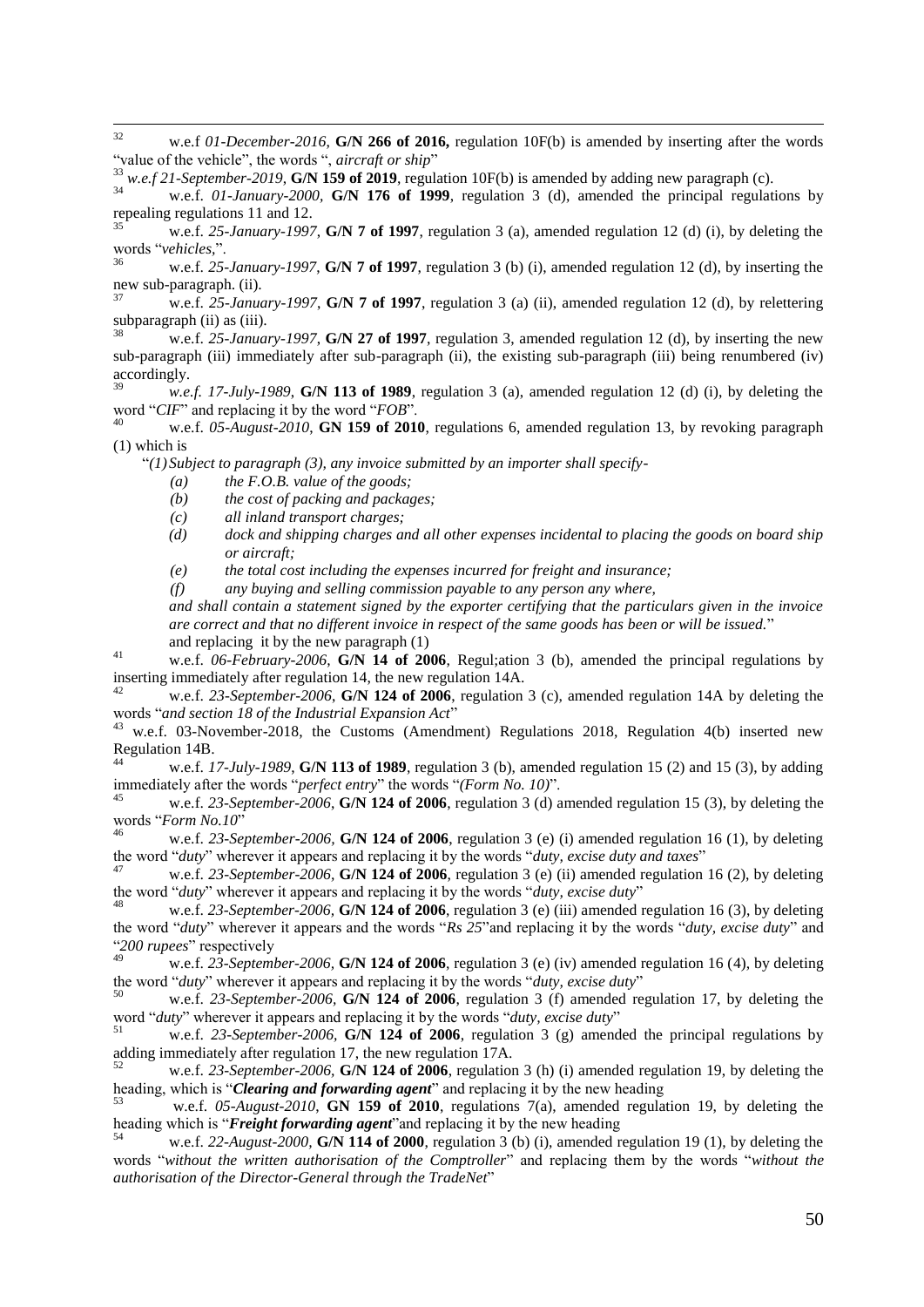[32] w.e.f *01-December-2016*, **G/N 266 of 2016,** regulation 10F(b) is amended by inserting after the words "value of the vehicle", the words ", *aircraft or ship*"

[33] *w.e.f 21-September-2019*, **G/N 159 of 2019**, regulation 10F(b) is amended by adding new paragraph (c).

[34] w.e.f. *01-January-2000*, **G/N 176 of 1999**, regulation 3 (d), amended the principal regulations by repealing regulations 11 and 12.

[35] w.e.f. *25-January-1997*, **G/N 7 of 1997**, regulation 3 (a), amended regulation 12 (d) (i), by deleting the words "*vehicles*,".

[36] w.e.f. *25-January-1997*, **G/N 7 of 1997**, regulation 3 (b) (i), amended regulation 12 (d), by inserting the new sub-paragraph. (ii).

[37] w.e.f. *25-January-1997*, **G/N 7 of 1997**, regulation 3 (a) (ii), amended regulation 12 (d), by relettering subparagraph (ii) as (iii).

[38] w.e.f. *25-January-1997*, **G/N 27 of 1997**, regulation 3, amended regulation 12 (d), by inserting the new sub-paragraph (iii) immediately after sub-paragraph (ii), the existing sub-paragraph (iii) being renumbered (iv) accordingly.

[39] *w.e.f. 17-July-1989*, **G/N 113 of 1989**, regulation 3 (a), amended regulation 12 (d) (i), by deleting the word "*CIF*" and replacing it by the word "*FOB*".

[40] w.e.f. *05-August-2010*, **GN 159 of 2010**, regulations 6, amended regulation 13, by revoking paragraph (1) which is

"*(1) Subject to paragraph (3), any invoice submitted by an importer shall specify-*

*(a) the F.O.B. value of the goods;*

*(b) the cost of packing and packages;*

*(c) all inland transport charges;*

*(d) dock and shipping charges and all other expenses incidental to placing the goods on board ship or aircraft;*

*(e) the total cost including the expenses incurred for freight and insurance;*

*(f) any buying and selling commission payable to any person any where,*

*and shall contain a statement signed by the exporter certifying that the particulars given in the invoice are correct and that no different invoice in respect of the same goods has been or will be issued.*"

and replacing it by the new paragraph (1)

[41] w.e.f. *06-February-2006*, **G/N 14 of 2006**, Regul;ation 3 (b), amended the principal regulations by inserting immediately after regulation 14, the new regulation 14A.

[42] w.e.f. *23-September-2006*, **G/N 124 of 2006**, regulation 3 (c), amended regulation 14A by deleting the words "*and section 18 of the Industrial Expansion Act*"

[43] w.e.f. 03-November-2018, the Customs (Amendment) Regulations 2018, Regulation 4(b) inserted new Regulation 14B.

[44] w.e.f. *17-July-1989*, **G/N 113 of 1989**, regulation 3 (b), amended regulation 15 (2) and 15 (3), by adding immediately after the words "*perfect entry*" the words "*(Form No. 10)*".

[45] w.e.f. *23-September-2006*, **G/N 124 of 2006**, regulation 3 (d) amended regulation 15 (3), by deleting the words "*Form No.10*"

[46] w.e.f. *23-September-2006*, **G/N 124 of 2006**, regulation 3 (e) (i) amended regulation 16 (1), by deleting the word "*duty*" wherever it appears and replacing it by the words "*duty, excise duty and taxes*"

[47] w.e.f. *23-September-2006*, **G/N 124 of 2006**, regulation 3 (e) (ii) amended regulation 16 (2), by deleting the word "*duty*" wherever it appears and replacing it by the words "*duty, excise duty*"

[48] w.e.f. *23-September-2006*, **G/N 124 of 2006**, regulation 3 (e) (iii) amended regulation 16 (3), by deleting the word "*duty*" wherever it appears and the words "*Rs 25*"and replacing it by the words "*duty, excise duty*" and "*200 rupees*" respectively

[49] w.e.f. *23-September-2006*, **G/N 124 of 2006**, regulation 3 (e) (iv) amended regulation 16 (4), by deleting the word "*duty*" wherever it appears and replacing it by the words "*duty, excise duty*"

[50] w.e.f. *23-September-2006*, **G/N 124 of 2006**, regulation 3 (f) amended regulation 17, by deleting the word "*duty*" wherever it appears and replacing it by the words "*duty, excise duty*"

[51] w.e.f. *23-September-2006*, **G/N 124 of 2006**, regulation 3 (g) amended the principal regulations by adding immediately after regulation 17, the new regulation 17A.

[52] w.e.f. *23-September-2006*, **G/N 124 of 2006**, regulation 3 (h) (i) amended regulation 19, by deleting the heading, which is "***Clearing and forwarding agent***" and replacing it by the new heading

[53] w.e.f. *05-August-2010*, **GN 159 of 2010**, regulations 7(a), amended regulation 19, by deleting the heading which is "***Freight forwarding agent***"and replacing it by the new heading

[54] w.e.f. *22-August-2000*, **G/N 114 of 2000**, regulation 3 (b) (i), amended regulation 19 (1), by deleting the words "*without the written authorisation of the Comptroller*" and replacing them by the words "*without the authorisation of the Director-General through the TradeNet*"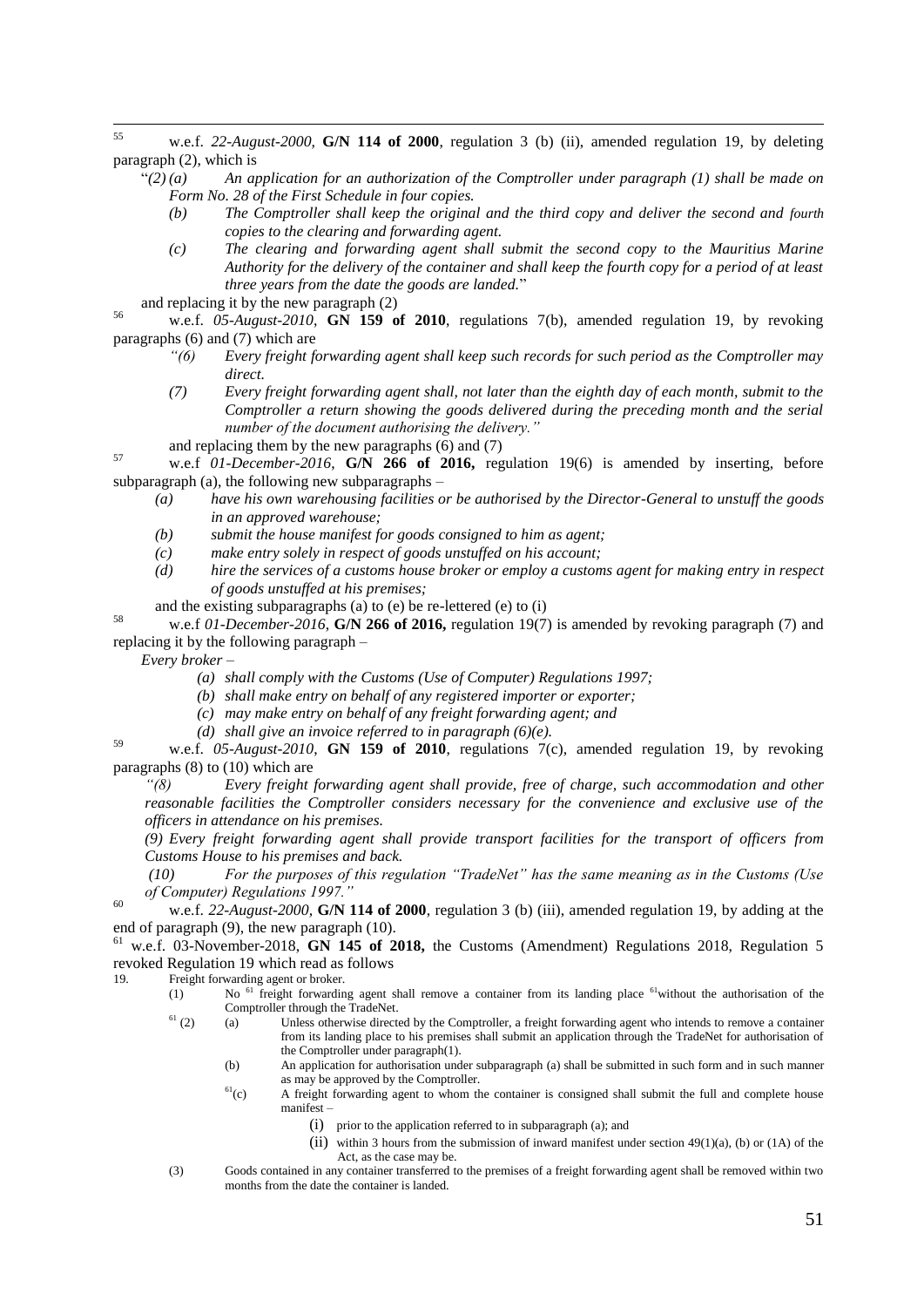[55] w.e.f. *22-August-2000*, **G/N 114 of 2000**, regulation 3 (b) (ii), amended regulation 19, by deleting paragraph (2), which is

"*(2) (a) An application for an authorization of the Comptroller under paragraph (1) shall be made on Form No. 28 of the First Schedule in four copies.*

*(b) The Comptroller shall keep the original and the third copy and deliver the second and fourth copies to the clearing and forwarding agent.*

*(c) The clearing and forwarding agent shall submit the second copy to the Mauritius Marine Authority for the delivery of the container and shall keep the fourth copy for a period of at least three years from the date the goods are landed.*"

and replacing it by the new paragraph (2)

[56] w.e.f. *05-August-2010*, **GN 159 of 2010**, regulations 7(b), amended regulation 19, by revoking paragraphs (6) and (7) which are

*"(6) Every freight forwarding agent shall keep such records for such period as the Comptroller may direct.*

*(7) Every freight forwarding agent shall, not later than the eighth day of each month, submit to the Comptroller a return showing the goods delivered during the preceding month and the serial number of the document authorising the delivery."*

and replacing them by the new paragraphs (6) and (7)

[57] w.e.f *01-December-2016*, **G/N 266 of 2016,** regulation 19(6) is amended by inserting, before subparagraph (a), the following new subparagraphs –

*(a) have his own warehousing facilities or be authorised by the Director-General to unstuff the goods in an approved warehouse;*

*(b) submit the house manifest for goods consigned to him as agent;*

*(c) make entry solely in respect of goods unstuffed on his account;*

*(d) hire the services of a customs house broker or employ a customs agent for making entry in respect of goods unstuffed at his premises;*

and the existing subparagraphs (a) to (e) be re-lettered (e) to (i)

[58] w.e.f *01-December-2016*, **G/N 266 of 2016,** regulation 19(7) is amended by revoking paragraph (7) and replacing it by the following paragraph –

*Every broker –*

*(a) shall comply with the Customs (Use of Computer) Regulations 1997;*

*(b) shall make entry on behalf of any registered importer or exporter;*

*(c) may make entry on behalf of any freight forwarding agent; and*

*(d) shall give an invoice referred to in paragraph (6)(e).*

[59] w.e.f. *05-August-2010*, **GN 159 of 2010**, regulations 7(c), amended regulation 19, by revoking paragraphs (8) to (10) which are

*"(8) Every freight forwarding agent shall provide, free of charge, such accommodation and other reasonable facilities the Comptroller considers necessary for the convenience and exclusive use of the officers in attendance on his premises.*

*(9) Every freight forwarding agent shall provide transport facilities for the transport of officers from Customs House to his premises and back.*

*(10) For the purposes of this regulation "TradeNet" has the same meaning as in the Customs (Use of Computer) Regulations 1997."*

[60] w.e.f. *22-August-2000*, **G/N 114 of 2000**, regulation 3 (b) (iii), amended regulation 19, by adding at the end of paragraph (9), the new paragraph (10).

[61] w.e.f. 03-November-2018, **GN 145 of 2018,** the Customs (Amendment) Regulations 2018, Regulation 5 revoked Regulation 19 which read as follows

19. Freight forwarding agent or broker.

(1) No [61] freight forwarding agent shall remove a container from its landing place [61]without the authorisation of the Comptroller through the TradeNet.

[61] (2) (a) Unless otherwise directed by the Comptroller, a freight forwarding agent who intends to remove a container from its landing place to his premises shall submit an application through the TradeNet for authorisation of the Comptroller under paragraph(1).

(b) An application for authorisation under subparagraph (a) shall be submitted in such form and in such manner as may be approved by the Comptroller.

[61](c) A freight forwarding agent to whom the container is consigned shall submit the full and complete house manifest –

(i) prior to the application referred to in subparagraph (a); and

(ii) within 3 hours from the submission of inward manifest under section 49(1)(a), (b) or (1A) of the Act, as the case may be.

(3) Goods contained in any container transferred to the premises of a freight forwarding agent shall be removed within two months from the date the container is landed.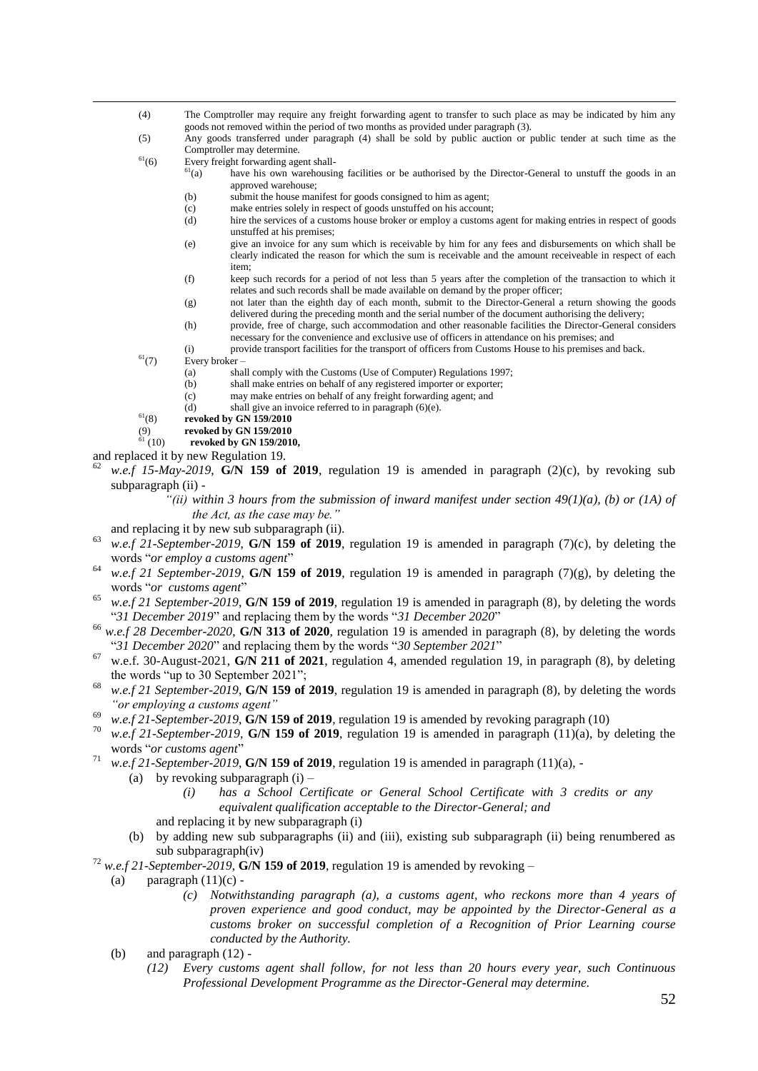(4) The Comptroller may require any freight forwarding agent to transfer to such place as may be indicated by him any goods not removed within the period of two months as provided under paragraph (3).

(5) Any goods transferred under paragraph (4) shall be sold by public auction or public tender at such time as the Comptroller may determine.

[61](6) Every freight forwarding agent shall-

- [61](a) have his own warehousing facilities or be authorised by the Director-General to unstuff the goods in an approved warehouse;
- (b) submit the house manifest for goods consigned to him as agent;
- (c) make entries solely in respect of goods unstuffed on his account;
- (d) hire the services of a customs house broker or employ a customs agent for making entries in respect of goods unstuffed at his premises;
- (e) give an invoice for any sum which is receivable by him for any fees and disbursements on which shall be clearly indicated the reason for which the sum is receivable and the amount receiveable in respect of each item;
- (f) keep such records for a period of not less than 5 years after the completion of the transaction to which it relates and such records shall be made available on demand by the proper officer;
- (g) not later than the eighth day of each month, submit to the Director-General a return showing the goods delivered during the preceding month and the serial number of the document authorising the delivery;
- (h) provide, free of charge, such accommodation and other reasonable facilities the Director-General considers necessary for the convenience and exclusive use of officers in attendance on his premises; and
- (i) provide transport facilities for the transport of officers from Customs House to his premises and back.

[61](7) Every broker –

- (a) shall comply with the Customs (Use of Computer) Regulations 1997;
- (b) shall make entries on behalf of any registered importer or exporter;
- (c) may make entries on behalf of any freight forwarding agent; and
- (d) shall give an invoice referred to in paragraph (6)(e).

[61](8) **revoked by GN 159/2010**

(9) **revoked by GN 159/2010**

[61](10) **revoked by GN 159/2010,**

and replaced it by new Regulation 19.

[62] *w.e.f 15-May-2019*, **G/N 159 of 2019**, regulation 19 is amended in paragraph (2)(c), by revoking sub subparagraph (ii) -

> *"(ii) within 3 hours from the submission of inward manifest under section 49(1)(a), (b) or (1A) of the Act, as the case may be."*

and replacing it by new sub subparagraph (ii).

[63] *w.e.f 21-September-2019*, **G/N 159 of 2019**, regulation 19 is amended in paragraph (7)(c), by deleting the words "*or employ a customs agent*"

[64] *w.e.f 21 September-2019*, **G/N 159 of 2019**, regulation 19 is amended in paragraph (7)(g), by deleting the words "*or customs agent*"

[65] *w.e.f 21 September-2019*, **G/N 159 of 2019**, regulation 19 is amended in paragraph (8), by deleting the words "*31 December 2019*" and replacing them by the words "*31 December 2020*"

[66] *w.e.f 28 December-2020*, **G/N 313 of 2020**, regulation 19 is amended in paragraph (8), by deleting the words "*31 December 2020*" and replacing them by the words "*30 September 2021*"

[67] w.e.f. 30-August-2021, **G/N 211 of 2021**, regulation 4, amended regulation 19, in paragraph (8), by deleting the words "up to 30 September 2021";

[68] *w.e.f 21 September-2019*, **G/N 159 of 2019**, regulation 19 is amended in paragraph (8), by deleting the words *"or employing a customs agent"*

[69] *w.e.f 21-September-2019*, **G/N 159 of 2019**, regulation 19 is amended by revoking paragraph (10)

[70] *w.e.f 21-September-2019*, **G/N 159 of 2019**, regulation 19 is amended in paragraph (11)(a), by deleting the words "*or customs agent*"

[71] *w.e.f 21-September-2019*, **G/N 159 of 2019**, regulation 19 is amended in paragraph (11)(a), -

(a) by revoking subparagraph (i) –

> *(i) has a School Certificate or General School Certificate with 3 credits or any equivalent qualification acceptable to the Director-General; and*

and replacing it by new subparagraph (i)

(b) by adding new sub subparagraphs (ii) and (iii), existing sub subparagraph (ii) being renumbered as sub subparagraph(iv)

[72] *w.e.f 21-September-2019*, **G/N 159 of 2019**, regulation 19 is amended by revoking –

(a) paragraph (11)(c) -

> *(c) Notwithstanding paragraph (a), a customs agent, who reckons more than 4 years of proven experience and good conduct, may be appointed by the Director-General as a customs broker on successful completion of a Recognition of Prior Learning course conducted by the Authority.*

(b) and paragraph (12) -

> *(12) Every customs agent shall follow, for not less than 20 hours every year, such Continuous Professional Development Programme as the Director-General may determine.*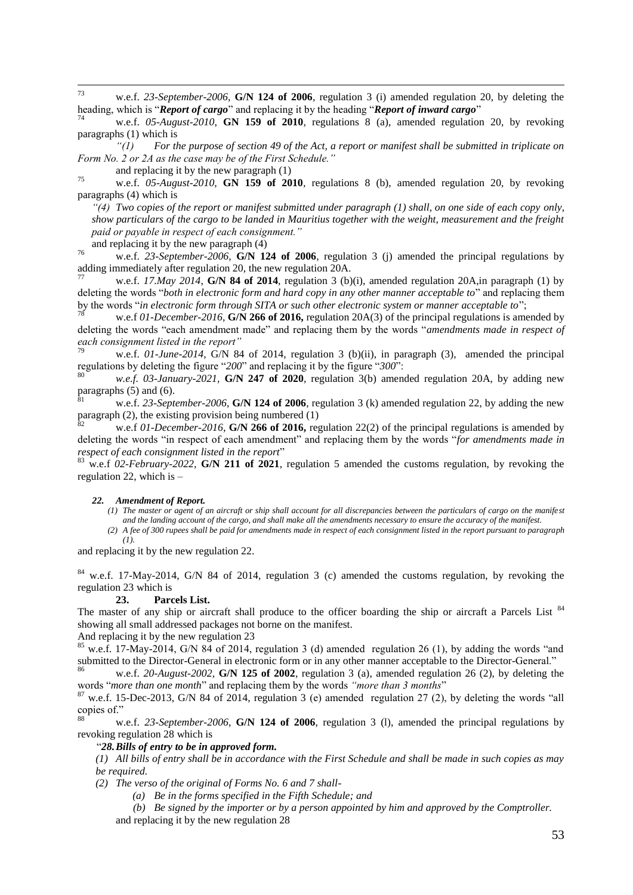[73] w.e.f. *23-September-2006*, **G/N 124 of 2006**, regulation 3 (i) amended regulation 20, by deleting the heading, which is "***Report of cargo***" and replacing it by the heading "***Report of inward cargo***"

[74] w.e.f. *05-August-2010*, **GN 159 of 2010**, regulations 8 (a), amended regulation 20, by revoking paragraphs (1) which is

*"(1) For the purpose of section 49 of the Act, a report or manifest shall be submitted in triplicate on Form No. 2 or 2A as the case may be of the First Schedule."*

and replacing it by the new paragraph (1)

[75] w.e.f. *05-August-2010*, **GN 159 of 2010**, regulations 8 (b), amended regulation 20, by revoking paragraphs (4) which is

*"(4) Two copies of the report or manifest submitted under paragraph (1) shall, on one side of each copy only, show particulars of the cargo to be landed in Mauritius together with the weight, measurement and the freight paid or payable in respect of each consignment."*

and replacing it by the new paragraph (4)

[76] w.e.f. *23-September-2006*, **G/N 124 of 2006**, regulation 3 (j) amended the principal regulations by adding immediately after regulation 20, the new regulation 20A.

[77] w.e.f. *17.May 2014*, **G/N 84 of 2014**, regulation 3 (b)(i), amended regulation 20A,in paragraph (1) by deleting the words "*both in electronic form and hard copy in any other manner acceptable to*" and replacing them by the words "*in electronic form through SITA or such other electronic system or manner acceptable to*";

[78] w.e.f *01-December-2016*, **G/N 266 of 2016,** regulation 20A(3) of the principal regulations is amended by deleting the words "each amendment made" and replacing them by the words "*amendments made in respect of each consignment listed in the report"*

[79] w.e.f. *01-June-2014*, G/N 84 of 2014, regulation 3 (b)(ii), in paragraph (3), amended the principal regulations by deleting the figure "*200*" and replacing it by the figure "*300*":

[80] *w.e.f. 03-January-2021*, **G/N 247 of 2020**, regulation 3(b) amended regulation 20A, by adding new paragraphs (5) and (6).

[81] w.e.f. *23-September-2006*, **G/N 124 of 2006**, regulation 3 (k) amended regulation 22, by adding the new paragraph (2), the existing provision being numbered (1)

[82] w.e.f *01-December-2016*, **G/N 266 of 2016,** regulation 22(2) of the principal regulations is amended by deleting the words "in respect of each amendment" and replacing them by the words "*for amendments made in respect of each consignment listed in the report*"

[83] w.e.f *02-February-2022*, **G/N 211 of 2021**, regulation 5 amended the customs regulation, by revoking the regulation 22, which is –

***22. Amendment of Report.***

*(1) The master or agent of an aircraft or ship shall account for all discrepancies between the particulars of cargo on the manifest and the landing account of the cargo, and shall make all the amendments necessary to ensure the accuracy of the manifest.*

*(2) A fee of 300 rupees shall be paid for amendments made in respect of each consignment listed in the report pursuant to paragraph (1).*

and replacing it by the new regulation 22.

[84] w.e.f. 17-May-2014, G/N 84 of 2014, regulation 3 (c) amended the customs regulation, by revoking the regulation 23 which is

**23. Parcels List.**

The master of any ship or aircraft shall produce to the officer boarding the ship or aircraft a Parcels List [84] showing all small addressed packages not borne on the manifest.

And replacing it by the new regulation 23

[85] w.e.f. 17-May-2014, G/N 84 of 2014, regulation 3 (d) amended regulation 26 (1), by adding the words "and submitted to the Director-General in electronic form or in any other manner acceptable to the Director-General."

[86] w.e.f. *20-August-2002*, **G/N 125 of 2002**, regulation 3 (a), amended regulation 26 (2), by deleting the words "*more than one month*" and replacing them by the words *"more than 3 months*"

[87] w.e.f. 15-Dec-2013, G/N 84 of 2014, regulation 3 (e) amended regulation 27 (2), by deleting the words "all copies of."

[88] w.e.f. *23-September-2006*, **G/N 124 of 2006**, regulation 3 (l), amended the principal regulations by revoking regulation 28 which is

"***28. Bills of entry to be in approved form.***

*(1) All bills of entry shall be in accordance with the First Schedule and shall be made in such copies as may be required.*

*(2) The verso of the original of Forms No. 6 and 7 shall-*

*(a) Be in the forms specified in the Fifth Schedule; and*

*(b) Be signed by the importer or by a person appointed by him and approved by the Comptroller.*

and replacing it by the new regulation 28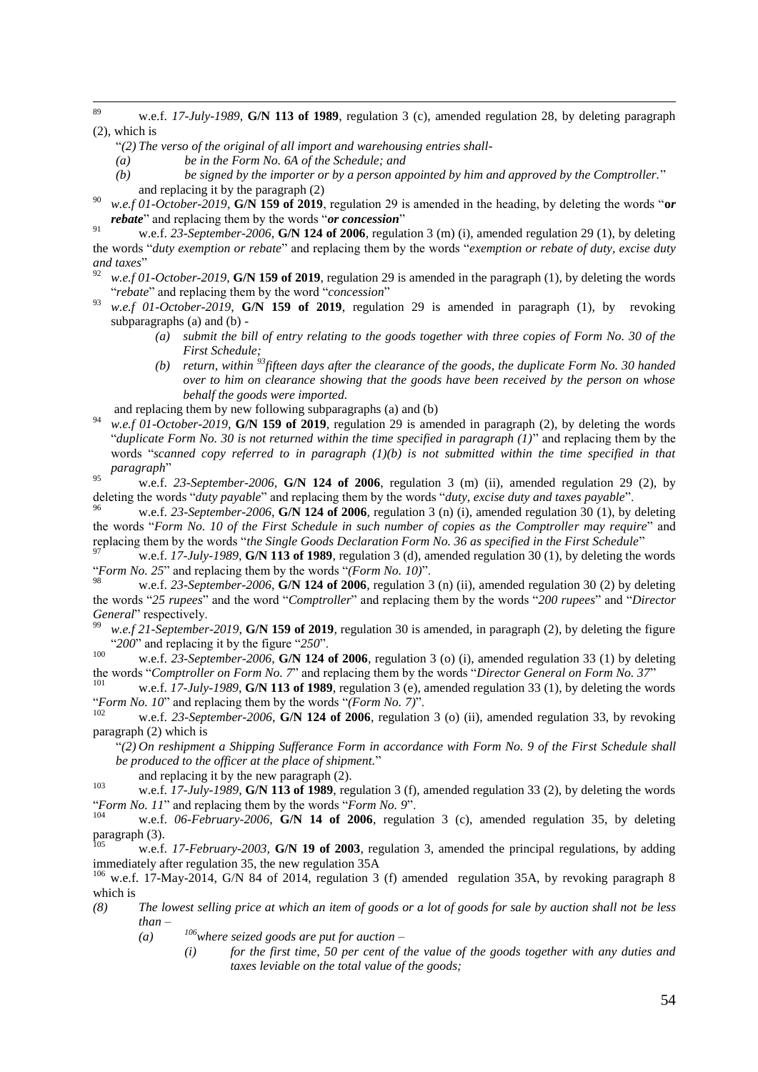[89] w.e.f. *17-July-1989*, **G/N 113 of 1989**, regulation 3 (c), amended regulation 28, by deleting paragraph (2), which is

"*(2) The verso of the original of all import and warehousing entries shall-*

*(a) be in the Form No. 6A of the Schedule; and*

*(b) be signed by the importer or by a person appointed by him and approved by the Comptroller.*"

and replacing it by the paragraph (2)

[90] *w.e.f 01-October-2019*, **G/N 159 of 2019**, regulation 29 is amended in the heading, by deleting the words "***or rebate***" and replacing them by the words "***or concession***"

[91] w.e.f. *23-September-2006*, **G/N 124 of 2006**, regulation 3 (m) (i), amended regulation 29 (1), by deleting the words "*duty exemption or rebate*" and replacing them by the words "*exemption or rebate of duty, excise duty and taxes*"

[92] *w.e.f 01-October-2019*, **G/N 159 of 2019**, regulation 29 is amended in the paragraph (1), by deleting the words "*rebate*" and replacing them by the word "*concession*"

[93] *w.e.f 01-October-2019*, **G/N 159 of 2019**, regulation 29 is amended in paragraph (1), by revoking subparagraphs (a) and (b) -

*(a) submit the bill of entry relating to the goods together with three copies of Form No. 30 of the First Schedule;*

*(b) return, within [93]fifteen days after the clearance of the goods, the duplicate Form No. 30 handed over to him on clearance showing that the goods have been received by the person on whose behalf the goods were imported.*

and replacing them by new following subparagraphs (a) and (b)

[94] *w.e.f 01-October-2019*, **G/N 159 of 2019**, regulation 29 is amended in paragraph (2), by deleting the words "*duplicate Form No. 30 is not returned within the time specified in paragraph (1)*" and replacing them by the words "*scanned copy referred to in paragraph (1)(b) is not submitted within the time specified in that paragraph*"

[95] w.e.f. *23-September-2006*, **G/N 124 of 2006**, regulation 3 (m) (ii), amended regulation 29 (2), by deleting the words "*duty payable*" and replacing them by the words "*duty, excise duty and taxes payable*".

[96] w.e.f. *23-September-2006*, **G/N 124 of 2006**, regulation 3 (n) (i), amended regulation 30 (1), by deleting the words "*Form No. 10 of the First Schedule in such number of copies as the Comptroller may require*" and replacing them by the words "*the Single Goods Declaration Form No. 36 as specified in the First Schedule*"

[97] w.e.f. *17-July-1989*, **G/N 113 of 1989**, regulation 3 (d), amended regulation 30 (1), by deleting the words "*Form No. 25*" and replacing them by the words "*(Form No. 10)*".

[98] w.e.f. *23-September-2006*, **G/N 124 of 2006**, regulation 3 (n) (ii), amended regulation 30 (2) by deleting the words "*25 rupees*" and the word "*Comptroller*" and replacing them by the words "*200 rupees*" and "*Director General*" respectively.

[99] *w.e.f 21-September-2019*, **G/N 159 of 2019**, regulation 30 is amended, in paragraph (2), by deleting the figure "*200*" and replacing it by the figure "*250*".

[100] w.e.f. *23-September-2006*, **G/N 124 of 2006**, regulation 3 (o) (i), amended regulation 33 (1) by deleting the words "*Comptroller on Form No. 7*" and replacing them by the words "*Director General on Form No. 37*"

[101] w.e.f. *17-July-1989*, **G/N 113 of 1989**, regulation 3 (e), amended regulation 33 (1), by deleting the words "*Form No. 10*" and replacing them by the words "*(Form No. 7)*".

[102] w.e.f. *23-September-2006*, **G/N 124 of 2006**, regulation 3 (o) (ii), amended regulation 33, by revoking paragraph (2) which is

"*(2) On reshipment a Shipping Sufferance Form in accordance with Form No. 9 of the First Schedule shall be produced to the officer at the place of shipment.*"

and replacing it by the new paragraph (2).

[103] w.e.f. *17-July-1989*, **G/N 113 of 1989**, regulation 3 (f), amended regulation 33 (2), by deleting the words "*Form No. 11*" and replacing them by the words "*Form No. 9*".

[104] w.e.f. *06-February-2006*, **G/N 14 of 2006**, regulation 3 (c), amended regulation 35, by deleting paragraph (3).

[105] w.e.f. *17-February-2003*, **G/N 19 of 2003**, regulation 3, amended the principal regulations, by adding immediately after regulation 35, the new regulation 35A

[106] w.e.f. 17-May-2014, G/N 84 of 2014, regulation 3 (f) amended regulation 35A, by revoking paragraph 8 which is

*(8) The lowest selling price at which an item of goods or a lot of goods for sale by auction shall not be less than –*

*(a) [106]where seized goods are put for auction –*

*(i) for the first time, 50 per cent of the value of the goods together with any duties and taxes leviable on the total value of the goods;*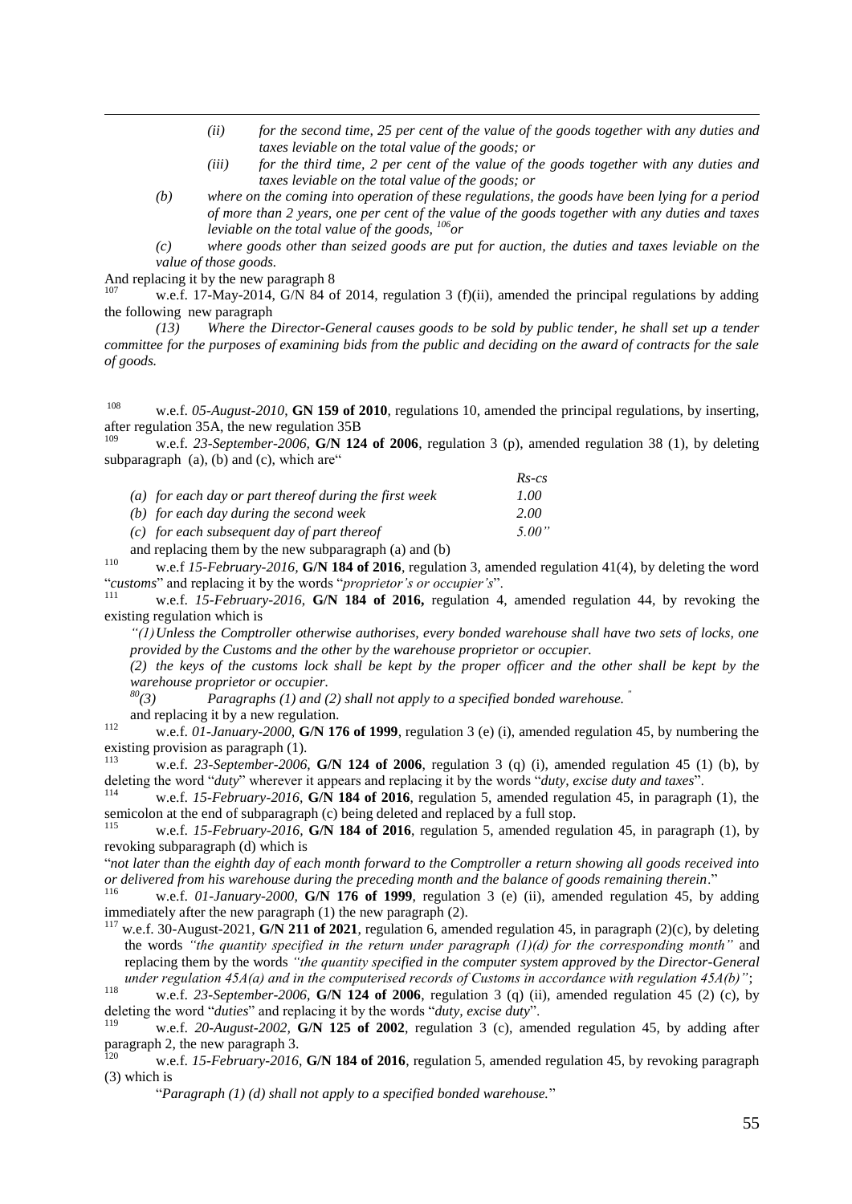*(ii) for the second time, 25 per cent of the value of the goods together with any duties and taxes leviable on the total value of the goods; or*

*(iii) for the third time, 2 per cent of the value of the goods together with any duties and taxes leviable on the total value of the goods; or*

*(b) where on the coming into operation of these regulations, the goods have been lying for a period of more than 2 years, one per cent of the value of the goods together with any duties and taxes leviable on the total value of the goods,* [106]*or*

*(c) where goods other than seized goods are put for auction, the duties and taxes leviable on the value of those goods.*

And replacing it by the new paragraph 8

[107] w.e.f. 17-May-2014, G/N 84 of 2014, regulation 3 (f)(ii), amended the principal regulations by adding the following new paragraph

*(13) Where the Director-General causes goods to be sold by public tender, he shall set up a tender committee for the purposes of examining bids from the public and deciding on the award of contracts for the sale of goods.*

[108] w.e.f. *05-August-2010*, **GN 159 of 2010**, regulations 10, amended the principal regulations, by inserting, after regulation 35A, the new regulation 35B

[109] w.e.f. *23-September-2006*, **G/N 124 of 2006**, regulation 3 (p), amended regulation 38 (1), by deleting subparagraph (a), (b) and (c), which are"

| | *Rs-cs* |
|---|---|
| *(a) for each day or part thereof during the first week* | *1.00* |
| *(b) for each day during the second week* | *2.00* |
| *(c) for each subsequent day of part thereof* | *5.00"* |

and replacing them by the new subparagraph (a) and (b)

[110] w.e.f *15-February-2016*, **G/N 184 of 2016**, regulation 3, amended regulation 41(4), by deleting the word "*customs*" and replacing it by the words "*proprietor's or occupier's*".

[111] w.e.f. *15-February-2016*, **G/N 184 of 2016,** regulation 4, amended regulation 44, by revoking the existing regulation which is

*"(1) Unless the Comptroller otherwise authorises, every bonded warehouse shall have two sets of locks, one provided by the Customs and the other by the warehouse proprietor or occupier.*

*(2) the keys of the customs lock shall be kept by the proper officer and the other shall be kept by the warehouse proprietor or occupier.*

[80]*(3) Paragraphs (1) and (2) shall not apply to a specified bonded warehouse. "*

and replacing it by a new regulation.

[112] w.e.f. *01-January-2000*, **G/N 176 of 1999**, regulation 3 (e) (i), amended regulation 45, by numbering the existing provision as paragraph (1).

[113] w.e.f. *23-September-2006*, **G/N 124 of 2006**, regulation 3 (q) (i), amended regulation 45 (1) (b), by deleting the word "*duty*" wherever it appears and replacing it by the words "*duty, excise duty and taxes*".

[114] w.e.f. *15-February-2016*, **G/N 184 of 2016**, regulation 5, amended regulation 45, in paragraph (1), the semicolon at the end of subparagraph (c) being deleted and replaced by a full stop.

[115] w.e.f. *15-February-2016*, **G/N 184 of 2016**, regulation 5, amended regulation 45, in paragraph (1), by revoking subparagraph (d) which is

"*not later than the eighth day of each month forward to the Comptroller a return showing all goods received into or delivered from his warehouse during the preceding month and the balance of goods remaining therein*."

[116] w.e.f. *01-January-2000*, **G/N 176 of 1999**, regulation 3 (e) (ii), amended regulation 45, by adding immediately after the new paragraph (1) the new paragraph (2).

[117] w.e.f. 30-August-2021, **G/N 211 of 2021**, regulation 6, amended regulation 45, in paragraph (2)(c), by deleting the words *"the quantity specified in the return under paragraph (1)(d) for the corresponding month"* and replacing them by the words *"the quantity specified in the computer system approved by the Director-General under regulation 45A(a) and in the computerised records of Customs in accordance with regulation 45A(b)"*;

[118] w.e.f. *23-September-2006*, **G/N 124 of 2006**, regulation 3 (q) (ii), amended regulation 45 (2) (c), by deleting the word "*duties*" and replacing it by the words "*duty, excise duty*".

[119] w.e.f. *20-August-2002*, **G/N 125 of 2002**, regulation 3 (c), amended regulation 45, by adding after paragraph 2, the new paragraph 3.

[120] w.e.f. *15-February-2016*, **G/N 184 of 2016**, regulation 5, amended regulation 45, by revoking paragraph (3) which is

"*Paragraph (1) (d) shall not apply to a specified bonded warehouse.*"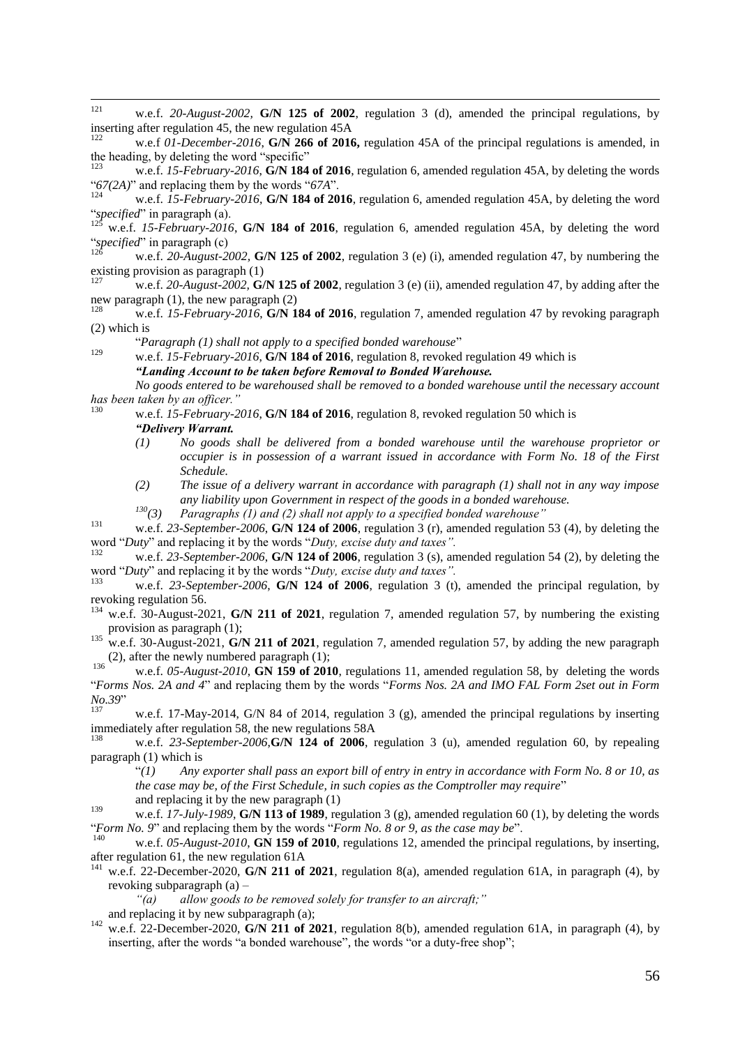[121] w.e.f. *20-August-2002*, **G/N 125 of 2002**, regulation 3 (d), amended the principal regulations, by inserting after regulation 45, the new regulation 45A

[122] w.e.f *01-December-2016*, **G/N 266 of 2016,** regulation 45A of the principal regulations is amended, in the heading, by deleting the word "specific"

[123] w.e.f. *15-February-2016*, **G/N 184 of 2016**, regulation 6, amended regulation 45A, by deleting the words "*67(2A)*" and replacing them by the words "*67A*".

[124] w.e.f. *15-February-2016*, **G/N 184 of 2016**, regulation 6, amended regulation 45A, by deleting the word "*specified*" in paragraph (a).

[125] w.e.f. *15-February-2016*, **G/N 184 of 2016**, regulation 6, amended regulation 45A, by deleting the word "*specified*" in paragraph (c)

[126] w.e.f. *20-August-2002*, **G/N 125 of 2002**, regulation 3 (e) (i), amended regulation 47, by numbering the existing provision as paragraph (1)

[127] w.e.f. *20-August-2002*, **G/N 125 of 2002**, regulation 3 (e) (ii), amended regulation 47, by adding after the new paragraph (1), the new paragraph (2)

[128] w.e.f. *15-February-2016*, **G/N 184 of 2016**, regulation 7, amended regulation 47 by revoking paragraph (2) which is

"*Paragraph (1) shall not apply to a specified bonded warehouse*"

[129] w.e.f. *15-February-2016*, **G/N 184 of 2016**, regulation 8, revoked regulation 49 which is

***"Landing Account to be taken before Removal to Bonded Warehouse.***

*No goods entered to be warehoused shall be removed to a bonded warehouse until the necessary account has been taken by an officer."*

[130] w.e.f. *15-February-2016*, **G/N 184 of 2016**, regulation 8, revoked regulation 50 which is

***"Delivery Warrant.***

*(1) No goods shall be delivered from a bonded warehouse until the warehouse proprietor or occupier is in possession of a warrant issued in accordance with Form No. 18 of the First Schedule.*

*(2) The issue of a delivery warrant in accordance with paragraph (1) shall not in any way impose any liability upon Government in respect of the goods in a bonded warehouse.*

*[130](3) Paragraphs (1) and (2) shall not apply to a specified bonded warehouse"*

[131] w.e.f. *23-September-2006*, **G/N 124 of 2006**, regulation 3 (r), amended regulation 53 (4), by deleting the word "*Duty*" and replacing it by the words "*Duty, excise duty and taxes".*

[132] w.e.f. *23-September-2006*, **G/N 124 of 2006**, regulation 3 (s), amended regulation 54 (2), by deleting the word "*Duty*" and replacing it by the words "*Duty, excise duty and taxes".*

[133] w.e.f. *23-September-2006*, **G/N 124 of 2006**, regulation 3 (t), amended the principal regulation, by revoking regulation 56.

[134] w.e.f. 30-August-2021, **G/N 211 of 2021**, regulation 7, amended regulation 57, by numbering the existing provision as paragraph (1);

[135] w.e.f. 30-August-2021, **G/N 211 of 2021**, regulation 7, amended regulation 57, by adding the new paragraph (2), after the newly numbered paragraph (1);

[136] w.e.f. *05-August-2010*, **GN 159 of 2010**, regulations 11, amended regulation 58, by deleting the words "*Forms Nos. 2A and 4*" and replacing them by the words "*Forms Nos. 2A and IMO FAL Form 2set out in Form No.39*"

[137] w.e.f. 17-May-2014, G/N 84 of 2014, regulation 3 (g), amended the principal regulations by inserting immediately after regulation 58, the new regulations 58A

[138] w.e.f. *23-September-2006*,**G/N 124 of 2006**, regulation 3 (u), amended regulation 60, by repealing paragraph (1) which is

"*(1) Any exporter shall pass an export bill of entry in entry in accordance with Form No. 8 or 10, as the case may be, of the First Schedule, in such copies as the Comptroller may require*"

and replacing it by the new paragraph (1)

[139] w.e.f. *17-July-1989*, **G/N 113 of 1989**, regulation 3 (g), amended regulation 60 (1), by deleting the words "*Form No. 9*" and replacing them by the words "*Form No. 8 or 9, as the case may be*".

[140] w.e.f. *05-August-2010*, **GN 159 of 2010**, regulations 12, amended the principal regulations, by inserting, after regulation 61, the new regulation 61A

[141] w.e.f. 22-December-2020, **G/N 211 of 2021**, regulation 8(a), amended regulation 61A, in paragraph (4), by revoking subparagraph (a) –

*"(a) allow goods to be removed solely for transfer to an aircraft;"*

and replacing it by new subparagraph (a);

[142] w.e.f. 22-December-2020, **G/N 211 of 2021**, regulation 8(b), amended regulation 61A, in paragraph (4), by inserting, after the words "a bonded warehouse", the words "or a duty-free shop";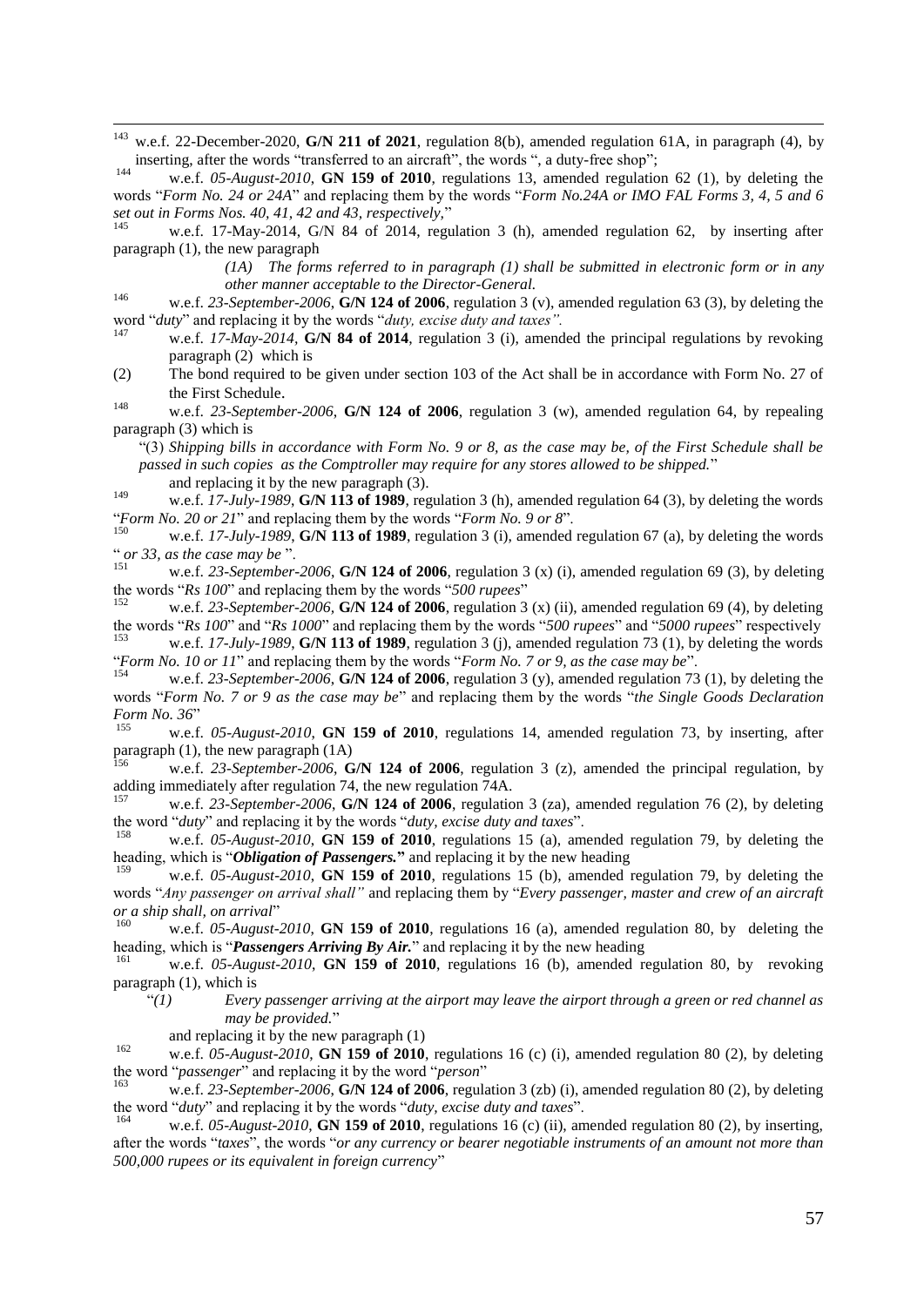[143] w.e.f. 22-December-2020, **G/N 211 of 2021**, regulation 8(b), amended regulation 61A, in paragraph (4), by inserting, after the words "transferred to an aircraft", the words ", a duty-free shop";

[144] w.e.f. *05-August-2010*, **GN 159 of 2010**, regulations 13, amended regulation 62 (1), by deleting the words "*Form No. 24 or 24A*" and replacing them by the words "*Form No.24A or IMO FAL Forms 3, 4, 5 and 6 set out in Forms Nos. 40, 41, 42 and 43, respectively,*"

[145] w.e.f. 17-May-2014, G/N 84 of 2014, regulation 3 (h), amended regulation 62, by inserting after paragraph (1), the new paragraph

> *(1A) The forms referred to in paragraph (1) shall be submitted in electronic form or in any other manner acceptable to the Director-General.*

[146] w.e.f. *23-September-2006*, **G/N 124 of 2006**, regulation 3 (v), amended regulation 63 (3), by deleting the word "*duty*" and replacing it by the words "*duty, excise duty and taxes".*

[147] w.e.f. *17-May-2014*, **G/N 84 of 2014**, regulation 3 (i), amended the principal regulations by revoking paragraph (2) which is

(2) The bond required to be given under section 103 of the Act shall be in accordance with Form No. 27 of the First Schedule.

[148] w.e.f. *23-September-2006*, **G/N 124 of 2006**, regulation 3 (w), amended regulation 64, by repealing paragraph (3) which is

"(3) *Shipping bills in accordance with Form No. 9 or 8, as the case may be, of the First Schedule shall be passed in such copies as the Comptroller may require for any stores allowed to be shipped.*"

and replacing it by the new paragraph (3).

[149] w.e.f. *17-July-1989*, **G/N 113 of 1989**, regulation 3 (h), amended regulation 64 (3), by deleting the words "*Form No. 20 or 21*" and replacing them by the words "*Form No. 9 or 8*".

[150] w.e.f. *17-July-1989*, **G/N 113 of 1989**, regulation 3 (i), amended regulation 67 (a), by deleting the words "*or 33, as the case may be* ".

[151] w.e.f. *23-September-2006*, **G/N 124 of 2006**, regulation 3 (x) (i), amended regulation 69 (3), by deleting the words "*Rs 100*" and replacing them by the words "*500 rupees*"

[152] w.e.f. *23-September-2006*, **G/N 124 of 2006**, regulation 3 (x) (ii), amended regulation 69 (4), by deleting the words "*Rs 100*" and "*Rs 1000*" and replacing them by the words "*500 rupees*" and "*5000 rupees*" respectively

[153] w.e.f. *17-July-1989*, **G/N 113 of 1989**, regulation 3 (j), amended regulation 73 (1), by deleting the words "*Form No. 10 or 11*" and replacing them by the words "*Form No. 7 or 9, as the case may be*".

[154] w.e.f. *23-September-2006*, **G/N 124 of 2006**, regulation 3 (y), amended regulation 73 (1), by deleting the words "*Form No. 7 or 9 as the case may be*" and replacing them by the words "*the Single Goods Declaration Form No. 36*"

[155] w.e.f. *05-August-2010*, **GN 159 of 2010**, regulations 14, amended regulation 73, by inserting, after paragraph (1), the new paragraph (1A)

[156] w.e.f. *23-September-2006*, **G/N 124 of 2006**, regulation 3 (z), amended the principal regulation, by adding immediately after regulation 74, the new regulation 74A.

[157] w.e.f. *23-September-2006*, **G/N 124 of 2006**, regulation 3 (za), amended regulation 76 (2), by deleting the word "*duty*" and replacing it by the words "*duty, excise duty and taxes*".

[158] w.e.f. *05-August-2010*, **GN 159 of 2010**, regulations 15 (a), amended regulation 79, by deleting the heading, which is "***Obligation of Passengers.***" and replacing it by the new heading

[159] w.e.f. *05-August-2010*, **GN 159 of 2010**, regulations 15 (b), amended regulation 79, by deleting the words "*Any passenger on arrival shall"* and replacing them by "*Every passenger, master and crew of an aircraft or a ship shall, on arrival*"

[160] w.e.f. *05-August-2010*, **GN 159 of 2010**, regulations 16 (a), amended regulation 80, by deleting the heading, which is "***Passengers Arriving By Air.***" and replacing it by the new heading

[161] w.e.f. *05-August-2010*, **GN 159 of 2010**, regulations 16 (b), amended regulation 80, by revoking paragraph (1), which is

"*(1) Every passenger arriving at the airport may leave the airport through a green or red channel as may be provided.*"

and replacing it by the new paragraph (1)

[162] w.e.f. *05-August-2010*, **GN 159 of 2010**, regulations 16 (c) (i), amended regulation 80 (2), by deleting the word "*passenger*" and replacing it by the word "*person*"

[163] w.e.f. *23-September-2006*, **G/N 124 of 2006**, regulation 3 (zb) (i), amended regulation 80 (2), by deleting the word "*duty*" and replacing it by the words "*duty, excise duty and taxes*".

[164] w.e.f. *05-August-2010*, **GN 159 of 2010**, regulations 16 (c) (ii), amended regulation 80 (2), by inserting, after the words "*taxes*", the words "*or any currency or bearer negotiable instruments of an amount not more than 500,000 rupees or its equivalent in foreign currency*"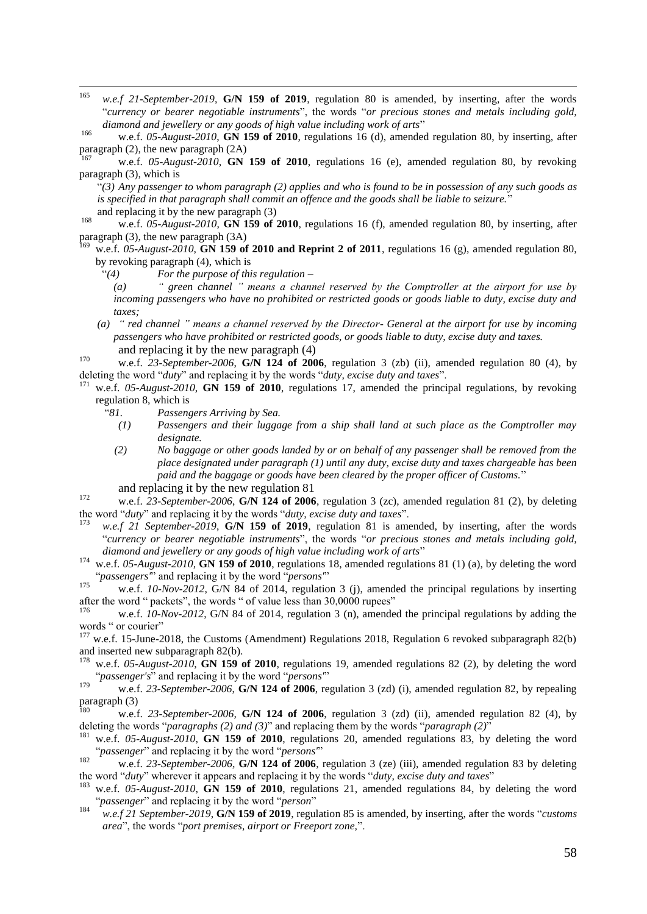[165] *w.e.f 21-September-2019*, **G/N 159 of 2019**, regulation 80 is amended, by inserting, after the words "*currency or bearer negotiable instruments*", the words "*or precious stones and metals including gold, diamond and jewellery or any goods of high value including work of arts*"

[166] w.e.f. *05-August-2010*, **GN 159 of 2010**, regulations 16 (d), amended regulation 80, by inserting, after paragraph (2), the new paragraph (2A)

[167] w.e.f. *05-August-2010*, **GN 159 of 2010**, regulations 16 (e), amended regulation 80, by revoking paragraph (3), which is

"*(3) Any passenger to whom paragraph (2) applies and who is found to be in possession of any such goods as is specified in that paragraph shall commit an offence and the goods shall be liable to seizure.*"

and replacing it by the new paragraph (3)

[168] w.e.f. *05-August-2010*, **GN 159 of 2010**, regulations 16 (f), amended regulation 80, by inserting, after paragraph (3), the new paragraph (3A)

[169] w.e.f. *05-August-2010*, **GN 159 of 2010 and Reprint 2 of 2011**, regulations 16 (g), amended regulation 80, by revoking paragraph (4), which is

"*(4) For the purpose of this regulation –*

*(a) " green channel " means a channel reserved by the Comptroller at the airport for use by incoming passengers who have no prohibited or restricted goods or goods liable to duty, excise duty and taxes;*

*(a) " red channel " means a channel reserved by the Director- General at the airport for use by incoming passengers who have prohibited or restricted goods, or goods liable to duty, excise duty and taxes.*

and replacing it by the new paragraph (4)

[170] w.e.f. *23-September-2006*, **G/N 124 of 2006**, regulation 3 (zb) (ii), amended regulation 80 (4), by deleting the word "*duty*" and replacing it by the words "*duty, excise duty and taxes*".

[171] w.e.f. *05-August-2010*, **GN 159 of 2010**, regulations 17, amended the principal regulations, by revoking regulation 8, which is

"*81. Passengers Arriving by Sea.*

*(1) Passengers and their luggage from a ship shall land at such place as the Comptroller may designate.*

*(2) No baggage or other goods landed by or on behalf of any passenger shall be removed from the place designated under paragraph (1) until any duty, excise duty and taxes chargeable has been paid and the baggage or goods have been cleared by the proper officer of Customs.*"

and replacing it by the new regulation 81

[172] w.e.f. *23-September-2006*, **G/N 124 of 2006**, regulation 3 (zc), amended regulation 81 (2), by deleting the word "*duty*" and replacing it by the words "*duty, excise duty and taxes*".

[173] *w.e.f 21 September-2019*, **G/N 159 of 2019**, regulation 81 is amended, by inserting, after the words "*currency or bearer negotiable instruments*", the words "*or precious stones and metals including gold, diamond and jewellery or any goods of high value including work of arts*"

[174] w.e.f. *05-August-2010*, **GN 159 of 2010**, regulations 18, amended regulations 81 (1) (a), by deleting the word "*passengers*" and replacing it by the word "*persons*"

[175] w.e.f. *10-Nov-2012*, G/N 84 of 2014, regulation 3 (j), amended the principal regulations by inserting after the word " packets", the words " of value less than 30,0000 rupees"

[176] w.e.f. *10-Nov-2012*, G/N 84 of 2014, regulation 3 (n), amended the principal regulations by adding the words " or courier"

[177] w.e.f. 15-June-2018, the Customs (Amendment) Regulations 2018, Regulation 6 revoked subparagraph 82(b) and inserted new subparagraph 82(b).

[178] w.e.f. *05-August-2010*, **GN 159 of 2010**, regulations 19, amended regulations 82 (2), by deleting the word "*passenger's*" and replacing it by the word "*persons*"

[179] w.e.f. *23-September-2006*, **G/N 124 of 2006**, regulation 3 (zd) (i), amended regulation 82, by repealing paragraph (3)

[180] w.e.f. *23-September-2006*, **G/N 124 of 2006**, regulation 3 (zd) (ii), amended regulation 82 (4), by deleting the words "*paragraphs (2) and (3)*" and replacing them by the words "*paragraph (2)*"

[181] w.e.f. *05-August-2010*, **GN 159 of 2010**, regulations 20, amended regulations 83, by deleting the word "*passenger*" and replacing it by the word "*persons*"

[182] w.e.f. *23-September-2006*, **G/N 124 of 2006**, regulation 3 (ze) (iii), amended regulation 83 by deleting the word "*duty*" wherever it appears and replacing it by the words "*duty, excise duty and taxes*"

[183] w.e.f. *05-August-2010*, **GN 159 of 2010**, regulations 21, amended regulations 84, by deleting the word "*passenger*" and replacing it by the word "*person*"

[184] *w.e.f 21 September-2019*, **G/N 159 of 2019**, regulation 85 is amended, by inserting, after the words "*customs area*", the words "*port premises, airport or Freeport zone,*".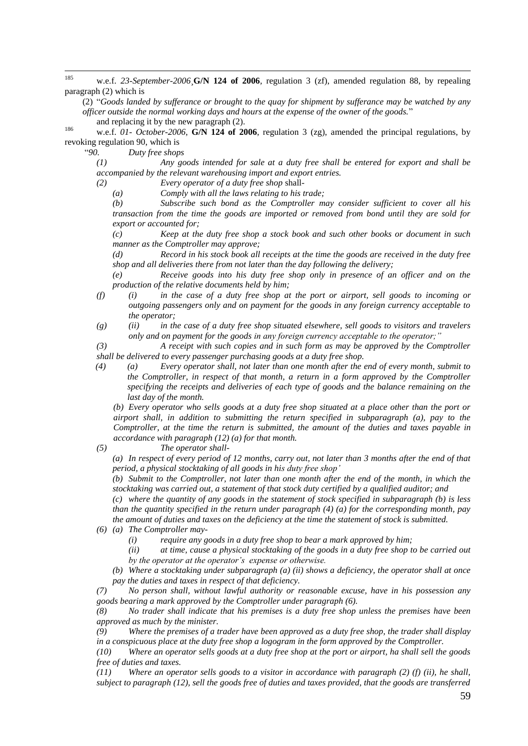[185] w.e.f. *23-September-2006*¸**G/N 124 of 2006**, regulation 3 (zf), amended regulation 88, by repealing paragraph (2) which is

(2) "*Goods landed by sufferance or brought to the quay for shipment by sufferance may be watched by any officer outside the normal working days and hours at the expense of the owner of the goods.*"

and replacing it by the new paragraph (2).

[186] w.e.f. *01- October-2006*, **G/N 124 of 2006**, regulation 3 (zg), amended the principal regulations, by revoking regulation 90, which is

"*90. Duty free shops*

*(1) Any goods intended for sale at a duty free shall be entered for export and shall be accompanied by the relevant warehousing import and export entries.*

*(2) Every operator of a duty free shop* shall-

*(a) Comply with all the laws relating to his trade;*

*(b) Subscribe such bond as the Comptroller may consider sufficient to cover all his transaction from the time the goods are imported or removed from bond until they are sold for export or accounted for;*

*(c) Keep at the duty free shop a stock book and such other books or document in such manner as the Comptroller may approve;*

*(d) Record in his stock book all receipts at the time the goods are received in the duty free shop and all deliveries there from not later than the day following the delivery;*

*(e) Receive goods into his duty free shop only in presence of an officer and on the production of the relative documents held by him;*

*(f) (i) in the case of a duty free shop at the port or airport, sell goods to incoming or outgoing passengers only and on payment for the goods in any foreign currency acceptable to the operator;*

*(g) (ii) in the case of a duty free shop situated elsewhere, sell goods to visitors and travelers only and on payment for the goods in any foreign currency acceptable to the operator;"*

*(3) A receipt with such copies and in such form as may be approved by the Comptroller shall be delivered to every passenger purchasing goods at a duty free shop.*

*(4) (a) Every operator shall, not later than one month after the end of every month, submit to the Comptroller, in respect of that month, a return in a form approved by the Comptroller specifying the receipts and deliveries of each type of goods and the balance remaining on the last day of the month.*

*(b) Every operator who sells goods at a duty free shop situated at a place other than the port or airport shall, in addition to submitting the return specified in subparagraph (a), pay to the Comptroller, at the time the return is submitted, the amount of the duties and taxes payable in accordance with paragraph (12) (a) for that month.*

*(5) The operator shall-*

*(a) In respect of every period of 12 months, carry out, not later than 3 months after the end of that period, a physical stocktaking of all goods in his duty free shop'*

*(b) Submit to the Comptroller, not later than one month after the end of the month, in which the stocktaking was carried out, a statement of that stock duty certified by a qualified auditor; and*

*(c) where the quantity of any goods in the statement of stock specified in subparagraph (b) is less than the quantity specified in the return under paragraph (4) (a) for the corresponding month, pay the amount of duties and taxes on the deficiency at the time the statement of stock is submitted.*

*(6) (a) The Comptroller may-*

*(i) require any goods in a duty free shop to bear a mark approved by him;*

*(ii) at time, cause a physical stocktaking of the goods in a duty free shop to be carried out by the operator at the operator's expense or otherwise.*

*(b) Where a stocktaking under subparagraph (a) (ii) shows a deficiency, the operator shall at once pay the duties and taxes in respect of that deficiency.*

*(7) No person shall, without lawful authority or reasonable excuse, have in his possession any goods bearing a mark approved by the Comptroller under paragraph (6).*

*(8) No trader shall indicate that his premises is a duty free shop unless the premises have been approved as much by the minister.*

*(9) Where the premises of a trader have been approved as a duty free shop, the trader shall display in a conspicuous place at the duty free shop a logogram in the form approved by the Comptroller.*

*(10) Where an operator sells goods at a duty free shop at the port or airport, ha shall sell the goods free of duties and taxes.*

*(11) Where an operator sells goods to a visitor in accordance with paragraph (2) (f) (ii), he shall, subject to paragraph (12), sell the goods free of duties and taxes provided, that the goods are transferred*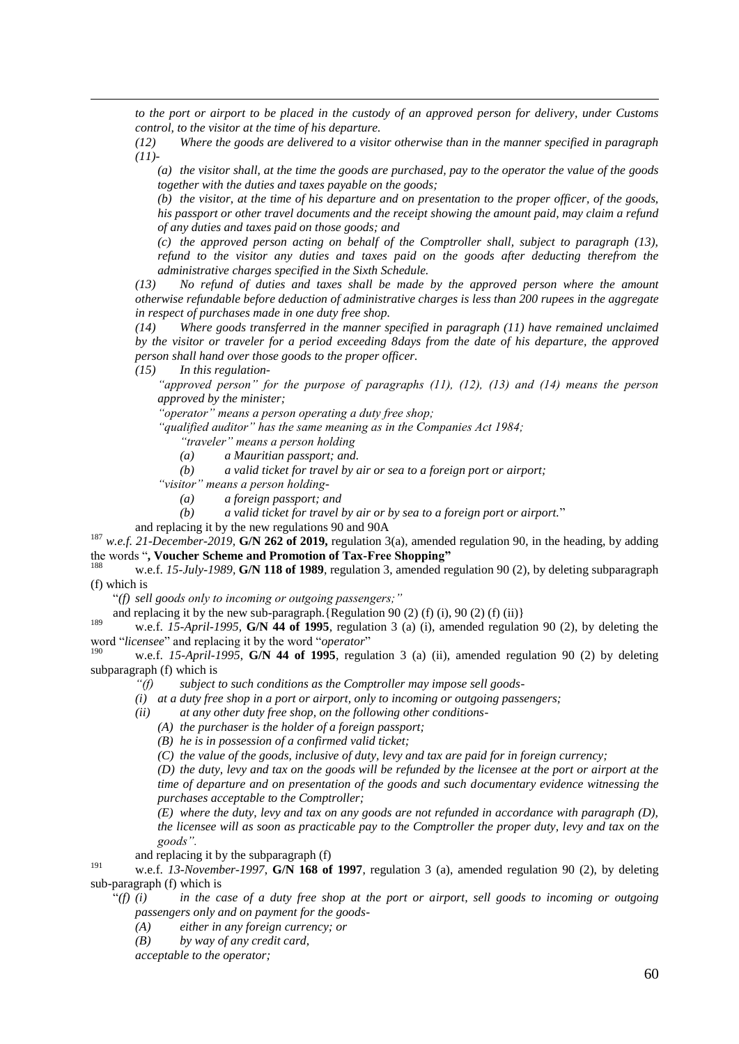*to the port or airport to be placed in the custody of an approved person for delivery, under Customs control, to the visitor at the time of his departure.*

*(12) Where the goods are delivered to a visitor otherwise than in the manner specified in paragraph (11)-*

*(a) the visitor shall, at the time the goods are purchased, pay to the operator the value of the goods together with the duties and taxes payable on the goods;*

*(b) the visitor, at the time of his departure and on presentation to the proper officer, of the goods, his passport or other travel documents and the receipt showing the amount paid, may claim a refund of any duties and taxes paid on those goods; and*

*(c) the approved person acting on behalf of the Comptroller shall, subject to paragraph (13), refund to the visitor any duties and taxes paid on the goods after deducting therefrom the administrative charges specified in the Sixth Schedule.*

*(13) No refund of duties and taxes shall be made by the approved person where the amount otherwise refundable before deduction of administrative charges is less than 200 rupees in the aggregate in respect of purchases made in one duty free shop.*

*(14) Where goods transferred in the manner specified in paragraph (11) have remained unclaimed by the visitor or traveler for a period exceeding 8days from the date of his departure, the approved person shall hand over those goods to the proper officer.*

*(15) In this regulation-*

*"approved person" for the purpose of paragraphs (11), (12), (13) and (14) means the person approved by the minister;*

*"operator" means a person operating a duty free shop;*

*"qualified auditor" has the same meaning as in the Companies Act 1984;*

*"traveler" means a person holding*

*(a) a Mauritian passport; and.*

*(b) a valid ticket for travel by air or sea to a foreign port or airport;*

*"visitor" means a person holding-*

*(a) a foreign passport; and*

*(b) a valid ticket for travel by air or by sea to a foreign port or airport.*"

and replacing it by the new regulations 90 and 90A

[187] *w.e.f. 21-December-2019*, **G/N 262 of 2019,** regulation 3(a), amended regulation 90, in the heading, by adding the words "**, Voucher Scheme and Promotion of Tax-Free Shopping"**

[188] w.e.f. *15-July-1989*, **G/N 118 of 1989**, regulation 3, amended regulation 90 (2), by deleting subparagraph (f) which is

"*(f) sell goods only to incoming or outgoing passengers;"*

and replacing it by the new sub-paragraph.{Regulation 90 (2) (f) (i), 90 (2) (f) (ii)}

[189] w.e.f. *15-April-1995,* **G/N 44 of 1995**, regulation 3 (a) (i), amended regulation 90 (2), by deleting the word "*licensee*" and replacing it by the word "*operator*"

[190] w.e.f. *15-April-1995*, **G/N 44 of 1995**, regulation 3 (a) (ii), amended regulation 90 (2) by deleting subparagraph (f) which is

*"(f) subject to such conditions as the Comptroller may impose sell goods-*

*(i) at a duty free shop in a port or airport, only to incoming or outgoing passengers;*

*(ii) at any other duty free shop, on the following other conditions-*

*(A) the purchaser is the holder of a foreign passport;*

*(B) he is in possession of a confirmed valid ticket;*

*(C) the value of the goods, inclusive of duty, levy and tax are paid for in foreign currency;*

*(D) the duty, levy and tax on the goods will be refunded by the licensee at the port or airport at the time of departure and on presentation of the goods and such documentary evidence witnessing the purchases acceptable to the Comptroller;*

*(E) where the duty, levy and tax on any goods are not refunded in accordance with paragraph (D), the licensee will as soon as practicable pay to the Comptroller the proper duty, levy and tax on the goods".*

and replacing it by the subparagraph (f)

[191] w.e.f. *13-November-1997*, **G/N 168 of 1997**, regulation 3 (a), amended regulation 90 (2), by deleting sub-paragraph (f) which is

"*(f) (i) in the case of a duty free shop at the port or airport, sell goods to incoming or outgoing passengers only and on payment for the goods-*

*(A) either in any foreign currency; or*

*(B) by way of any credit card,*

*acceptable to the operator;*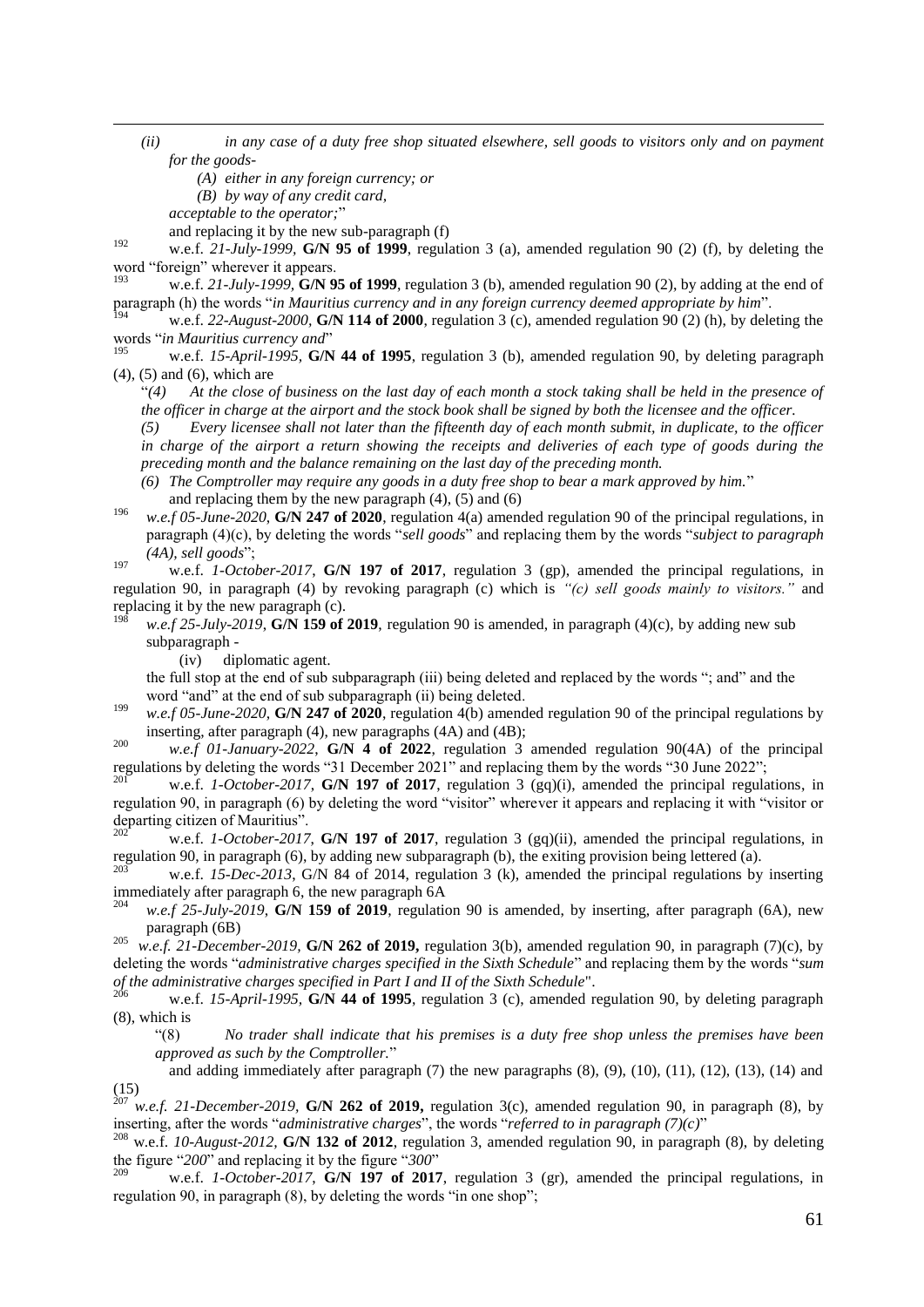*(ii) in any case of a duty free shop situated elsewhere, sell goods to visitors only and on payment for the goods-*

*(A) either in any foreign currency; or*

*(B) by way of any credit card,*

*acceptable to the operator;*"

and replacing it by the new sub-paragraph (f)

[192] w.e.f. *21-July-1999*, **G/N 95 of 1999**, regulation 3 (a), amended regulation 90 (2) (f), by deleting the word "foreign" wherever it appears.

[193] w.e.f. *21-July-1999*, **G/N 95 of 1999**, regulation 3 (b), amended regulation 90 (2), by adding at the end of paragraph (h) the words "*in Mauritius currency and in any foreign currency deemed appropriate by him*".

[194] w.e.f. *22-August-2000*, **G/N 114 of 2000**, regulation 3 (c), amended regulation 90 (2) (h), by deleting the words "*in Mauritius currency and*"

[195] w.e.f. *15-April-1995*, **G/N 44 of 1995**, regulation 3 (b), amended regulation 90, by deleting paragraph (4), (5) and (6), which are

"*(4) At the close of business on the last day of each month a stock taking shall be held in the presence of the officer in charge at the airport and the stock book shall be signed by both the licensee and the officer.*

*(5) Every licensee shall not later than the fifteenth day of each month submit, in duplicate, to the officer in charge of the airport a return showing the receipts and deliveries of each type of goods during the preceding month and the balance remaining on the last day of the preceding month.*

*(6) The Comptroller may require any goods in a duty free shop to bear a mark approved by him.*"

and replacing them by the new paragraph (4), (5) and (6)

[196] *w.e.f 05-June-2020*, **G/N 247 of 2020**, regulation 4(a) amended regulation 90 of the principal regulations, in paragraph (4)(c), by deleting the words "*sell goods*" and replacing them by the words "*subject to paragraph (4A), sell goods*";

[197] w.e.f. *1-October-2017*, **G/N 197 of 2017**, regulation 3 (gp), amended the principal regulations, in regulation 90, in paragraph (4) by revoking paragraph (c) which is *"(c) sell goods mainly to visitors."* and replacing it by the new paragraph (c).

[198] *w.e.f 25-July-2019*, **G/N 159 of 2019**, regulation 90 is amended, in paragraph (4)(c), by adding new sub subparagraph -

(iv) diplomatic agent.

the full stop at the end of sub subparagraph (iii) being deleted and replaced by the words "; and" and the word "and" at the end of sub subparagraph (ii) being deleted.

[199] *w.e.f 05-June-2020*, **G/N 247 of 2020**, regulation 4(b) amended regulation 90 of the principal regulations by inserting, after paragraph (4), new paragraphs (4A) and (4B);

[200] *w.e.f 01-January-2022*, **G/N 4 of 2022**, regulation 3 amended regulation 90(4A) of the principal regulations by deleting the words "31 December 2021" and replacing them by the words "30 June 2022";

[201] w.e.f. *1-October-2017*, **G/N 197 of 2017**, regulation 3 (gq)(i), amended the principal regulations, in regulation 90, in paragraph (6) by deleting the word "visitor" wherever it appears and replacing it with "visitor or departing citizen of Mauritius".

[202] w.e.f. *1-October-2017*, **G/N 197 of 2017**, regulation 3 (gq)(ii), amended the principal regulations, in regulation 90, in paragraph (6), by adding new subparagraph (b), the exiting provision being lettered (a).

[203] w.e.f. *15-Dec-2013*, G/N 84 of 2014, regulation 3 (k), amended the principal regulations by inserting immediately after paragraph 6, the new paragraph 6A

[204] *w.e.f 25-July-2019*, **G/N 159 of 2019**, regulation 90 is amended, by inserting, after paragraph (6A), new paragraph (6B)

[205] *w.e.f. 21-December-2019*, **G/N 262 of 2019,** regulation 3(b), amended regulation 90, in paragraph (7)(c), by deleting the words "*administrative charges specified in the Sixth Schedule*" and replacing them by the words "*sum of the administrative charges specified in Part I and II of the Sixth Schedule*".

[206] w.e.f. *15-April-1995*, **G/N 44 of 1995**, regulation 3 (c), amended regulation 90, by deleting paragraph (8), which is

"(8) *No trader shall indicate that his premises is a duty free shop unless the premises have been approved as such by the Comptroller.*"

and adding immediately after paragraph (7) the new paragraphs (8), (9), (10), (11), (12), (13), (14) and (15)

[207] *w.e.f. 21-December-2019*, **G/N 262 of 2019,** regulation 3(c), amended regulation 90, in paragraph (8), by inserting, after the words "*administrative charges*", the words "*referred to in paragraph (7)(c)*"

[208] w.e.f. *10-August-2012*, **G/N 132 of 2012**, regulation 3, amended regulation 90, in paragraph (8), by deleting the figure "*200*" and replacing it by the figure "*300*"

[209] w.e.f. *1-October-2017*, **G/N 197 of 2017**, regulation 3 (gr), amended the principal regulations, in regulation 90, in paragraph (8), by deleting the words "in one shop";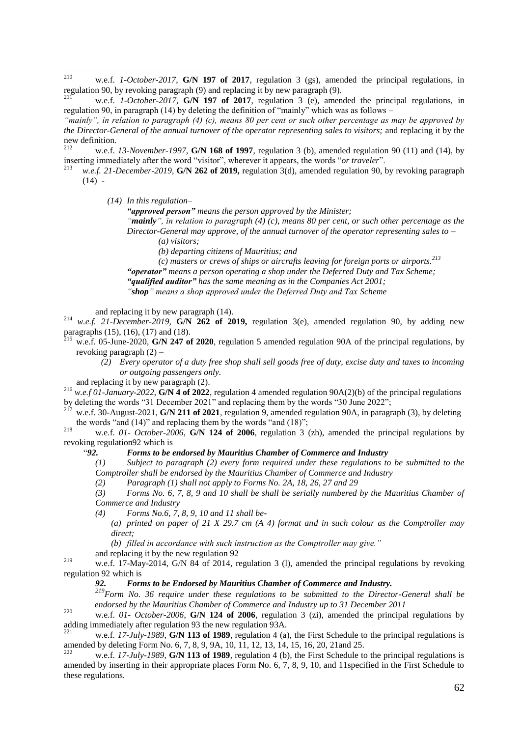[210] w.e.f. *1-October-2017*, **G/N 197 of 2017**, regulation 3 (gs), amended the principal regulations, in regulation 90, by revoking paragraph (9) and replacing it by new paragraph (9).

[211] w.e.f. *1-October-2017*, **G/N 197 of 2017**, regulation 3 (e), amended the principal regulations, in regulation 90, in paragraph (14) by deleting the definition of "mainly" which was as follows –

*"mainly", in relation to paragraph (4) (c), means 80 per cent or such other percentage as may be approved by the Director-General of the annual turnover of the operator representing sales to visitors;* and replacing it by the new definition.

[212] w.e.f. *13-November-1997*, **G/N 168 of 1997**, regulation 3 (b), amended regulation 90 (11) and (14), by inserting immediately after the word "visitor", wherever it appears, the words "*or traveler*".

[213] *w.e.f. 21-December-2019*, **G/N 262 of 2019,** regulation 3(d), amended regulation 90, by revoking paragraph (14) -

> *(14) In this regulation–*
>
> ***"approved person"*** *means the person approved by the Minister;*
>
> *"**mainly**", in relation to paragraph (4) (c), means 80 per cent, or such other percentage as the Director-General may approve, of the annual turnover of the operator representing sales to –*
>
> *(a) visitors;*
>
> *(b) departing citizens of Mauritius; and*
>
> *(c) masters or crews of ships or aircrafts leaving for foreign ports or airports.[213]*
>
> ***"operator"*** *means a person operating a shop under the Deferred Duty and Tax Scheme;*
>
> ***"qualified auditor"*** *has the same meaning as in the Companies Act 2001;*
>
> *"**shop**" means a shop approved under the Deferred Duty and Tax Scheme*

and replacing it by new paragraph (14).

[214] *w.e.f. 21-December-2019*, **G/N 262 of 2019,** regulation 3(e), amended regulation 90, by adding new paragraphs (15), (16), (17) and (18).

[215] w.e.f. 05-June-2020, **G/N 247 of 2020**, regulation 5 amended regulation 90A of the principal regulations, by revoking paragraph (2) –

> *(2) Every operator of a duty free shop shall sell goods free of duty, excise duty and taxes to incoming or outgoing passengers only.*

and replacing it by new paragraph (2).

[216] *w.e.f 01-January-2022*, **G/N 4 of 2022**, regulation 4 amended regulation 90A(2)(b) of the principal regulations by deleting the words "31 December 2021" and replacing them by the words "30 June 2022";

[217] w.e.f. 30-August-2021, **G/N 211 of 2021**, regulation 9, amended regulation 90A, in paragraph (3), by deleting the words "and (14)" and replacing them by the words "and (18)";

[218] w.e.f. *01- October-2006*, **G/N 124 of 2006**, regulation 3 (zh), amended the principal regulations by revoking regulation92 which is

> "***92. Forms to be endorsed by Mauritius Chamber of Commerce and Industry***
>
> *(1) Subject to paragraph (2) every form required under these regulations to be submitted to the Comptroller shall be endorsed by the Mauritius Chamber of Commerce and Industry*
>
> *(2) Paragraph (1) shall not apply to Forms No. 2A, 18, 26, 27 and 29*
>
> *(3) Forms No. 6, 7, 8, 9 and 10 shall be shall be serially numbered by the Mauritius Chamber of Commerce and Industry*
>
> *(4) Forms No.6, 7, 8, 9, 10 and 11 shall be-*
>
> *(a) printed on paper of 21 X 29.7 cm (A 4) format and in such colour as the Comptroller may direct;*
>
> *(b) filled in accordance with such instruction as the Comptroller may give."*

and replacing it by the new regulation 92

[219] w.e.f. 17-May-2014, G/N 84 of 2014, regulation 3 (l), amended the principal regulations by revoking regulation 92 which is

> ***92. Forms to be Endorsed by Mauritius Chamber of Commerce and Industry.***
>
> *[219]Form No. 36 require under these regulations to be submitted to the Director-General shall be endorsed by the Mauritius Chamber of Commerce and Industry up to 31 December 2011*

[220] w.e.f. *01- October-2006*, **G/N 124 of 2006**, regulation 3 (zi), amended the principal regulations by adding immediately after regulation 93 the new regulation 93A.

[221] w.e.f. *17-July-1989*, **G/N 113 of 1989**, regulation 4 (a), the First Schedule to the principal regulations is amended by deleting Form No. 6, 7, 8, 9, 9A, 10, 11, 12, 13, 14, 15, 16, 20, 21and 25.

[222] w.e.f. *17-July-1989*, **G/N 113 of 1989**, regulation 4 (b), the First Schedule to the principal regulations is amended by inserting in their appropriate places Form No. 6, 7, 8, 9, 10, and 11specified in the First Schedule to these regulations.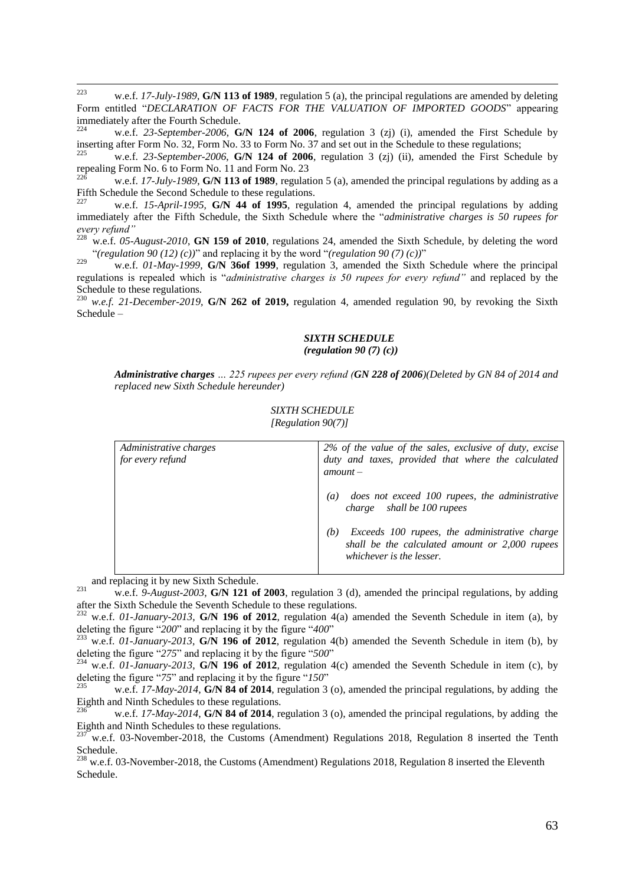[223] w.e.f. *17-July-1989*, **G/N 113 of 1989**, regulation 5 (a), the principal regulations are amended by deleting Form entitled "*DECLARATION OF FACTS FOR THE VALUATION OF IMPORTED GOODS*" appearing immediately after the Fourth Schedule.

[224] w.e.f. *23-September-2006*, **G/N 124 of 2006**, regulation 3 (zj) (i), amended the First Schedule by inserting after Form No. 32, Form No. 33 to Form No. 37 and set out in the Schedule to these regulations;

[225] w.e.f. *23-September-2006*, **G/N 124 of 2006**, regulation 3 (zj) (ii), amended the First Schedule by repealing Form No. 6 to Form No. 11 and Form No. 23

[226] w.e.f. *17-July-1989*, **G/N 113 of 1989**, regulation 5 (a), amended the principal regulations by adding as a Fifth Schedule the Second Schedule to these regulations.

[227] w.e.f. *15-April-1995,* **G/N 44 of 1995**, regulation 4, amended the principal regulations by adding immediately after the Fifth Schedule, the Sixth Schedule where the "*administrative charges is 50 rupees for every refund"*

[228] w.e.f. *05-August-2010*, **GN 159 of 2010**, regulations 24, amended the Sixth Schedule, by deleting the word "*(regulation 90 (12) (c))*" and replacing it by the word "*(regulation 90 (7) (c))*"

[229] w.e.f. *01-May-1999*, **G/N 36of 1999**, regulation 3, amended the Sixth Schedule where the principal regulations is repealed which is "*administrative charges is 50 rupees for every refund"* and replaced by the Schedule to these regulations.

[230] *w.e.f. 21-December-2019,* **G/N 262 of 2019,** regulation 4, amended regulation 90, by revoking the Sixth Schedule –

***SIXTH SCHEDULE***
***(regulation 90 (7) (c))***

***Administrative charges** … 225 rupees per every refund (**GN 228 of 2006**)(Deleted by GN 84 of 2014 and replaced new Sixth Schedule hereunder)*

*SIXTH SCHEDULE*
*[Regulation 90(7)]*

| | |
|---|---|
| *Administrative charges for every refund* | *2% of the value of the sales, exclusive of duty, excise duty and taxes, provided that where the calculated amount –* <br> *(a) does not exceed 100 rupees, the administrative charge shall be 100 rupees* <br> *(b) Exceeds 100 rupees, the administrative charge shall be the calculated amount or 2,000 rupees whichever is the lesser.* |

and replacing it by new Sixth Schedule.

[231] w.e.f. *9-August-2003*, **G/N 121 of 2003**, regulation 3 (d), amended the principal regulations, by adding after the Sixth Schedule the Seventh Schedule to these regulations.

[232] w.e.f. *01-January-2013*, **G/N 196 of 2012**, regulation 4(a) amended the Seventh Schedule in item (a), by deleting the figure "*200*" and replacing it by the figure "*400*"

[233] w.e.f. *01-January-2013*, **G/N 196 of 2012**, regulation 4(b) amended the Seventh Schedule in item (b), by deleting the figure "*275*" and replacing it by the figure "*500*"

[234] w.e.f. *01-January-2013*, **G/N 196 of 2012**, regulation 4(c) amended the Seventh Schedule in item (c), by deleting the figure "*75*" and replacing it by the figure "*150*"

[235] w.e.f. *17-May-2014*, **G/N 84 of 2014**, regulation 3 (o), amended the principal regulations, by adding the Eighth and Ninth Schedules to these regulations.

[236] w.e.f. *17-May-2014*, **G/N 84 of 2014**, regulation 3 (o), amended the principal regulations, by adding the Eighth and Ninth Schedules to these regulations.

[237] w.e.f. 03-November-2018, the Customs (Amendment) Regulations 2018, Regulation 8 inserted the Tenth Schedule.

[238] w.e.f. 03-November-2018, the Customs (Amendment) Regulations 2018, Regulation 8 inserted the Eleventh Schedule.